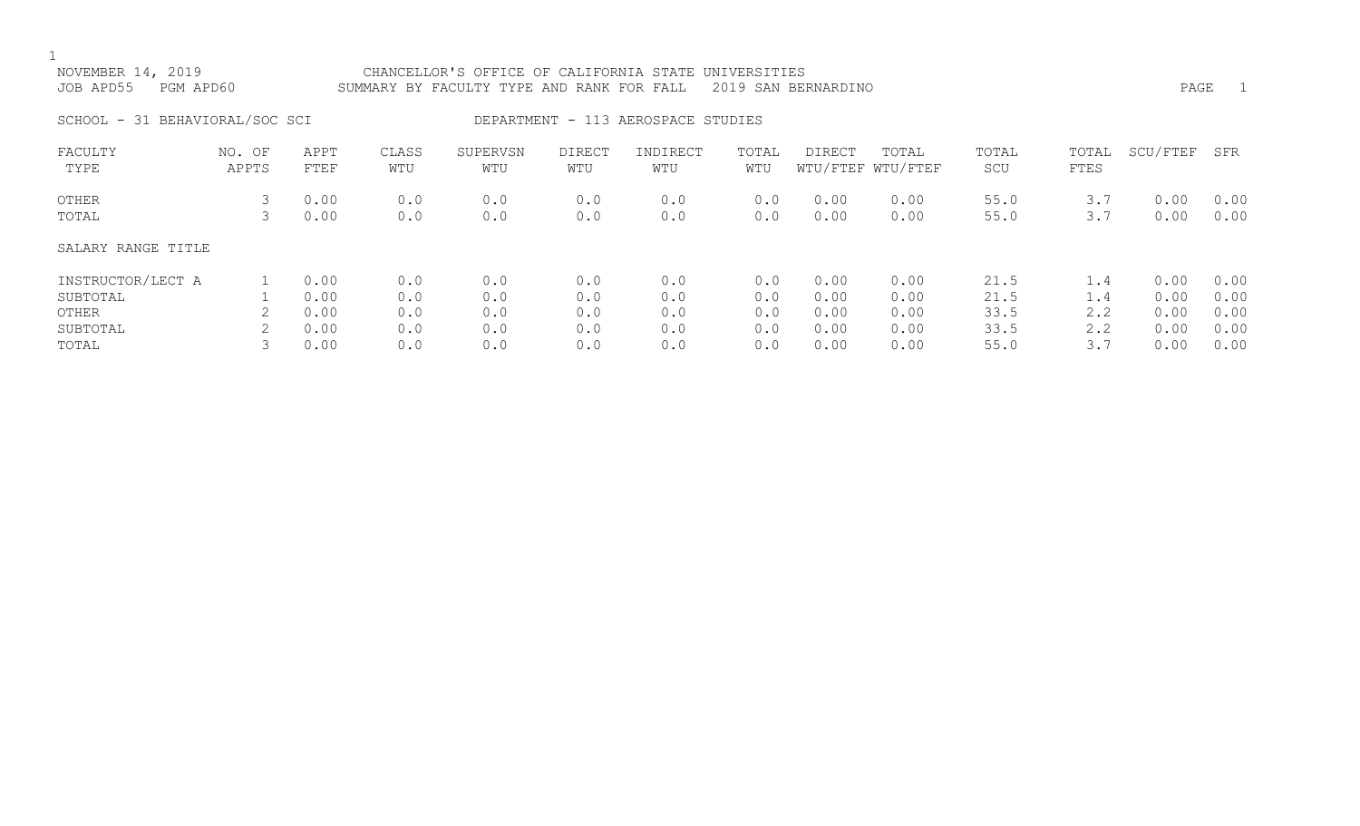NOVEMBER 14, 2019 CHANCELLOR'S OFFICE OF CALIFORNIA STATE UNIVERSITIES
JOB APD55 PGM APD60 SUMMARY BY FACULTY TYPE AND RANK FOR FALL 2019 SAN BERNARDINO

SCHOOL - 31 BEHAVIORAL/SOC SCI DEPARTMENT - 113 AEROSPACE STUDIES

| FACULTY TYPE | NO. OF APPTS | APPT FTEF | CLASS WTU | SUPERVSN WTU | DIRECT WTU | INDIRECT WTU | TOTAL WTU | DIRECT WTU/FTEF | TOTAL WTU/FTEF | TOTAL SCU | TOTAL FTES | SCU/FTEF | SFR |
|---|---|---|---|---|---|---|---|---|---|---|---|---|---|
| OTHER | 3 | 0.00 | 0.0 | 0.0 | 0.0 | 0.0 | 0.0 | 0.00 | 0.00 | 55.0 | 3.7 | 0.00 | 0.00 |
| TOTAL | 3 | 0.00 | 0.0 | 0.0 | 0.0 | 0.0 | 0.0 | 0.00 | 0.00 | 55.0 | 3.7 | 0.00 | 0.00 |
| SALARY RANGE TITLE | | | | | | | | | | | | | |
| INSTRUCTOR/LECT A | 1 | 0.00 | 0.0 | 0.0 | 0.0 | 0.0 | 0.0 | 0.00 | 0.00 | 21.5 | 1.4 | 0.00 | 0.00 |
| SUBTOTAL | 1 | 0.00 | 0.0 | 0.0 | 0.0 | 0.0 | 0.0 | 0.00 | 0.00 | 21.5 | 1.4 | 0.00 | 0.00 |
| OTHER | 2 | 0.00 | 0.0 | 0.0 | 0.0 | 0.0 | 0.0 | 0.00 | 0.00 | 33.5 | 2.2 | 0.00 | 0.00 |
| SUBTOTAL | 2 | 0.00 | 0.0 | 0.0 | 0.0 | 0.0 | 0.0 | 0.00 | 0.00 | 33.5 | 2.2 | 0.00 | 0.00 |
| TOTAL | 3 | 0.00 | 0.0 | 0.0 | 0.0 | 0.0 | 0.0 | 0.00 | 0.00 | 55.0 | 3.7 | 0.00 | 0.00 |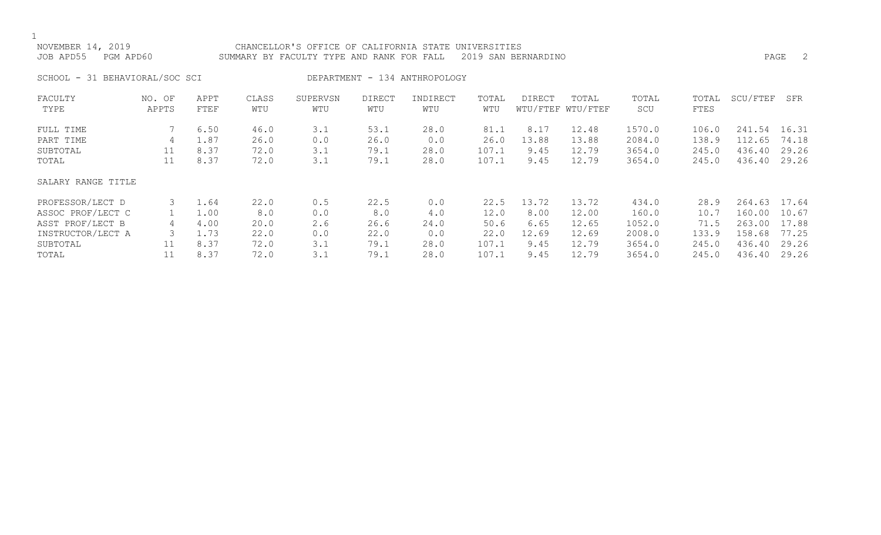CHANCELLOR'S OFFICE OF CALIFORNIA STATE UNIVERSITIES

SUMMARY BY FACULTY TYPE AND RANK FOR FALL 2019 SAN BERNARDINO

NOVEMBER 14, 2019

JOB APD55 PGM APD60

SCHOOL - 31 BEHAVIORAL/SOC SCI

DEPARTMENT - 134 ANTHROPOLOGY

| FACULTY TYPE | NO. OF APPTS | APPT FTEF | CLASS WTU | SUPERVSN WTU | DIRECT WTU | INDIRECT WTU | TOTAL WTU | DIRECT WTU/FTEF | TOTAL WTU/FTEF | TOTAL SCU | TOTAL FTES | SCU/FTEF | SFR |
|---|---|---|---|---|---|---|---|---|---|---|---|---|---|
| FULL TIME | 7 | 6.50 | 46.0 | 3.1 | 53.1 | 28.0 | 81.1 | 8.17 | 12.48 | 1570.0 | 106.0 | 241.54 | 16.31 |
| PART TIME | 4 | 1.87 | 26.0 | 0.0 | 26.0 | 0.0 | 26.0 | 13.88 | 13.88 | 2084.0 | 138.9 | 112.65 | 74.18 |
| SUBTOTAL | 11 | 8.37 | 72.0 | 3.1 | 79.1 | 28.0 | 107.1 | 9.45 | 12.79 | 3654.0 | 245.0 | 436.40 | 29.26 |
| TOTAL | 11 | 8.37 | 72.0 | 3.1 | 79.1 | 28.0 | 107.1 | 9.45 | 12.79 | 3654.0 | 245.0 | 436.40 | 29.26 |

SALARY RANGE TITLE

| SALARY RANGE TITLE | NO. OF APPTS | APPT FTEF | CLASS WTU | SUPERVSN WTU | DIRECT WTU | INDIRECT WTU | TOTAL WTU | DIRECT WTU/FTEF | TOTAL WTU/FTEF | TOTAL SCU | TOTAL FTES | SCU/FTEF | SFR |
|---|---|---|---|---|---|---|---|---|---|---|---|---|---|
| PROFESSOR/LECT D | 3 | 1.64 | 22.0 | 0.5 | 22.5 | 0.0 | 22.5 | 13.72 | 13.72 | 434.0 | 28.9 | 264.63 | 17.64 |
| ASSOC PROF/LECT C | 1 | 1.00 | 8.0 | 0.0 | 8.0 | 4.0 | 12.0 | 8.00 | 12.00 | 160.0 | 10.7 | 160.00 | 10.67 |
| ASST PROF/LECT B | 4 | 4.00 | 20.0 | 2.6 | 26.6 | 24.0 | 50.6 | 6.65 | 12.65 | 1052.0 | 71.5 | 263.00 | 17.88 |
| INSTRUCTOR/LECT A | 3 | 1.73 | 22.0 | 0.0 | 22.0 | 0.0 | 22.0 | 12.69 | 12.69 | 2008.0 | 133.9 | 158.68 | 77.25 |
| SUBTOTAL | 11 | 8.37 | 72.0 | 3.1 | 79.1 | 28.0 | 107.1 | 9.45 | 12.79 | 3654.0 | 245.0 | 436.40 | 29.26 |
| TOTAL | 11 | 8.37 | 72.0 | 3.1 | 79.1 | 28.0 | 107.1 | 9.45 | 12.79 | 3654.0 | 245.0 | 436.40 | 29.26 |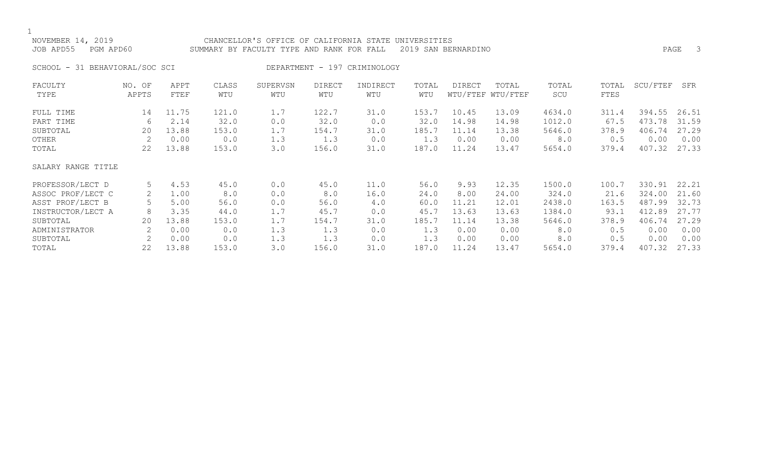NOVEMBER 14, 2019 CHANCELLOR'S OFFICE OF CALIFORNIA STATE UNIVERSITIES
JOB APD55 PGM APD60 SUMMARY BY FACULTY TYPE AND RANK FOR FALL 2019 SAN BERNARDINO

SCHOOL - 31 BEHAVIORAL/SOC SCI DEPARTMENT - 197 CRIMINOLOGY

| FACULTY TYPE | NO. OF APPTS | APPT FTEF | CLASS WTU | SUPERVSN WTU | DIRECT WTU | INDIRECT WTU | TOTAL WTU | DIRECT WTU/FTEF | TOTAL WTU/FTEF | TOTAL SCU | TOTAL FTES | SCU/FTEF | SFR |
|---|---|---|---|---|---|---|---|---|---|---|---|---|---|
| FULL TIME | 14 | 11.75 | 121.0 | 1.7 | 122.7 | 31.0 | 153.7 | 10.45 | 13.09 | 4634.0 | 311.4 | 394.55 | 26.51 |
| PART TIME | 6 | 2.14 | 32.0 | 0.0 | 32.0 | 0.0 | 32.0 | 14.98 | 14.98 | 1012.0 | 67.5 | 473.78 | 31.59 |
| SUBTOTAL | 20 | 13.88 | 153.0 | 1.7 | 154.7 | 31.0 | 185.7 | 11.14 | 13.38 | 5646.0 | 378.9 | 406.74 | 27.29 |
| OTHER | 2 | 0.00 | 0.0 | 1.3 | 1.3 | 0.0 | 1.3 | 0.00 | 0.00 | 8.0 | 0.5 | 0.00 | 0.00 |
| TOTAL | 22 | 13.88 | 153.0 | 3.0 | 156.0 | 31.0 | 187.0 | 11.24 | 13.47 | 5654.0 | 379.4 | 407.32 | 27.33 |
| **SALARY RANGE TITLE** | | | | | | | | | | | | | |
| PROFESSOR/LECT D | 5 | 4.53 | 45.0 | 0.0 | 45.0 | 11.0 | 56.0 | 9.93 | 12.35 | 1500.0 | 100.7 | 330.91 | 22.21 |
| ASSOC PROF/LECT C | 2 | 1.00 | 8.0 | 0.0 | 8.0 | 16.0 | 24.0 | 8.00 | 24.00 | 324.0 | 21.6 | 324.00 | 21.60 |
| ASST PROF/LECT B | 5 | 5.00 | 56.0 | 0.0 | 56.0 | 4.0 | 60.0 | 11.21 | 12.01 | 2438.0 | 163.5 | 487.99 | 32.73 |
| INSTRUCTOR/LECT A | 8 | 3.35 | 44.0 | 1.7 | 45.7 | 0.0 | 45.7 | 13.63 | 13.63 | 1384.0 | 93.1 | 412.89 | 27.77 |
| SUBTOTAL | 20 | 13.88 | 153.0 | 1.7 | 154.7 | 31.0 | 185.7 | 11.14 | 13.38 | 5646.0 | 378.9 | 406.74 | 27.29 |
| ADMINISTRATOR | 2 | 0.00 | 0.0 | 1.3 | 1.3 | 0.0 | 1.3 | 0.00 | 0.00 | 8.0 | 0.5 | 0.00 | 0.00 |
| SUBTOTAL | 2 | 0.00 | 0.0 | 1.3 | 1.3 | 0.0 | 1.3 | 0.00 | 0.00 | 8.0 | 0.5 | 0.00 | 0.00 |
| TOTAL | 22 | 13.88 | 153.0 | 3.0 | 156.0 | 31.0 | 187.0 | 11.24 | 13.47 | 5654.0 | 379.4 | 407.32 | 27.33 |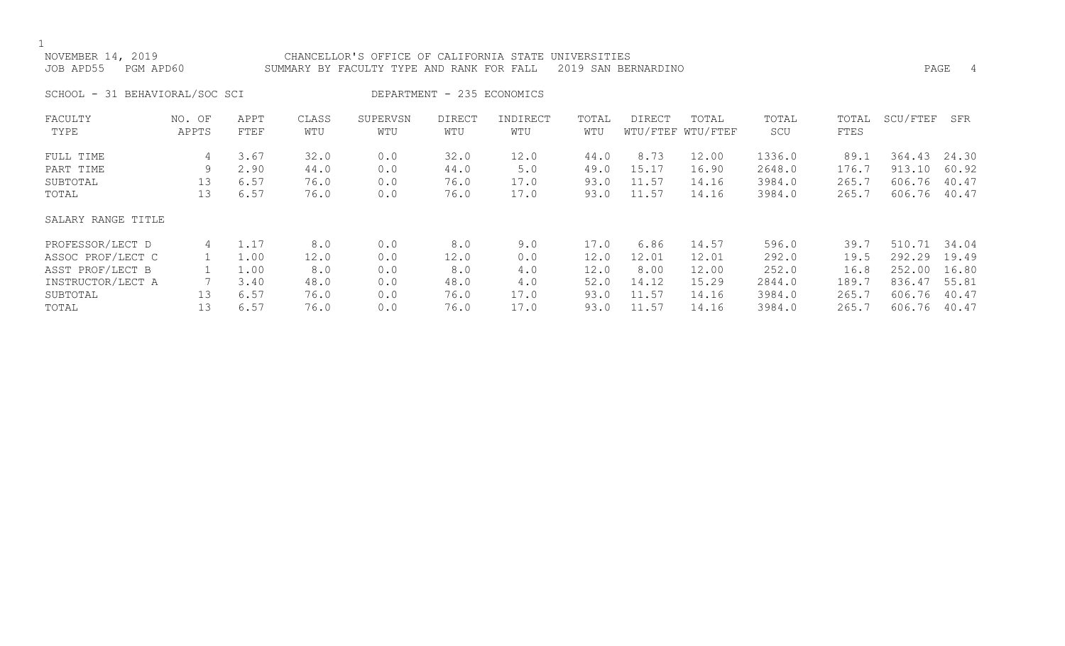NOVEMBER 14, 2019 CHANCELLOR'S OFFICE OF CALIFORNIA STATE UNIVERSITIES
JOB APD55 PGM APD60 SUMMARY BY FACULTY TYPE AND RANK FOR FALL 2019 SAN BERNARDINO

SCHOOL - 31 BEHAVIORAL/SOC SCI DEPARTMENT - 235 ECONOMICS

| FACULTY TYPE | NO. OF APPTS | APPT FTEF | CLASS WTU | SUPERVSN WTU | DIRECT WTU | INDIRECT WTU | TOTAL WTU | DIRECT WTU/FTEF | TOTAL WTU/FTEF | TOTAL SCU | TOTAL FTES | SCU/FTEF | SFR |
|---|---|---|---|---|---|---|---|---|---|---|---|---|---|
| FULL TIME | 4 | 3.67 | 32.0 | 0.0 | 32.0 | 12.0 | 44.0 | 8.73 | 12.00 | 1336.0 | 89.1 | 364.43 | 24.30 |
| PART TIME | 9 | 2.90 | 44.0 | 0.0 | 44.0 | 5.0 | 49.0 | 15.17 | 16.90 | 2648.0 | 176.7 | 913.10 | 60.92 |
| SUBTOTAL | 13 | 6.57 | 76.0 | 0.0 | 76.0 | 17.0 | 93.0 | 11.57 | 14.16 | 3984.0 | 265.7 | 606.76 | 40.47 |
| TOTAL | 13 | 6.57 | 76.0 | 0.0 | 76.0 | 17.0 | 93.0 | 11.57 | 14.16 | 3984.0 | 265.7 | 606.76 | 40.47 |
| SALARY RANGE TITLE | | | | | | | | | | | | | |
| PROFESSOR/LECT D | 4 | 1.17 | 8.0 | 0.0 | 8.0 | 9.0 | 17.0 | 6.86 | 14.57 | 596.0 | 39.7 | 510.71 | 34.04 |
| ASSOC PROF/LECT C | 1 | 1.00 | 12.0 | 0.0 | 12.0 | 0.0 | 12.0 | 12.01 | 12.01 | 292.0 | 19.5 | 292.29 | 19.49 |
| ASST PROF/LECT B | 1 | 1.00 | 8.0 | 0.0 | 8.0 | 4.0 | 12.0 | 8.00 | 12.00 | 252.0 | 16.8 | 252.00 | 16.80 |
| INSTRUCTOR/LECT A | 7 | 3.40 | 48.0 | 0.0 | 48.0 | 4.0 | 52.0 | 14.12 | 15.29 | 2844.0 | 189.7 | 836.47 | 55.81 |
| SUBTOTAL | 13 | 6.57 | 76.0 | 0.0 | 76.0 | 17.0 | 93.0 | 11.57 | 14.16 | 3984.0 | 265.7 | 606.76 | 40.47 |
| TOTAL | 13 | 6.57 | 76.0 | 0.0 | 76.0 | 17.0 | 93.0 | 11.57 | 14.16 | 3984.0 | 265.7 | 606.76 | 40.47 |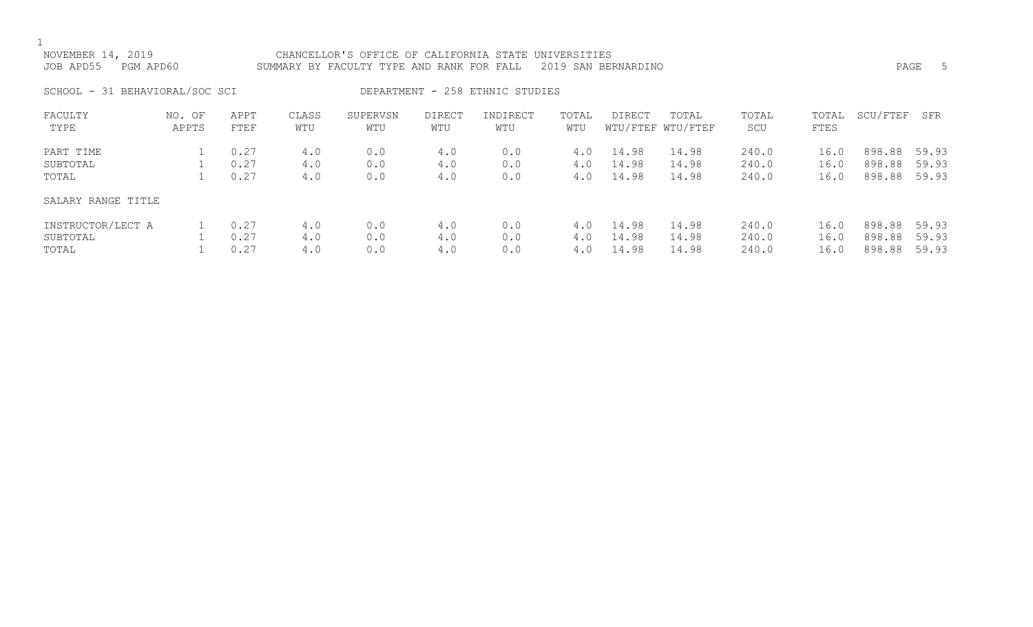NOVEMBER 14, 2019 CHANCELLOR'S OFFICE OF CALIFORNIA STATE UNIVERSITIES
JOB APD55 PGM APD60 SUMMARY BY FACULTY TYPE AND RANK FOR FALL 2019 SAN BERNARDINO

SCHOOL - 31 BEHAVIORAL/SOC SCI DEPARTMENT - 258 ETHNIC STUDIES

| FACULTY TYPE | NO. OF APPTS | APPT FTEF | CLASS WTU | SUPERVSN WTU | DIRECT WTU | INDIRECT WTU | TOTAL WTU | DIRECT WTU/FTEF | TOTAL WTU/FTEF | TOTAL SCU | TOTAL FTES | SCU/FTEF | SFR |
|---|---|---|---|---|---|---|---|---|---|---|---|---|---|
| PART TIME | 1 | 0.27 | 4.0 | 0.0 | 4.0 | 0.0 | 4.0 | 14.98 | 14.98 | 240.0 | 16.0 | 898.88 | 59.93 |
| SUBTOTAL | 1 | 0.27 | 4.0 | 0.0 | 4.0 | 0.0 | 4.0 | 14.98 | 14.98 | 240.0 | 16.0 | 898.88 | 59.93 |
| TOTAL | 1 | 0.27 | 4.0 | 0.0 | 4.0 | 0.0 | 4.0 | 14.98 | 14.98 | 240.0 | 16.0 | 898.88 | 59.93 |

| SALARY RANGE TITLE | NO. OF APPTS | APPT FTEF | CLASS WTU | SUPERVSN WTU | DIRECT WTU | INDIRECT WTU | TOTAL WTU | DIRECT WTU/FTEF | TOTAL WTU/FTEF | TOTAL SCU | TOTAL FTES | SCU/FTEF | SFR |
|---|---|---|---|---|---|---|---|---|---|---|---|---|---|
| INSTRUCTOR/LECT A | 1 | 0.27 | 4.0 | 0.0 | 4.0 | 0.0 | 4.0 | 14.98 | 14.98 | 240.0 | 16.0 | 898.88 | 59.93 |
| SUBTOTAL | 1 | 0.27 | 4.0 | 0.0 | 4.0 | 0.0 | 4.0 | 14.98 | 14.98 | 240.0 | 16.0 | 898.88 | 59.93 |
| TOTAL | 1 | 0.27 | 4.0 | 0.0 | 4.0 | 0.0 | 4.0 | 14.98 | 14.98 | 240.0 | 16.0 | 898.88 | 59.93 |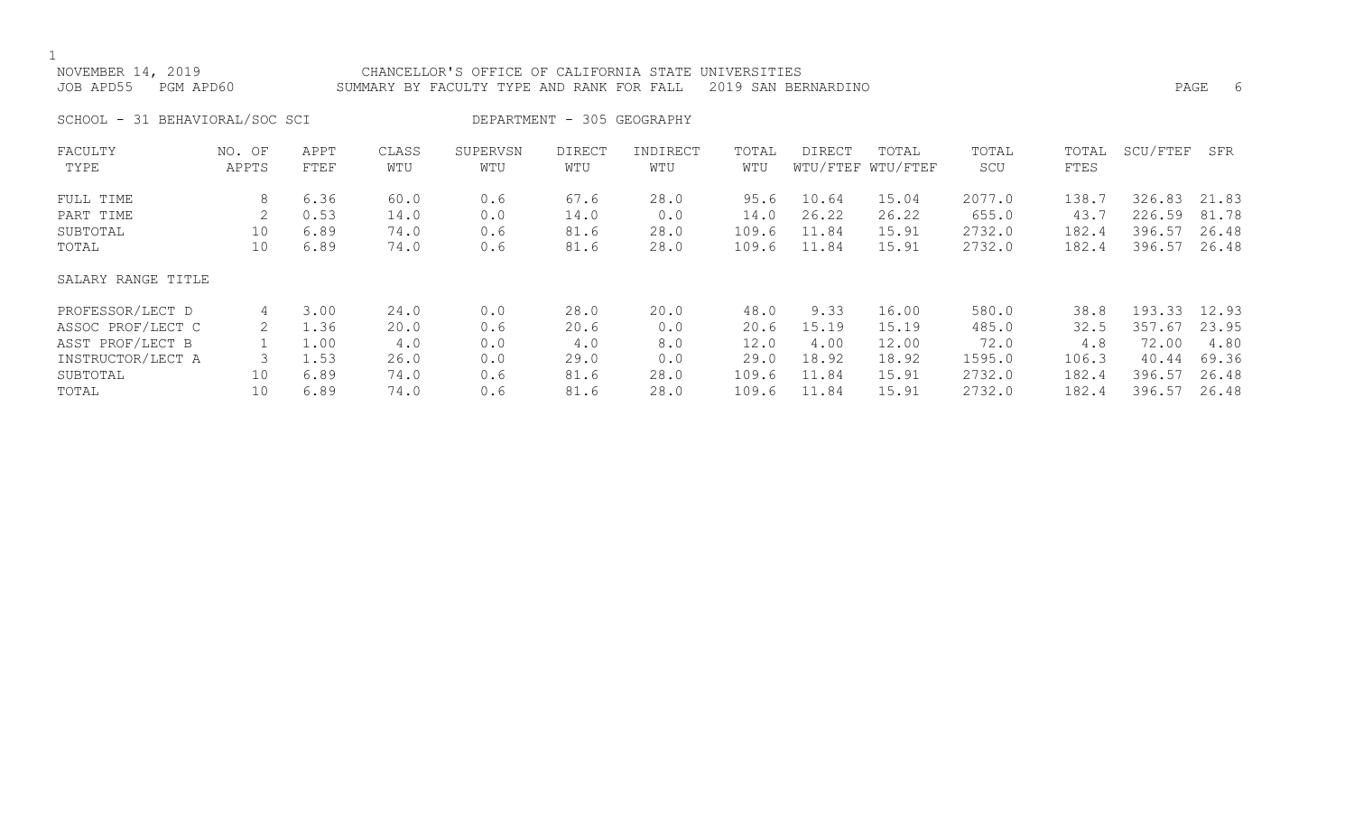NOVEMBER 14, 2019 — CHANCELLOR'S OFFICE OF CALIFORNIA STATE UNIVERSITIES
JOB APD55 PGM APD60 — SUMMARY BY FACULTY TYPE AND RANK FOR FALL 2019 SAN BERNARDINO

SCHOOL - 31 BEHAVIORAL/SOC SCI — DEPARTMENT - 305 GEOGRAPHY

| FACULTY TYPE | NO. OF APPTS | APPT FTEF | CLASS WTU | SUPERVSN WTU | DIRECT WTU | INDIRECT WTU | TOTAL WTU | DIRECT WTU/FTEF | TOTAL WTU/FTEF | TOTAL SCU | TOTAL FTES | SCU/FTEF | SFR |
|---|---|---|---|---|---|---|---|---|---|---|---|---|---|
| FULL TIME | 8 | 6.36 | 60.0 | 0.6 | 67.6 | 28.0 | 95.6 | 10.64 | 15.04 | 2077.0 | 138.7 | 326.83 | 21.83 |
| PART TIME | 2 | 0.53 | 14.0 | 0.0 | 14.0 | 0.0 | 14.0 | 26.22 | 26.22 | 655.0 | 43.7 | 226.59 | 81.78 |
| SUBTOTAL | 10 | 6.89 | 74.0 | 0.6 | 81.6 | 28.0 | 109.6 | 11.84 | 15.91 | 2732.0 | 182.4 | 396.57 | 26.48 |
| TOTAL | 10 | 6.89 | 74.0 | 0.6 | 81.6 | 28.0 | 109.6 | 11.84 | 15.91 | 2732.0 | 182.4 | 396.57 | 26.48 |
| **SALARY RANGE TITLE** | | | | | | | | | | | | | |
| PROFESSOR/LECT D | 4 | 3.00 | 24.0 | 0.0 | 28.0 | 20.0 | 48.0 | 9.33 | 16.00 | 580.0 | 38.8 | 193.33 | 12.93 |
| ASSOC PROF/LECT C | 2 | 1.36 | 20.0 | 0.6 | 20.6 | 0.0 | 20.6 | 15.19 | 15.19 | 485.0 | 32.5 | 357.67 | 23.95 |
| ASST PROF/LECT B | 1 | 1.00 | 4.0 | 0.0 | 4.0 | 8.0 | 12.0 | 4.00 | 12.00 | 72.0 | 4.8 | 72.00 | 4.80 |
| INSTRUCTOR/LECT A | 3 | 1.53 | 26.0 | 0.0 | 29.0 | 0.0 | 29.0 | 18.92 | 18.92 | 1595.0 | 106.3 | 40.44 | 69.36 |
| SUBTOTAL | 10 | 6.89 | 74.0 | 0.6 | 81.6 | 28.0 | 109.6 | 11.84 | 15.91 | 2732.0 | 182.4 | 396.57 | 26.48 |
| TOTAL | 10 | 6.89 | 74.0 | 0.6 | 81.6 | 28.0 | 109.6 | 11.84 | 15.91 | 2732.0 | 182.4 | 396.57 | 26.48 |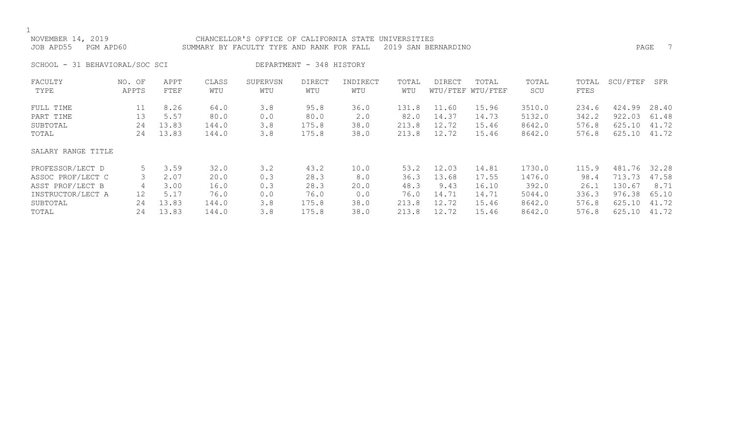NOVEMBER 14, 2019 CHANCELLOR'S OFFICE OF CALIFORNIA STATE UNIVERSITIES
JOB APD55 PGM APD60 SUMMARY BY FACULTY TYPE AND RANK FOR FALL 2019 SAN BERNARDINO

SCHOOL - 31 BEHAVIORAL/SOC SCI DEPARTMENT - 348 HISTORY

| FACULTY TYPE | NO. OF APPTS | APPT FTEF | CLASS WTU | SUPERVSN WTU | DIRECT WTU | INDIRECT WTU | TOTAL WTU | DIRECT WTU/FTEF | TOTAL WTU/FTEF | TOTAL SCU | TOTAL FTES | SCU/FTEF | SFR |
|---|---|---|---|---|---|---|---|---|---|---|---|---|---|
| FULL TIME | 11 | 8.26 | 64.0 | 3.8 | 95.8 | 36.0 | 131.8 | 11.60 | 15.96 | 3510.0 | 234.6 | 424.99 | 28.40 |
| PART TIME | 13 | 5.57 | 80.0 | 0.0 | 80.0 | 2.0 | 82.0 | 14.37 | 14.73 | 5132.0 | 342.2 | 922.03 | 61.48 |
| SUBTOTAL | 24 | 13.83 | 144.0 | 3.8 | 175.8 | 38.0 | 213.8 | 12.72 | 15.46 | 8642.0 | 576.8 | 625.10 | 41.72 |
| TOTAL | 24 | 13.83 | 144.0 | 3.8 | 175.8 | 38.0 | 213.8 | 12.72 | 15.46 | 8642.0 | 576.8 | 625.10 | 41.72 |
| SALARY RANGE TITLE | | | | | | | | | | | | | |
| PROFESSOR/LECT D | 5 | 3.59 | 32.0 | 3.2 | 43.2 | 10.0 | 53.2 | 12.03 | 14.81 | 1730.0 | 115.9 | 481.76 | 32.28 |
| ASSOC PROF/LECT C | 3 | 2.07 | 20.0 | 0.3 | 28.3 | 8.0 | 36.3 | 13.68 | 17.55 | 1476.0 | 98.4 | 713.73 | 47.58 |
| ASST PROF/LECT B | 4 | 3.00 | 16.0 | 0.3 | 28.3 | 20.0 | 48.3 | 9.43 | 16.10 | 392.0 | 26.1 | 130.67 | 8.71 |
| INSTRUCTOR/LECT A | 12 | 5.17 | 76.0 | 0.0 | 76.0 | 0.0 | 76.0 | 14.71 | 14.71 | 5044.0 | 336.3 | 976.38 | 65.10 |
| SUBTOTAL | 24 | 13.83 | 144.0 | 3.8 | 175.8 | 38.0 | 213.8 | 12.72 | 15.46 | 8642.0 | 576.8 | 625.10 | 41.72 |
| TOTAL | 24 | 13.83 | 144.0 | 3.8 | 175.8 | 38.0 | 213.8 | 12.72 | 15.46 | 8642.0 | 576.8 | 625.10 | 41.72 |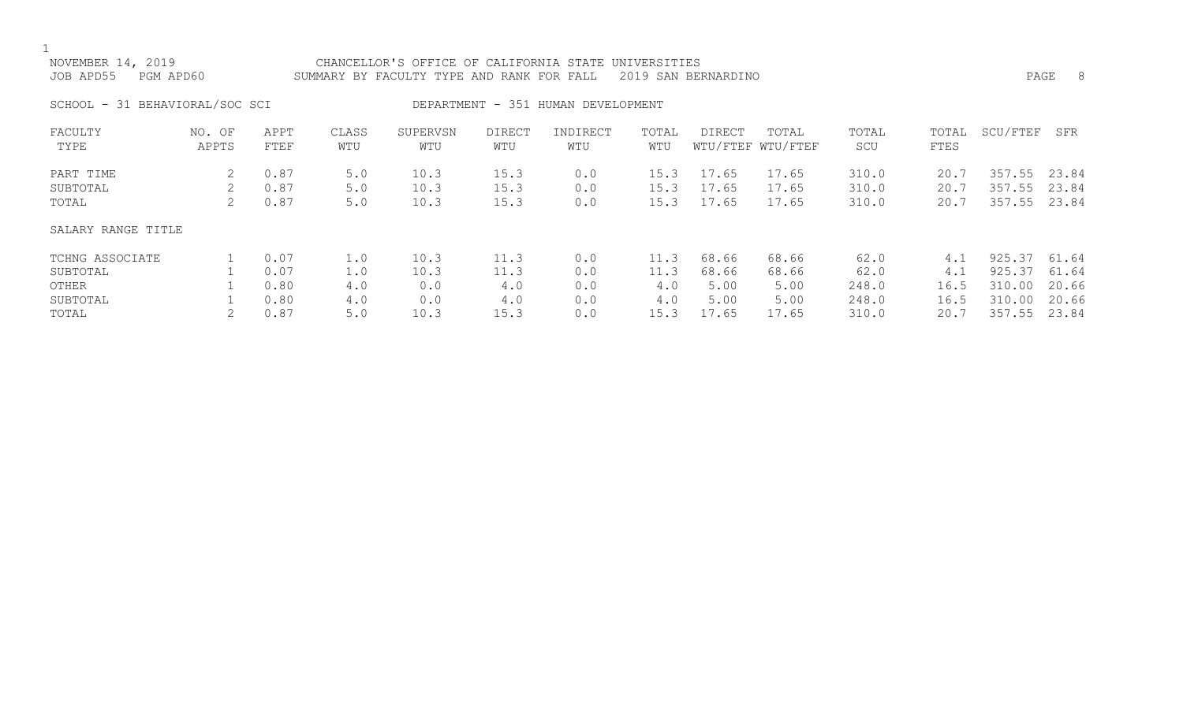NOVEMBER 14, 2019 CHANCELLOR'S OFFICE OF CALIFORNIA STATE UNIVERSITIES
JOB APD55 PGM APD60 SUMMARY BY FACULTY TYPE AND RANK FOR FALL 2019 SAN BERNARDINO

SCHOOL - 31 BEHAVIORAL/SOC SCI DEPARTMENT - 351 HUMAN DEVELOPMENT

| FACULTY TYPE | NO. OF APPTS | APPT FTEF | CLASS WTU | SUPERVSN WTU | DIRECT WTU | INDIRECT WTU | TOTAL WTU | DIRECT WTU/FTEF | TOTAL WTU/FTEF | TOTAL SCU | TOTAL FTES | SCU/FTEF | SFR |
|---|---|---|---|---|---|---|---|---|---|---|---|---|---|
| PART TIME | 2 | 0.87 | 5.0 | 10.3 | 15.3 | 0.0 | 15.3 | 17.65 | 17.65 | 310.0 | 20.7 | 357.55 | 23.84 |
| SUBTOTAL | 2 | 0.87 | 5.0 | 10.3 | 15.3 | 0.0 | 15.3 | 17.65 | 17.65 | 310.0 | 20.7 | 357.55 | 23.84 |
| TOTAL | 2 | 0.87 | 5.0 | 10.3 | 15.3 | 0.0 | 15.3 | 17.65 | 17.65 | 310.0 | 20.7 | 357.55 | 23.84 |
| SALARY RANGE TITLE | | | | | | | | | | | | | |
| TCHNG ASSOCIATE | 1 | 0.07 | 1.0 | 10.3 | 11.3 | 0.0 | 11.3 | 68.66 | 68.66 | 62.0 | 4.1 | 925.37 | 61.64 |
| SUBTOTAL | 1 | 0.07 | 1.0 | 10.3 | 11.3 | 0.0 | 11.3 | 68.66 | 68.66 | 62.0 | 4.1 | 925.37 | 61.64 |
| OTHER | 1 | 0.80 | 4.0 | 0.0 | 4.0 | 0.0 | 4.0 | 5.00 | 5.00 | 248.0 | 16.5 | 310.00 | 20.66 |
| SUBTOTAL | 1 | 0.80 | 4.0 | 0.0 | 4.0 | 0.0 | 4.0 | 5.00 | 5.00 | 248.0 | 16.5 | 310.00 | 20.66 |
| TOTAL | 2 | 0.87 | 5.0 | 10.3 | 15.3 | 0.0 | 15.3 | 17.65 | 17.65 | 310.0 | 20.7 | 357.55 | 23.84 |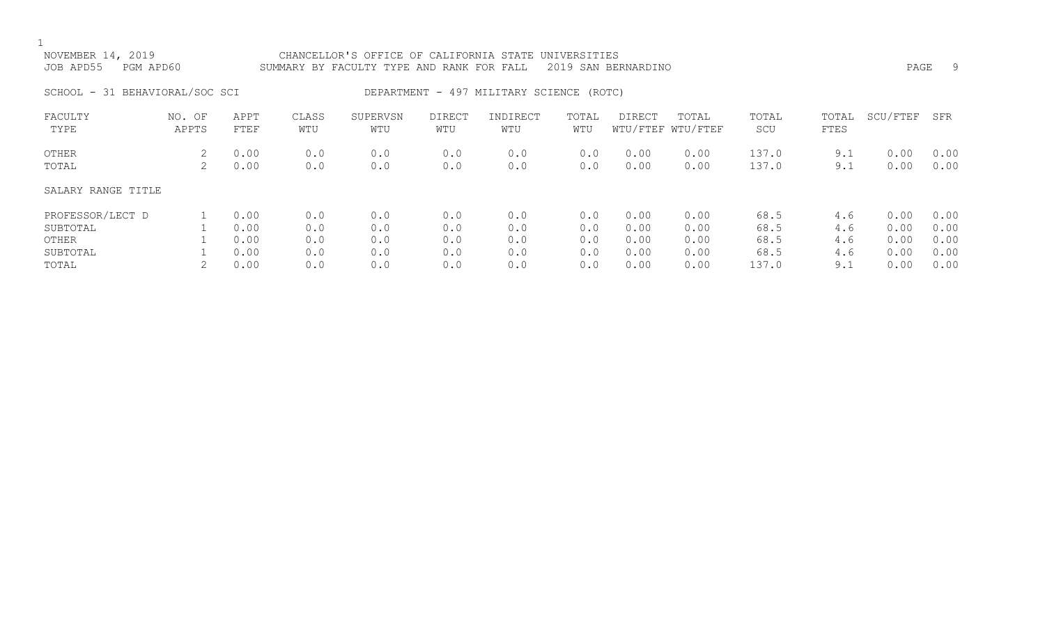NOVEMBER 14, 2019 CHANCELLOR'S OFFICE OF CALIFORNIA STATE UNIVERSITIES
JOB APD55 PGM APD60 SUMMARY BY FACULTY TYPE AND RANK FOR FALL 2019 SAN BERNARDINO

SCHOOL - 31 BEHAVIORAL/SOC SCI DEPARTMENT - 497 MILITARY SCIENCE (ROTC)

| FACULTY TYPE | NO. OF APPTS | APPT FTEF | CLASS WTU | SUPERVSN WTU | DIRECT WTU | INDIRECT WTU | TOTAL WTU | DIRECT WTU/FTEF | TOTAL WTU/FTEF | TOTAL SCU | TOTAL FTES | SCU/FTEF | SFR |
|---|---|---|---|---|---|---|---|---|---|---|---|---|---|
| OTHER | 2 | 0.00 | 0.0 | 0.0 | 0.0 | 0.0 | 0.0 | 0.00 | 0.00 | 137.0 | 9.1 | 0.00 | 0.00 |
| TOTAL | 2 | 0.00 | 0.0 | 0.0 | 0.0 | 0.0 | 0.0 | 0.00 | 0.00 | 137.0 | 9.1 | 0.00 | 0.00 |

SALARY RANGE TITLE

| SALARY RANGE TITLE | NO. OF APPTS | APPT FTEF | CLASS WTU | SUPERVSN WTU | DIRECT WTU | INDIRECT WTU | TOTAL WTU | DIRECT WTU/FTEF | TOTAL WTU/FTEF | TOTAL SCU | TOTAL FTES | SCU/FTEF | SFR |
|---|---|---|---|---|---|---|---|---|---|---|---|---|---|
| PROFESSOR/LECT D | 1 | 0.00 | 0.0 | 0.0 | 0.0 | 0.0 | 0.0 | 0.00 | 0.00 | 68.5 | 4.6 | 0.00 | 0.00 |
| SUBTOTAL | 1 | 0.00 | 0.0 | 0.0 | 0.0 | 0.0 | 0.0 | 0.00 | 0.00 | 68.5 | 4.6 | 0.00 | 0.00 |
| OTHER | 1 | 0.00 | 0.0 | 0.0 | 0.0 | 0.0 | 0.0 | 0.00 | 0.00 | 68.5 | 4.6 | 0.00 | 0.00 |
| SUBTOTAL | 1 | 0.00 | 0.0 | 0.0 | 0.0 | 0.0 | 0.0 | 0.00 | 0.00 | 68.5 | 4.6 | 0.00 | 0.00 |
| TOTAL | 2 | 0.00 | 0.0 | 0.0 | 0.0 | 0.0 | 0.0 | 0.00 | 0.00 | 137.0 | 9.1 | 0.00 | 0.00 |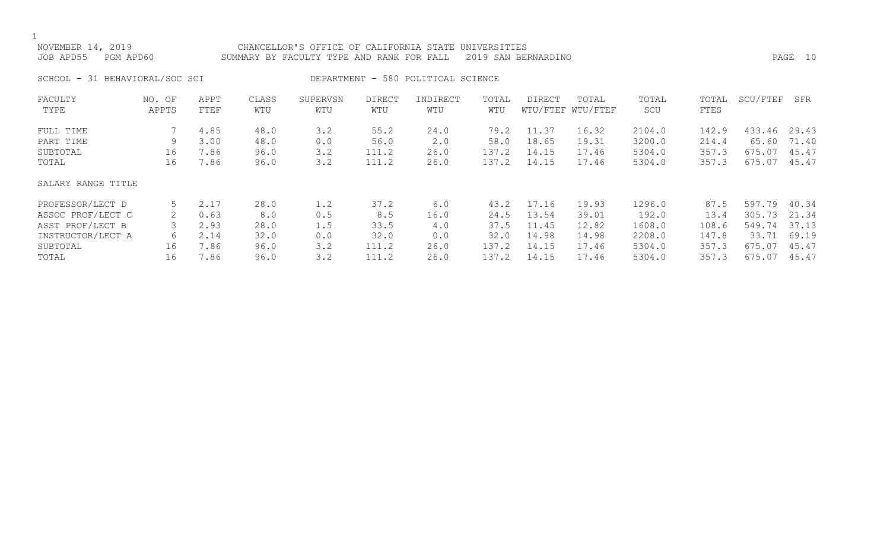NOVEMBER 14, 2019 CHANCELLOR'S OFFICE OF CALIFORNIA STATE UNIVERSITIES
JOB APD55 PGM APD60 SUMMARY BY FACULTY TYPE AND RANK FOR FALL 2019 SAN BERNARDINO

SCHOOL - 31 BEHAVIORAL/SOC SCI DEPARTMENT - 580 POLITICAL SCIENCE

| FACULTY TYPE | NO. OF APPTS | APPT FTEF | CLASS WTU | SUPERVSN WTU | DIRECT WTU | INDIRECT WTU | TOTAL WTU | DIRECT WTU/FTEF | TOTAL WTU/FTEF | TOTAL SCU | TOTAL FTES | SCU/FTEF | SFR |
|---|---|---|---|---|---|---|---|---|---|---|---|---|---|
| FULL TIME | 7 | 4.85 | 48.0 | 3.2 | 55.2 | 24.0 | 79.2 | 11.37 | 16.32 | 2104.0 | 142.9 | 433.46 | 29.43 |
| PART TIME | 9 | 3.00 | 48.0 | 0.0 | 56.0 | 2.0 | 58.0 | 18.65 | 19.31 | 3200.0 | 214.4 | 65.60 | 71.40 |
| SUBTOTAL | 16 | 7.86 | 96.0 | 3.2 | 111.2 | 26.0 | 137.2 | 14.15 | 17.46 | 5304.0 | 357.3 | 675.07 | 45.47 |
| TOTAL | 16 | 7.86 | 96.0 | 3.2 | 111.2 | 26.0 | 137.2 | 14.15 | 17.46 | 5304.0 | 357.3 | 675.07 | 45.47 |
| SALARY RANGE TITLE | | | | | | | | | | | | | |
| PROFESSOR/LECT D | 5 | 2.17 | 28.0 | 1.2 | 37.2 | 6.0 | 43.2 | 17.16 | 19.93 | 1296.0 | 87.5 | 597.79 | 40.34 |
| ASSOC PROF/LECT C | 2 | 0.63 | 8.0 | 0.5 | 8.5 | 16.0 | 24.5 | 13.54 | 39.01 | 192.0 | 13.4 | 305.73 | 21.34 |
| ASST PROF/LECT B | 3 | 2.93 | 28.0 | 1.5 | 33.5 | 4.0 | 37.5 | 11.45 | 12.82 | 1608.0 | 108.6 | 549.74 | 37.13 |
| INSTRUCTOR/LECT A | 6 | 2.14 | 32.0 | 0.0 | 32.0 | 0.0 | 32.0 | 14.98 | 14.98 | 2208.0 | 147.8 | 33.71 | 69.19 |
| SUBTOTAL | 16 | 7.86 | 96.0 | 3.2 | 111.2 | 26.0 | 137.2 | 14.15 | 17.46 | 5304.0 | 357.3 | 675.07 | 45.47 |
| TOTAL | 16 | 7.86 | 96.0 | 3.2 | 111.2 | 26.0 | 137.2 | 14.15 | 17.46 | 5304.0 | 357.3 | 675.07 | 45.47 |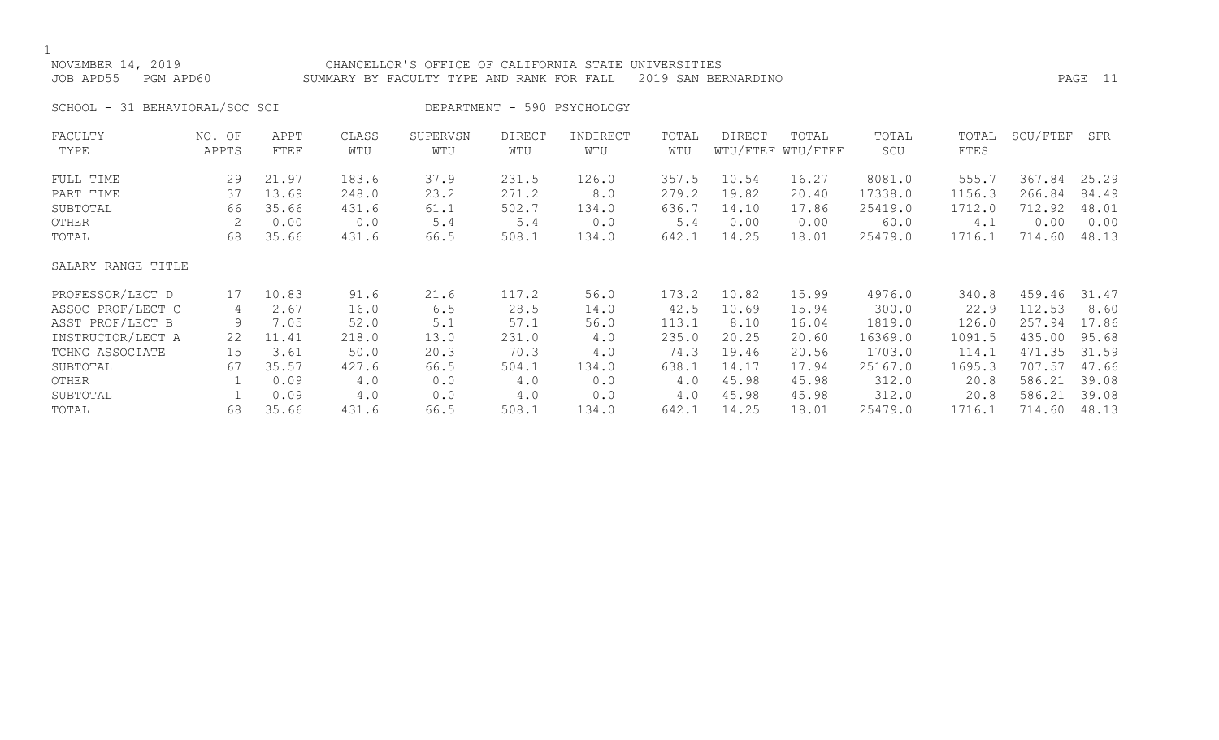NOVEMBER 14, 2019 CHANCELLOR'S OFFICE OF CALIFORNIA STATE UNIVERSITIES
JOB APD55 PGM APD60 SUMMARY BY FACULTY TYPE AND RANK FOR FALL 2019 SAN BERNARDINO

SCHOOL - 31 BEHAVIORAL/SOC SCI DEPARTMENT - 590 PSYCHOLOGY

| FACULTY TYPE | NO. OF APPTS | APPT FTEF | CLASS WTU | SUPERVSN WTU | DIRECT WTU | INDIRECT WTU | TOTAL WTU | DIRECT WTU/FTEF | TOTAL WTU/FTEF | TOTAL SCU | TOTAL FTES | SCU/FTEF | SFR |
|---|---|---|---|---|---|---|---|---|---|---|---|---|---|
| FULL TIME | 29 | 21.97 | 183.6 | 37.9 | 231.5 | 126.0 | 357.5 | 10.54 | 16.27 | 8081.0 | 555.7 | 367.84 | 25.29 |
| PART TIME | 37 | 13.69 | 248.0 | 23.2 | 271.2 | 8.0 | 279.2 | 19.82 | 20.40 | 17338.0 | 1156.3 | 266.84 | 84.49 |
| SUBTOTAL | 66 | 35.66 | 431.6 | 61.1 | 502.7 | 134.0 | 636.7 | 14.10 | 17.86 | 25419.0 | 1712.0 | 712.92 | 48.01 |
| OTHER | 2 | 0.00 | 0.0 | 5.4 | 5.4 | 0.0 | 5.4 | 0.00 | 0.00 | 60.0 | 4.1 | 0.00 | 0.00 |
| TOTAL | 68 | 35.66 | 431.6 | 66.5 | 508.1 | 134.0 | 642.1 | 14.25 | 18.01 | 25479.0 | 1716.1 | 714.60 | 48.13 |
| SALARY RANGE TITLE | | | | | | | | | | | | | |
| PROFESSOR/LECT D | 17 | 10.83 | 91.6 | 21.6 | 117.2 | 56.0 | 173.2 | 10.82 | 15.99 | 4976.0 | 340.8 | 459.46 | 31.47 |
| ASSOC PROF/LECT C | 4 | 2.67 | 16.0 | 6.5 | 28.5 | 14.0 | 42.5 | 10.69 | 15.94 | 300.0 | 22.9 | 112.53 | 8.60 |
| ASST PROF/LECT B | 9 | 7.05 | 52.0 | 5.1 | 57.1 | 56.0 | 113.1 | 8.10 | 16.04 | 1819.0 | 126.0 | 257.94 | 17.86 |
| INSTRUCTOR/LECT A | 22 | 11.41 | 218.0 | 13.0 | 231.0 | 4.0 | 235.0 | 20.25 | 20.60 | 16369.0 | 1091.5 | 435.00 | 95.68 |
| TCHNG ASSOCIATE | 15 | 3.61 | 50.0 | 20.3 | 70.3 | 4.0 | 74.3 | 19.46 | 20.56 | 1703.0 | 114.1 | 471.35 | 31.59 |
| SUBTOTAL | 67 | 35.57 | 427.6 | 66.5 | 504.1 | 134.0 | 638.1 | 14.17 | 17.94 | 25167.0 | 1695.3 | 707.57 | 47.66 |
| OTHER | 1 | 0.09 | 4.0 | 0.0 | 4.0 | 0.0 | 4.0 | 45.98 | 45.98 | 312.0 | 20.8 | 586.21 | 39.08 |
| SUBTOTAL | 1 | 0.09 | 4.0 | 0.0 | 4.0 | 0.0 | 4.0 | 45.98 | 45.98 | 312.0 | 20.8 | 586.21 | 39.08 |
| TOTAL | 68 | 35.66 | 431.6 | 66.5 | 508.1 | 134.0 | 642.1 | 14.25 | 18.01 | 25479.0 | 1716.1 | 714.60 | 48.13 |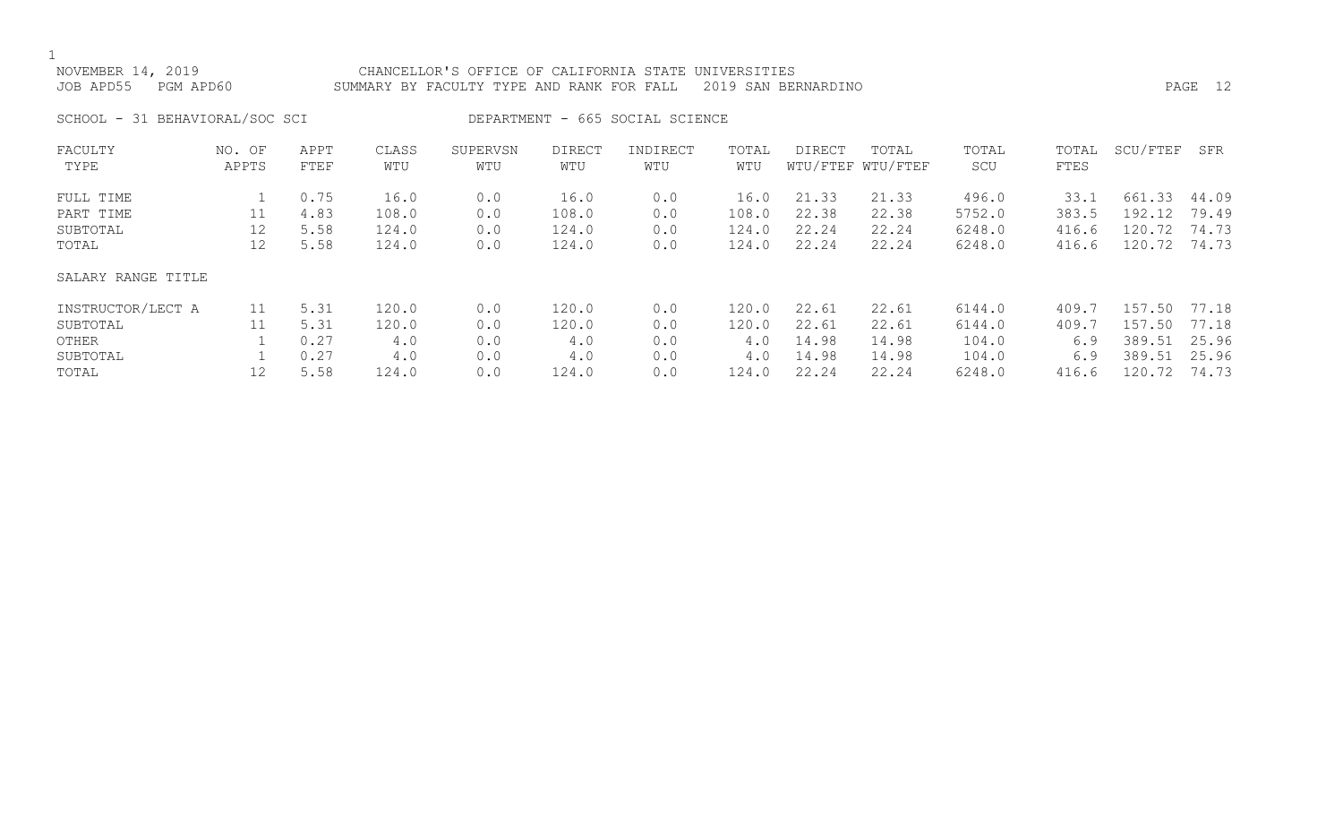NOVEMBER 14, 2019 CHANCELLOR'S OFFICE OF CALIFORNIA STATE UNIVERSITIES
JOB APD55 PGM APD60 SUMMARY BY FACULTY TYPE AND RANK FOR FALL 2019 SAN BERNARDINO

SCHOOL - 31 BEHAVIORAL/SOC SCI DEPARTMENT - 665 SOCIAL SCIENCE

| FACULTY TYPE | NO. OF APPTS | APPT FTEF | CLASS WTU | SUPERVSN WTU | DIRECT WTU | INDIRECT WTU | TOTAL WTU | DIRECT WTU/FTEF | TOTAL WTU/FTEF | TOTAL SCU | TOTAL FTES | SCU/FTEF | SFR |
|---|---|---|---|---|---|---|---|---|---|---|---|---|---|
| FULL TIME | 1 | 0.75 | 16.0 | 0.0 | 16.0 | 0.0 | 16.0 | 21.33 | 21.33 | 496.0 | 33.1 | 661.33 | 44.09 |
| PART TIME | 11 | 4.83 | 108.0 | 0.0 | 108.0 | 0.0 | 108.0 | 22.38 | 22.38 | 5752.0 | 383.5 | 192.12 | 79.49 |
| SUBTOTAL | 12 | 5.58 | 124.0 | 0.0 | 124.0 | 0.0 | 124.0 | 22.24 | 22.24 | 6248.0 | 416.6 | 120.72 | 74.73 |
| TOTAL | 12 | 5.58 | 124.0 | 0.0 | 124.0 | 0.0 | 124.0 | 22.24 | 22.24 | 6248.0 | 416.6 | 120.72 | 74.73 |
| SALARY RANGE TITLE | | | | | | | | | | | | | |
| INSTRUCTOR/LECT A | 11 | 5.31 | 120.0 | 0.0 | 120.0 | 0.0 | 120.0 | 22.61 | 22.61 | 6144.0 | 409.7 | 157.50 | 77.18 |
| SUBTOTAL | 11 | 5.31 | 120.0 | 0.0 | 120.0 | 0.0 | 120.0 | 22.61 | 22.61 | 6144.0 | 409.7 | 157.50 | 77.18 |
| OTHER | 1 | 0.27 | 4.0 | 0.0 | 4.0 | 0.0 | 4.0 | 14.98 | 14.98 | 104.0 | 6.9 | 389.51 | 25.96 |
| SUBTOTAL | 1 | 0.27 | 4.0 | 0.0 | 4.0 | 0.0 | 4.0 | 14.98 | 14.98 | 104.0 | 6.9 | 389.51 | 25.96 |
| TOTAL | 12 | 5.58 | 124.0 | 0.0 | 124.0 | 0.0 | 124.0 | 22.24 | 22.24 | 6248.0 | 416.6 | 120.72 | 74.73 |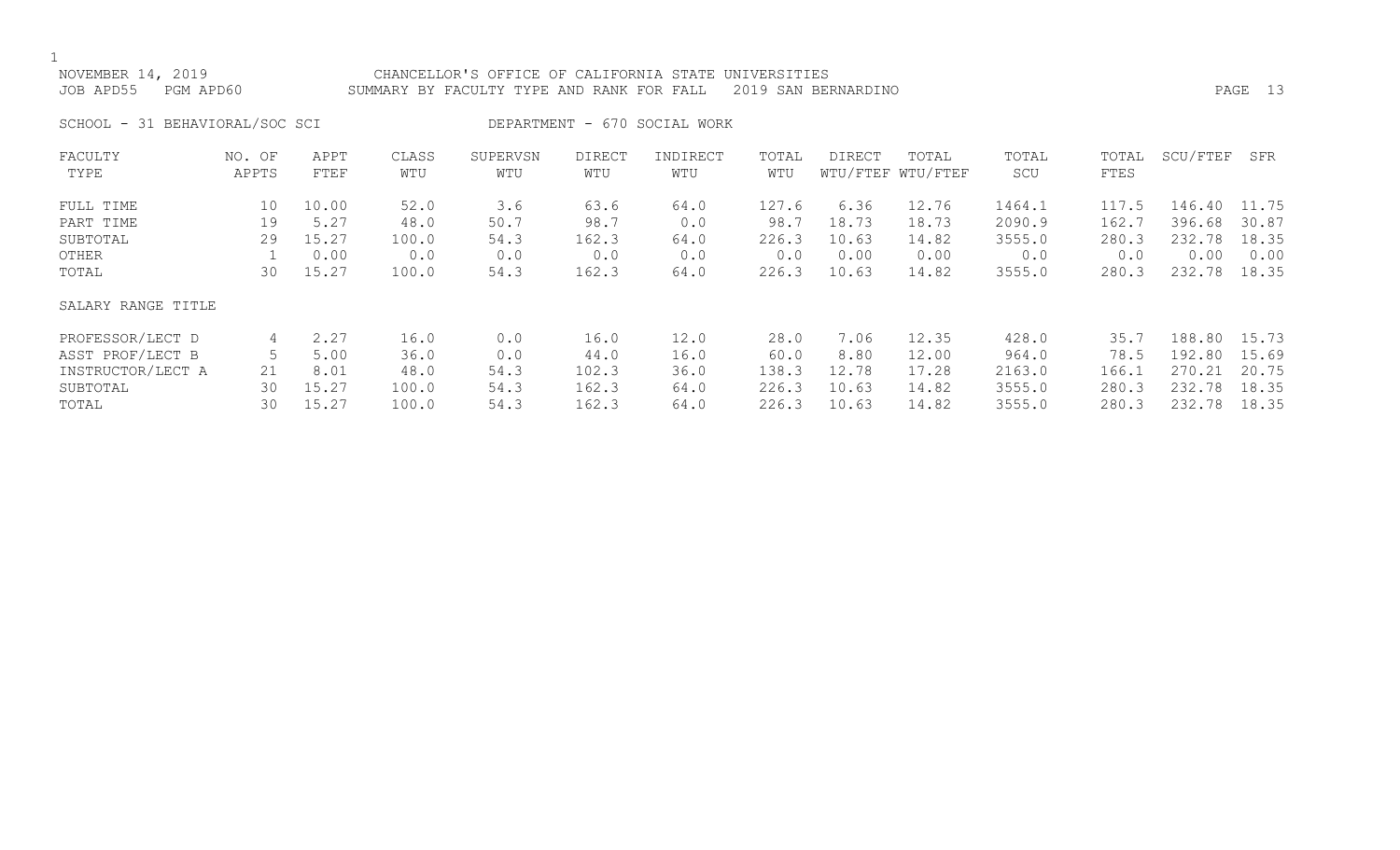NOVEMBER 14, 2019 CHANCELLOR'S OFFICE OF CALIFORNIA STATE UNIVERSITIES
JOB APD55 PGM APD60 SUMMARY BY FACULTY TYPE AND RANK FOR FALL 2019 SAN BERNARDINO

SCHOOL - 31 BEHAVIORAL/SOC SCI DEPARTMENT - 670 SOCIAL WORK

| FACULTY TYPE | NO. OF APPTS | APPT FTEF | CLASS WTU | SUPERVSN WTU | DIRECT WTU | INDIRECT WTU | TOTAL WTU | DIRECT WTU/FTEF | TOTAL WTU/FTEF | TOTAL SCU | TOTAL FTES | SCU/FTEF | SFR |
|---|---|---|---|---|---|---|---|---|---|---|---|---|---|
| FULL TIME | 10 | 10.00 | 52.0 | 3.6 | 63.6 | 64.0 | 127.6 | 6.36 | 12.76 | 1464.1 | 117.5 | 146.40 | 11.75 |
| PART TIME | 19 | 5.27 | 48.0 | 50.7 | 98.7 | 0.0 | 98.7 | 18.73 | 18.73 | 2090.9 | 162.7 | 396.68 | 30.87 |
| SUBTOTAL | 29 | 15.27 | 100.0 | 54.3 | 162.3 | 64.0 | 226.3 | 10.63 | 14.82 | 3555.0 | 280.3 | 232.78 | 18.35 |
| OTHER | 1 | 0.00 | 0.0 | 0.0 | 0.0 | 0.0 | 0.0 | 0.00 | 0.00 | 0.0 | 0.0 | 0.00 | 0.00 |
| TOTAL | 30 | 15.27 | 100.0 | 54.3 | 162.3 | 64.0 | 226.3 | 10.63 | 14.82 | 3555.0 | 280.3 | 232.78 | 18.35 |
| SALARY RANGE TITLE | | | | | | | | | | | | | |
| PROFESSOR/LECT D | 4 | 2.27 | 16.0 | 0.0 | 16.0 | 12.0 | 28.0 | 7.06 | 12.35 | 428.0 | 35.7 | 188.80 | 15.73 |
| ASST PROF/LECT B | 5 | 5.00 | 36.0 | 0.0 | 44.0 | 16.0 | 60.0 | 8.80 | 12.00 | 964.0 | 78.5 | 192.80 | 15.69 |
| INSTRUCTOR/LECT A | 21 | 8.01 | 48.0 | 54.3 | 102.3 | 36.0 | 138.3 | 12.78 | 17.28 | 2163.0 | 166.1 | 270.21 | 20.75 |
| SUBTOTAL | 30 | 15.27 | 100.0 | 54.3 | 162.3 | 64.0 | 226.3 | 10.63 | 14.82 | 3555.0 | 280.3 | 232.78 | 18.35 |
| TOTAL | 30 | 15.27 | 100.0 | 54.3 | 162.3 | 64.0 | 226.3 | 10.63 | 14.82 | 3555.0 | 280.3 | 232.78 | 18.35 |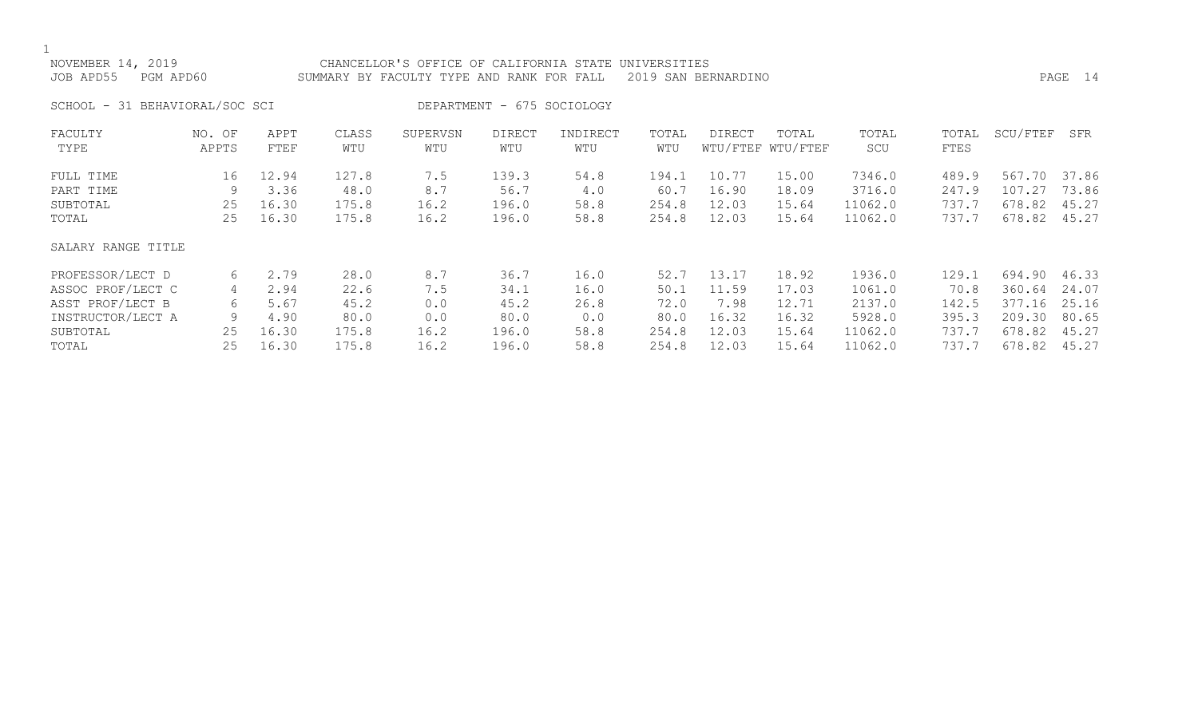NOVEMBER 14, 2019 — CHANCELLOR'S OFFICE OF CALIFORNIA STATE UNIVERSITIES

JOB APD55 PGM APD60 — SUMMARY BY FACULTY TYPE AND RANK FOR FALL 2019 SAN BERNARDINO

SCHOOL - 31 BEHAVIORAL/SOC SCI — DEPARTMENT - 675 SOCIOLOGY

| FACULTY TYPE | NO. OF APPTS | APPT FTEF | CLASS WTU | SUPERVSN WTU | DIRECT WTU | INDIRECT WTU | TOTAL WTU | DIRECT WTU/FTEF | TOTAL WTU/FTEF | TOTAL SCU | TOTAL FTES | SCU/FTEF | SFR |
|---|---|---|---|---|---|---|---|---|---|---|---|---|---|
| FULL TIME | 16 | 12.94 | 127.8 | 7.5 | 139.3 | 54.8 | 194.1 | 10.77 | 15.00 | 7346.0 | 489.9 | 567.70 | 37.86 |
| PART TIME | 9 | 3.36 | 48.0 | 8.7 | 56.7 | 4.0 | 60.7 | 16.90 | 18.09 | 3716.0 | 247.9 | 107.27 | 73.86 |
| SUBTOTAL | 25 | 16.30 | 175.8 | 16.2 | 196.0 | 58.8 | 254.8 | 12.03 | 15.64 | 11062.0 | 737.7 | 678.82 | 45.27 |
| TOTAL | 25 | 16.30 | 175.8 | 16.2 | 196.0 | 58.8 | 254.8 | 12.03 | 15.64 | 11062.0 | 737.7 | 678.82 | 45.27 |

| SALARY RANGE TITLE | NO. OF APPTS | APPT FTEF | CLASS WTU | SUPERVSN WTU | DIRECT WTU | INDIRECT WTU | TOTAL WTU | DIRECT WTU/FTEF | TOTAL WTU/FTEF | TOTAL SCU | TOTAL FTES | SCU/FTEF | SFR |
|---|---|---|---|---|---|---|---|---|---|---|---|---|---|
| PROFESSOR/LECT D | 6 | 2.79 | 28.0 | 8.7 | 36.7 | 16.0 | 52.7 | 13.17 | 18.92 | 1936.0 | 129.1 | 694.90 | 46.33 |
| ASSOC PROF/LECT C | 4 | 2.94 | 22.6 | 7.5 | 34.1 | 16.0 | 50.1 | 11.59 | 17.03 | 1061.0 | 70.8 | 360.64 | 24.07 |
| ASST PROF/LECT B | 6 | 5.67 | 45.2 | 0.0 | 45.2 | 26.8 | 72.0 | 7.98 | 12.71 | 2137.0 | 142.5 | 377.16 | 25.16 |
| INSTRUCTOR/LECT A | 9 | 4.90 | 80.0 | 0.0 | 80.0 | 0.0 | 80.0 | 16.32 | 16.32 | 5928.0 | 395.3 | 209.30 | 80.65 |
| SUBTOTAL | 25 | 16.30 | 175.8 | 16.2 | 196.0 | 58.8 | 254.8 | 12.03 | 15.64 | 11062.0 | 737.7 | 678.82 | 45.27 |
| TOTAL | 25 | 16.30 | 175.8 | 16.2 | 196.0 | 58.8 | 254.8 | 12.03 | 15.64 | 11062.0 | 737.7 | 678.82 | 45.27 |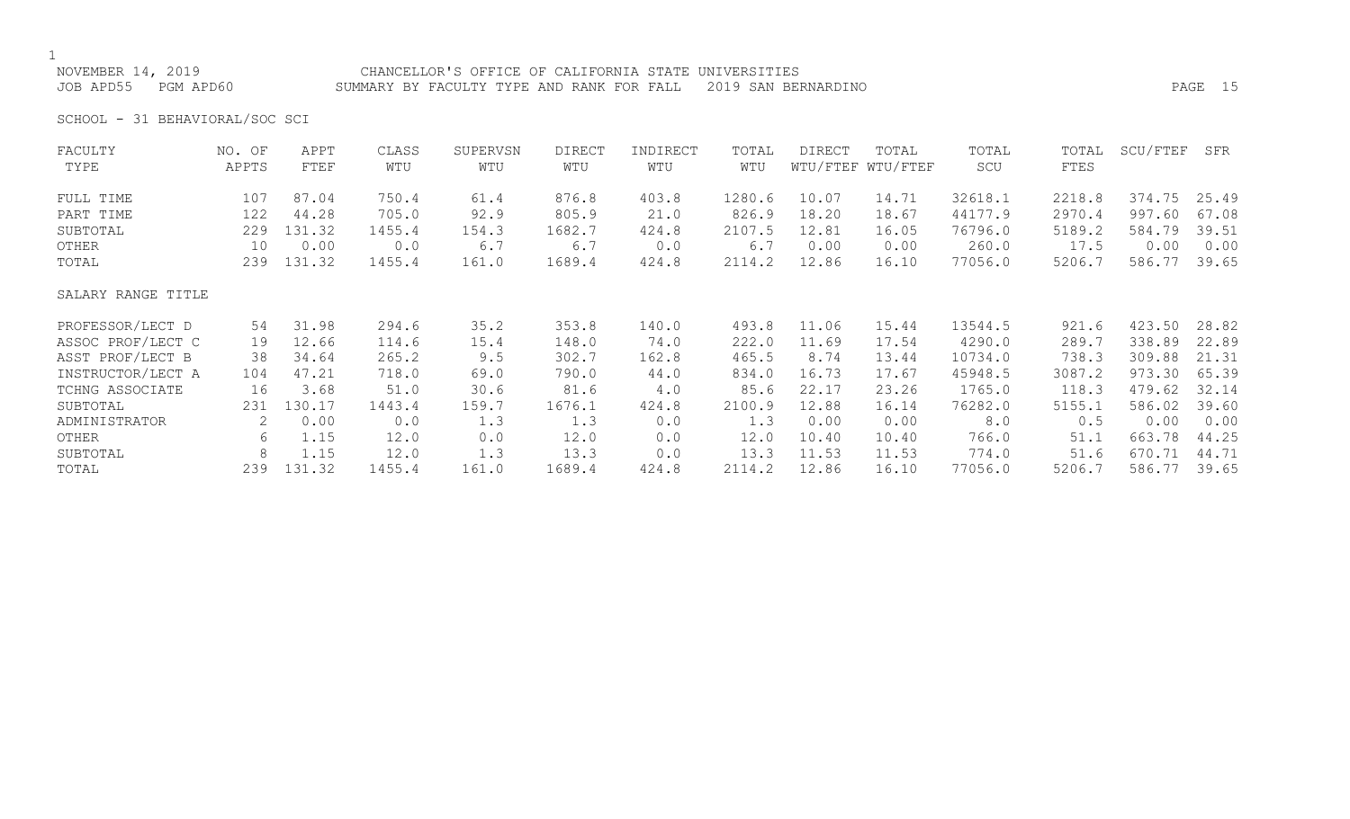NOVEMBER 14, 2019 CHANCELLOR'S OFFICE OF CALIFORNIA STATE UNIVERSITIES
JOB APD55 PGM APD60 SUMMARY BY FACULTY TYPE AND RANK FOR FALL 2019 SAN BERNARDINO

SCHOOL - 31 BEHAVIORAL/SOC SCI

| FACULTY TYPE | NO. OF APPTS | APPT FTEF | CLASS WTU | SUPERVSN WTU | DIRECT WTU | INDIRECT WTU | TOTAL WTU | DIRECT WTU/FTEF | TOTAL WTU/FTEF | TOTAL SCU | TOTAL FTES | SCU/FTEF | SFR |
|---|---|---|---|---|---|---|---|---|---|---|---|---|---|
| FULL TIME | 107 | 87.04 | 750.4 | 61.4 | 876.8 | 403.8 | 1280.6 | 10.07 | 14.71 | 32618.1 | 2218.8 | 374.75 | 25.49 |
| PART TIME | 122 | 44.28 | 705.0 | 92.9 | 805.9 | 21.0 | 826.9 | 18.20 | 18.67 | 44177.9 | 2970.4 | 997.60 | 67.08 |
| SUBTOTAL | 229 | 131.32 | 1455.4 | 154.3 | 1682.7 | 424.8 | 2107.5 | 12.81 | 16.05 | 76796.0 | 5189.2 | 584.79 | 39.51 |
| OTHER | 10 | 0.00 | 0.0 | 6.7 | 6.7 | 0.0 | 6.7 | 0.00 | 0.00 | 260.0 | 17.5 | 0.00 | 0.00 |
| TOTAL | 239 | 131.32 | 1455.4 | 161.0 | 1689.4 | 424.8 | 2114.2 | 12.86 | 16.10 | 77056.0 | 5206.7 | 586.77 | 39.65 |
| SALARY RANGE TITLE | | | | | | | | | | | | | |
| PROFESSOR/LECT D | 54 | 31.98 | 294.6 | 35.2 | 353.8 | 140.0 | 493.8 | 11.06 | 15.44 | 13544.5 | 921.6 | 423.50 | 28.82 |
| ASSOC PROF/LECT C | 19 | 12.66 | 114.6 | 15.4 | 148.0 | 74.0 | 222.0 | 11.69 | 17.54 | 4290.0 | 289.7 | 338.89 | 22.89 |
| ASST PROF/LECT B | 38 | 34.64 | 265.2 | 9.5 | 302.7 | 162.8 | 465.5 | 8.74 | 13.44 | 10734.0 | 738.3 | 309.88 | 21.31 |
| INSTRUCTOR/LECT A | 104 | 47.21 | 718.0 | 69.0 | 790.0 | 44.0 | 834.0 | 16.73 | 17.67 | 45948.5 | 3087.2 | 973.30 | 65.39 |
| TCHNG ASSOCIATE | 16 | 3.68 | 51.0 | 30.6 | 81.6 | 4.0 | 85.6 | 22.17 | 23.26 | 1765.0 | 118.3 | 479.62 | 32.14 |
| SUBTOTAL | 231 | 130.17 | 1443.4 | 159.7 | 1676.1 | 424.8 | 2100.9 | 12.88 | 16.14 | 76282.0 | 5155.1 | 586.02 | 39.60 |
| ADMINISTRATOR | 2 | 0.00 | 0.0 | 1.3 | 1.3 | 0.0 | 1.3 | 0.00 | 0.00 | 8.0 | 0.5 | 0.00 | 0.00 |
| OTHER | 6 | 1.15 | 12.0 | 0.0 | 12.0 | 0.0 | 12.0 | 10.40 | 10.40 | 766.0 | 51.1 | 663.78 | 44.25 |
| SUBTOTAL | 8 | 1.15 | 12.0 | 1.3 | 13.3 | 0.0 | 13.3 | 11.53 | 11.53 | 774.0 | 51.6 | 670.71 | 44.71 |
| TOTAL | 239 | 131.32 | 1455.4 | 161.0 | 1689.4 | 424.8 | 2114.2 | 12.86 | 16.10 | 77056.0 | 5206.7 | 586.77 | 39.65 |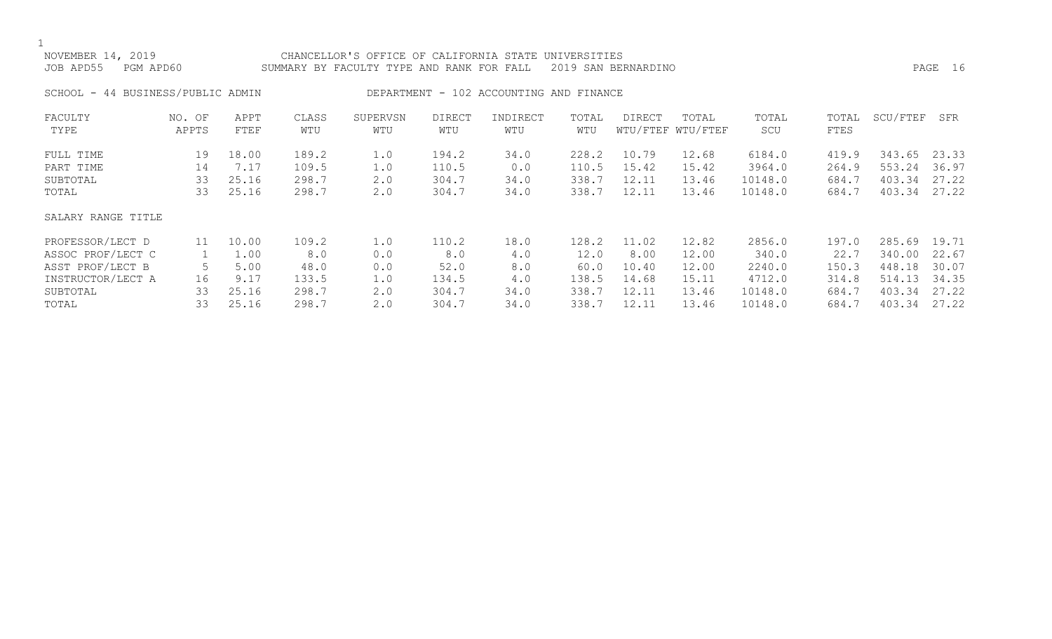NOVEMBER 14, 2019 CHANCELLOR'S OFFICE OF CALIFORNIA STATE UNIVERSITIES
JOB APD55 PGM APD60 SUMMARY BY FACULTY TYPE AND RANK FOR FALL 2019 SAN BERNARDINO

SCHOOL - 44 BUSINESS/PUBLIC ADMIN DEPARTMENT - 102 ACCOUNTING AND FINANCE

| FACULTY TYPE | NO. OF APPTS | APPT FTEF | CLASS WTU | SUPERVSN WTU | DIRECT WTU | INDIRECT WTU | TOTAL WTU | DIRECT WTU/FTEF | TOTAL WTU/FTEF | TOTAL SCU | TOTAL FTES | SCU/FTEF | SFR |
|---|---|---|---|---|---|---|---|---|---|---|---|---|---|
| FULL TIME | 19 | 18.00 | 189.2 | 1.0 | 194.2 | 34.0 | 228.2 | 10.79 | 12.68 | 6184.0 | 419.9 | 343.65 | 23.33 |
| PART TIME | 14 | 7.17 | 109.5 | 1.0 | 110.5 | 0.0 | 110.5 | 15.42 | 15.42 | 3964.0 | 264.9 | 553.24 | 36.97 |
| SUBTOTAL | 33 | 25.16 | 298.7 | 2.0 | 304.7 | 34.0 | 338.7 | 12.11 | 13.46 | 10148.0 | 684.7 | 403.34 | 27.22 |
| TOTAL | 33 | 25.16 | 298.7 | 2.0 | 304.7 | 34.0 | 338.7 | 12.11 | 13.46 | 10148.0 | 684.7 | 403.34 | 27.22 |
| SALARY RANGE TITLE | | | | | | | | | | | | | |
| PROFESSOR/LECT D | 11 | 10.00 | 109.2 | 1.0 | 110.2 | 18.0 | 128.2 | 11.02 | 12.82 | 2856.0 | 197.0 | 285.69 | 19.71 |
| ASSOC PROF/LECT C | 1 | 1.00 | 8.0 | 0.0 | 8.0 | 4.0 | 12.0 | 8.00 | 12.00 | 340.0 | 22.7 | 340.00 | 22.67 |
| ASST PROF/LECT B | 5 | 5.00 | 48.0 | 0.0 | 52.0 | 8.0 | 60.0 | 10.40 | 12.00 | 2240.0 | 150.3 | 448.18 | 30.07 |
| INSTRUCTOR/LECT A | 16 | 9.17 | 133.5 | 1.0 | 134.5 | 4.0 | 138.5 | 14.68 | 15.11 | 4712.0 | 314.8 | 514.13 | 34.35 |
| SUBTOTAL | 33 | 25.16 | 298.7 | 2.0 | 304.7 | 34.0 | 338.7 | 12.11 | 13.46 | 10148.0 | 684.7 | 403.34 | 27.22 |
| TOTAL | 33 | 25.16 | 298.7 | 2.0 | 304.7 | 34.0 | 338.7 | 12.11 | 13.46 | 10148.0 | 684.7 | 403.34 | 27.22 |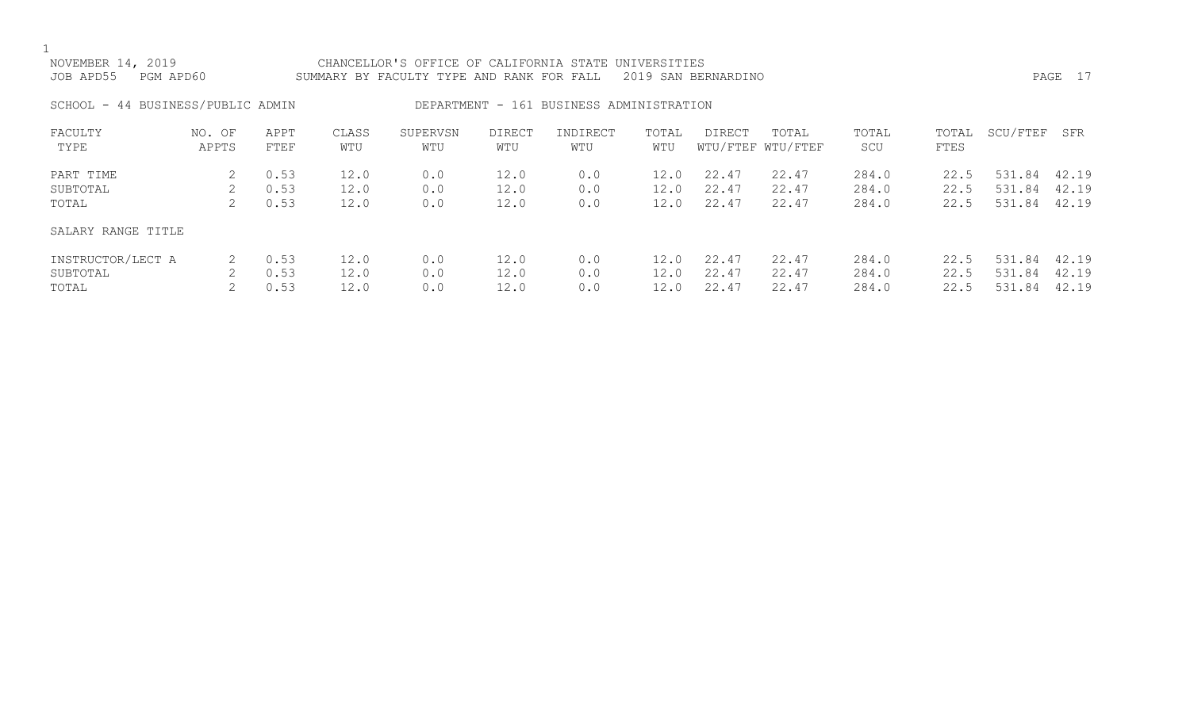NOVEMBER 14, 2019 CHANCELLOR'S OFFICE OF CALIFORNIA STATE UNIVERSITIES
JOB APD55 PGM APD60 SUMMARY BY FACULTY TYPE AND RANK FOR FALL 2019 SAN BERNARDINO

SCHOOL - 44 BUSINESS/PUBLIC ADMIN DEPARTMENT - 161 BUSINESS ADMINISTRATION

| FACULTY TYPE | NO. OF APPTS | APPT FTEF | CLASS WTU | SUPERVSN WTU | DIRECT WTU | INDIRECT WTU | TOTAL WTU | DIRECT WTU/FTEF | TOTAL WTU/FTEF | TOTAL SCU | TOTAL FTES | SCU/FTEF | SFR |
|---|---|---|---|---|---|---|---|---|---|---|---|---|---|
| PART TIME | 2 | 0.53 | 12.0 | 0.0 | 12.0 | 0.0 | 12.0 | 22.47 | 22.47 | 284.0 | 22.5 | 531.84 | 42.19 |
| SUBTOTAL | 2 | 0.53 | 12.0 | 0.0 | 12.0 | 0.0 | 12.0 | 22.47 | 22.47 | 284.0 | 22.5 | 531.84 | 42.19 |
| TOTAL | 2 | 0.53 | 12.0 | 0.0 | 12.0 | 0.0 | 12.0 | 22.47 | 22.47 | 284.0 | 22.5 | 531.84 | 42.19 |
| SALARY RANGE TITLE | | | | | | | | | | | | | |
| INSTRUCTOR/LECT A | 2 | 0.53 | 12.0 | 0.0 | 12.0 | 0.0 | 12.0 | 22.47 | 22.47 | 284.0 | 22.5 | 531.84 | 42.19 |
| SUBTOTAL | 2 | 0.53 | 12.0 | 0.0 | 12.0 | 0.0 | 12.0 | 22.47 | 22.47 | 284.0 | 22.5 | 531.84 | 42.19 |
| TOTAL | 2 | 0.53 | 12.0 | 0.0 | 12.0 | 0.0 | 12.0 | 22.47 | 22.47 | 284.0 | 22.5 | 531.84 | 42.19 |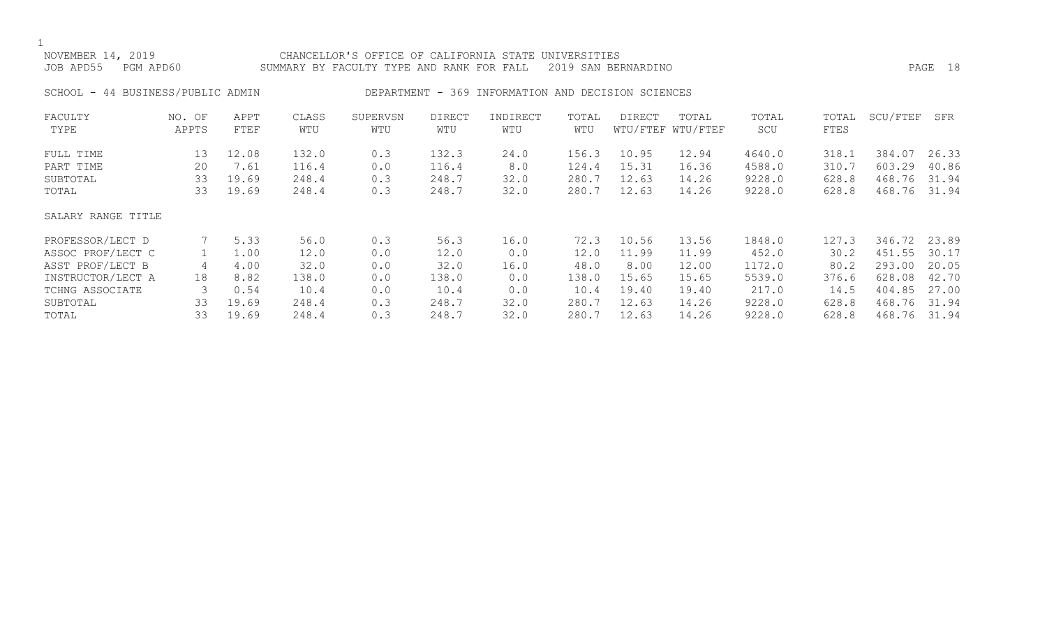NOVEMBER 14, 2019 CHANCELLOR'S OFFICE OF CALIFORNIA STATE UNIVERSITIES
JOB APD55 PGM APD60 SUMMARY BY FACULTY TYPE AND RANK FOR FALL 2019 SAN BERNARDINO

SCHOOL - 44 BUSINESS/PUBLIC ADMIN DEPARTMENT - 369 INFORMATION AND DECISION SCIENCES

| FACULTY TYPE | NO. OF APPTS | APPT FTEF | CLASS WTU | SUPERVSN WTU | DIRECT WTU | INDIRECT WTU | TOTAL WTU | DIRECT WTU/FTEF | TOTAL WTU/FTEF | TOTAL SCU | TOTAL FTES | SCU/FTEF | SFR |
|---|---|---|---|---|---|---|---|---|---|---|---|---|---|
| FULL TIME | 13 | 12.08 | 132.0 | 0.3 | 132.3 | 24.0 | 156.3 | 10.95 | 12.94 | 4640.0 | 318.1 | 384.07 | 26.33 |
| PART TIME | 20 | 7.61 | 116.4 | 0.0 | 116.4 | 8.0 | 124.4 | 15.31 | 16.36 | 4588.0 | 310.7 | 603.29 | 40.86 |
| SUBTOTAL | 33 | 19.69 | 248.4 | 0.3 | 248.7 | 32.0 | 280.7 | 12.63 | 14.26 | 9228.0 | 628.8 | 468.76 | 31.94 |
| TOTAL | 33 | 19.69 | 248.4 | 0.3 | 248.7 | 32.0 | 280.7 | 12.63 | 14.26 | 9228.0 | 628.8 | 468.76 | 31.94 |
| SALARY RANGE TITLE | | | | | | | | | | | | | |
| PROFESSOR/LECT D | 7 | 5.33 | 56.0 | 0.3 | 56.3 | 16.0 | 72.3 | 10.56 | 13.56 | 1848.0 | 127.3 | 346.72 | 23.89 |
| ASSOC PROF/LECT C | 1 | 1.00 | 12.0 | 0.0 | 12.0 | 0.0 | 12.0 | 11.99 | 11.99 | 452.0 | 30.2 | 451.55 | 30.17 |
| ASST PROF/LECT B | 4 | 4.00 | 32.0 | 0.0 | 32.0 | 16.0 | 48.0 | 8.00 | 12.00 | 1172.0 | 80.2 | 293.00 | 20.05 |
| INSTRUCTOR/LECT A | 18 | 8.82 | 138.0 | 0.0 | 138.0 | 0.0 | 138.0 | 15.65 | 15.65 | 5539.0 | 376.6 | 628.08 | 42.70 |
| TCHNG ASSOCIATE | 3 | 0.54 | 10.4 | 0.0 | 10.4 | 0.0 | 10.4 | 19.40 | 19.40 | 217.0 | 14.5 | 404.85 | 27.00 |
| SUBTOTAL | 33 | 19.69 | 248.4 | 0.3 | 248.7 | 32.0 | 280.7 | 12.63 | 14.26 | 9228.0 | 628.8 | 468.76 | 31.94 |
| TOTAL | 33 | 19.69 | 248.4 | 0.3 | 248.7 | 32.0 | 280.7 | 12.63 | 14.26 | 9228.0 | 628.8 | 468.76 | 31.94 |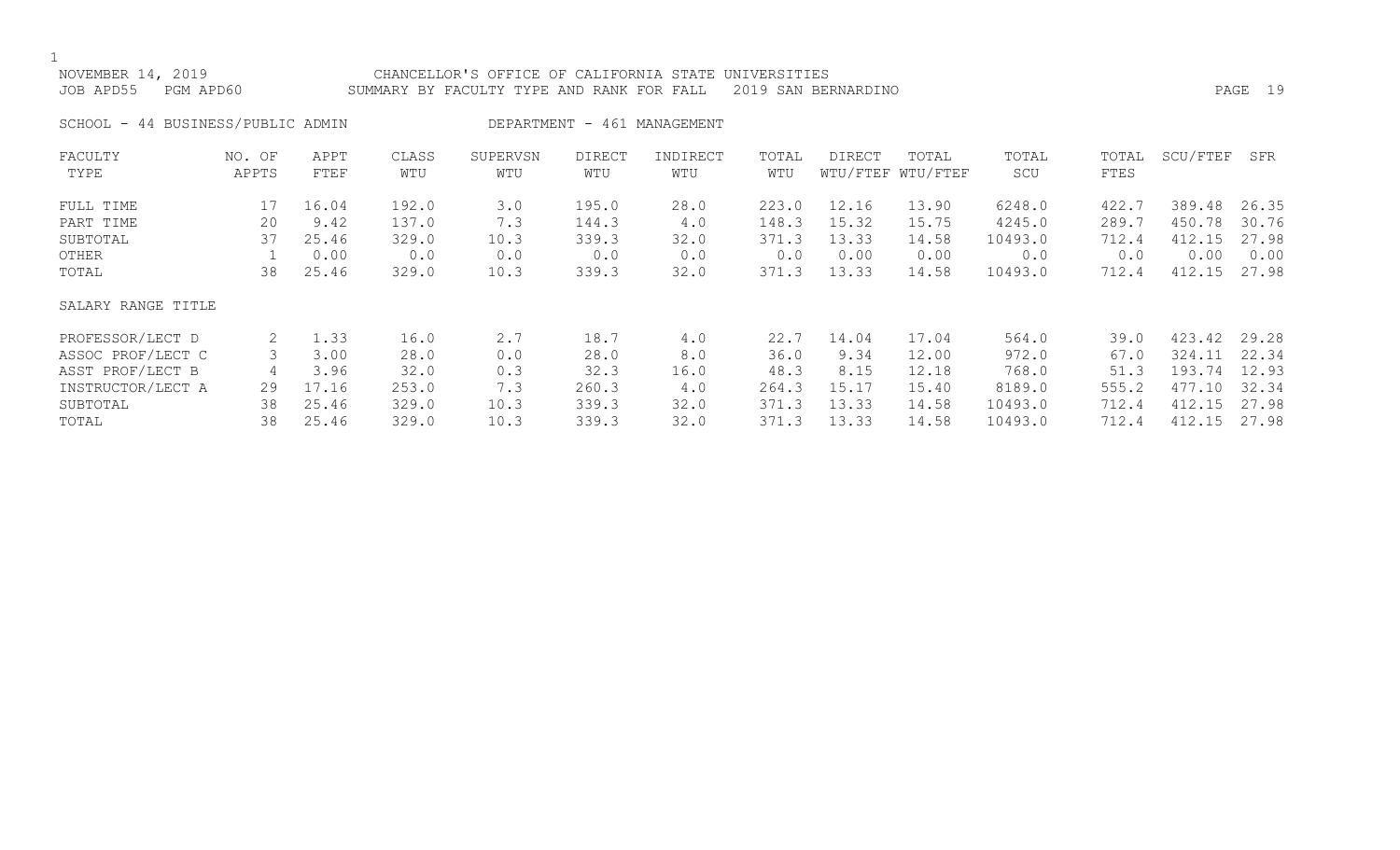NOVEMBER 14, 2019 CHANCELLOR'S OFFICE OF CALIFORNIA STATE UNIVERSITIES
JOB APD55 PGM APD60 SUMMARY BY FACULTY TYPE AND RANK FOR FALL 2019 SAN BERNARDINO

SCHOOL - 44 BUSINESS/PUBLIC ADMIN DEPARTMENT - 461 MANAGEMENT

| FACULTY TYPE | NO. OF APPTS | APPT FTEF | CLASS WTU | SUPERVSN WTU | DIRECT WTU | INDIRECT WTU | TOTAL WTU | DIRECT WTU/FTEF | TOTAL WTU/FTEF | TOTAL SCU | TOTAL FTES | SCU/FTEF | SFR |
|---|---|---|---|---|---|---|---|---|---|---|---|---|---|
| FULL TIME | 17 | 16.04 | 192.0 | 3.0 | 195.0 | 28.0 | 223.0 | 12.16 | 13.90 | 6248.0 | 422.7 | 389.48 | 26.35 |
| PART TIME | 20 | 9.42 | 137.0 | 7.3 | 144.3 | 4.0 | 148.3 | 15.32 | 15.75 | 4245.0 | 289.7 | 450.78 | 30.76 |
| SUBTOTAL | 37 | 25.46 | 329.0 | 10.3 | 339.3 | 32.0 | 371.3 | 13.33 | 14.58 | 10493.0 | 712.4 | 412.15 | 27.98 |
| OTHER | 1 | 0.00 | 0.0 | 0.0 | 0.0 | 0.0 | 0.0 | 0.00 | 0.00 | 0.0 | 0.0 | 0.00 | 0.00 |
| TOTAL | 38 | 25.46 | 329.0 | 10.3 | 339.3 | 32.0 | 371.3 | 13.33 | 14.58 | 10493.0 | 712.4 | 412.15 | 27.98 |
| **SALARY RANGE TITLE** | | | | | | | | | | | | | |
| PROFESSOR/LECT D | 2 | 1.33 | 16.0 | 2.7 | 18.7 | 4.0 | 22.7 | 14.04 | 17.04 | 564.0 | 39.0 | 423.42 | 29.28 |
| ASSOC PROF/LECT C | 3 | 3.00 | 28.0 | 0.0 | 28.0 | 8.0 | 36.0 | 9.34 | 12.00 | 972.0 | 67.0 | 324.11 | 22.34 |
| ASST PROF/LECT B | 4 | 3.96 | 32.0 | 0.3 | 32.3 | 16.0 | 48.3 | 8.15 | 12.18 | 768.0 | 51.3 | 193.74 | 12.93 |
| INSTRUCTOR/LECT A | 29 | 17.16 | 253.0 | 7.3 | 260.3 | 4.0 | 264.3 | 15.17 | 15.40 | 8189.0 | 555.2 | 477.10 | 32.34 |
| SUBTOTAL | 38 | 25.46 | 329.0 | 10.3 | 339.3 | 32.0 | 371.3 | 13.33 | 14.58 | 10493.0 | 712.4 | 412.15 | 27.98 |
| TOTAL | 38 | 25.46 | 329.0 | 10.3 | 339.3 | 32.0 | 371.3 | 13.33 | 14.58 | 10493.0 | 712.4 | 412.15 | 27.98 |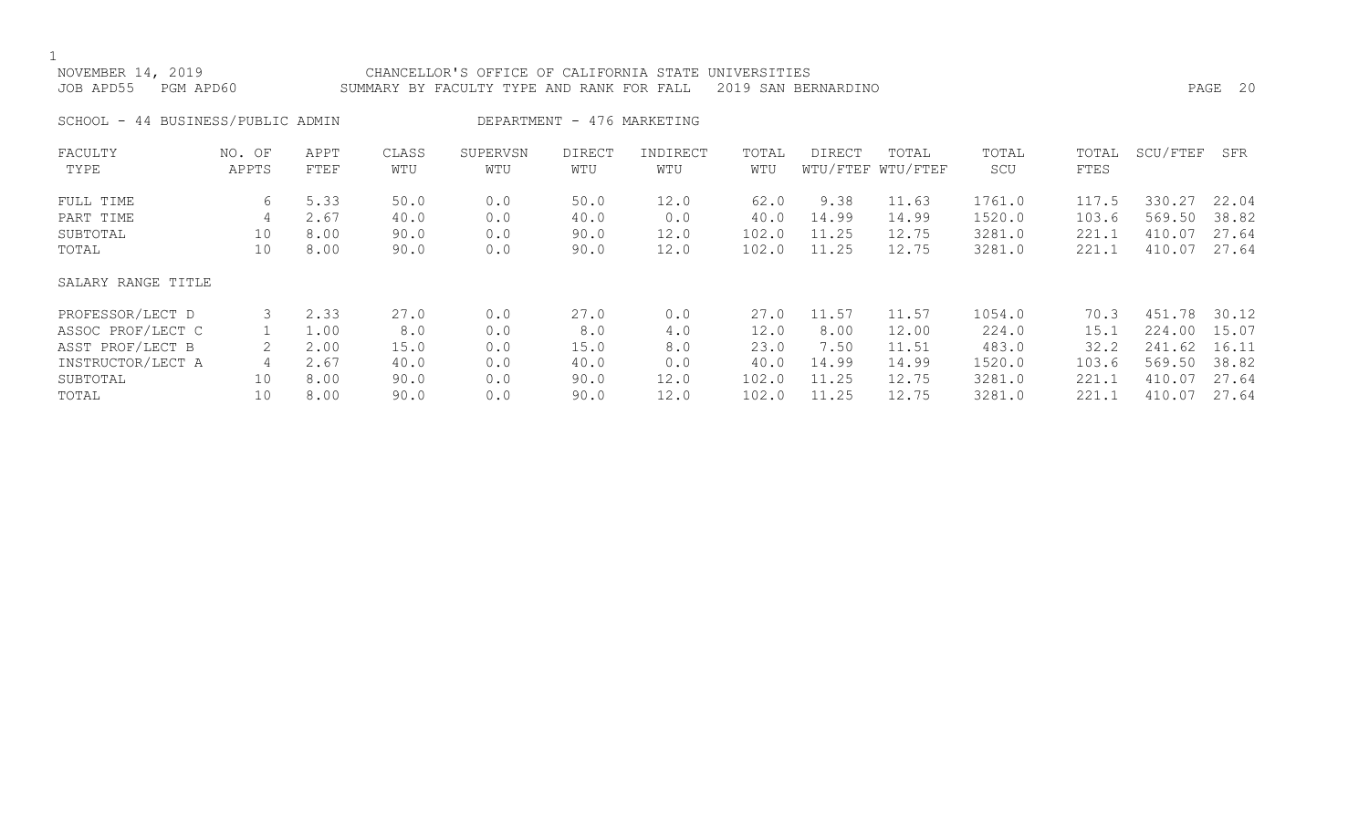NOVEMBER 14, 2019 CHANCELLOR'S OFFICE OF CALIFORNIA STATE UNIVERSITIES
JOB APD55 PGM APD60 SUMMARY BY FACULTY TYPE AND RANK FOR FALL 2019 SAN BERNARDINO

SCHOOL - 44 BUSINESS/PUBLIC ADMIN DEPARTMENT - 476 MARKETING

| FACULTY TYPE | NO. OF APPTS | APPT FTEF | CLASS WTU | SUPERVSN WTU | DIRECT WTU | INDIRECT WTU | TOTAL WTU | DIRECT WTU/FTEF | TOTAL WTU/FTEF | TOTAL SCU | TOTAL FTES | SCU/FTEF | SFR |
|---|---|---|---|---|---|---|---|---|---|---|---|---|---|
| FULL TIME | 6 | 5.33 | 50.0 | 0.0 | 50.0 | 12.0 | 62.0 | 9.38 | 11.63 | 1761.0 | 117.5 | 330.27 | 22.04 |
| PART TIME | 4 | 2.67 | 40.0 | 0.0 | 40.0 | 0.0 | 40.0 | 14.99 | 14.99 | 1520.0 | 103.6 | 569.50 | 38.82 |
| SUBTOTAL | 10 | 8.00 | 90.0 | 0.0 | 90.0 | 12.0 | 102.0 | 11.25 | 12.75 | 3281.0 | 221.1 | 410.07 | 27.64 |
| TOTAL | 10 | 8.00 | 90.0 | 0.0 | 90.0 | 12.0 | 102.0 | 11.25 | 12.75 | 3281.0 | 221.1 | 410.07 | 27.64 |
| SALARY RANGE TITLE | | | | | | | | | | | | | |
| PROFESSOR/LECT D | 3 | 2.33 | 27.0 | 0.0 | 27.0 | 0.0 | 27.0 | 11.57 | 11.57 | 1054.0 | 70.3 | 451.78 | 30.12 |
| ASSOC PROF/LECT C | 1 | 1.00 | 8.0 | 0.0 | 8.0 | 4.0 | 12.0 | 8.00 | 12.00 | 224.0 | 15.1 | 224.00 | 15.07 |
| ASST PROF/LECT B | 2 | 2.00 | 15.0 | 0.0 | 15.0 | 8.0 | 23.0 | 7.50 | 11.51 | 483.0 | 32.2 | 241.62 | 16.11 |
| INSTRUCTOR/LECT A | 4 | 2.67 | 40.0 | 0.0 | 40.0 | 0.0 | 40.0 | 14.99 | 14.99 | 1520.0 | 103.6 | 569.50 | 38.82 |
| SUBTOTAL | 10 | 8.00 | 90.0 | 0.0 | 90.0 | 12.0 | 102.0 | 11.25 | 12.75 | 3281.0 | 221.1 | 410.07 | 27.64 |
| TOTAL | 10 | 8.00 | 90.0 | 0.0 | 90.0 | 12.0 | 102.0 | 11.25 | 12.75 | 3281.0 | 221.1 | 410.07 | 27.64 |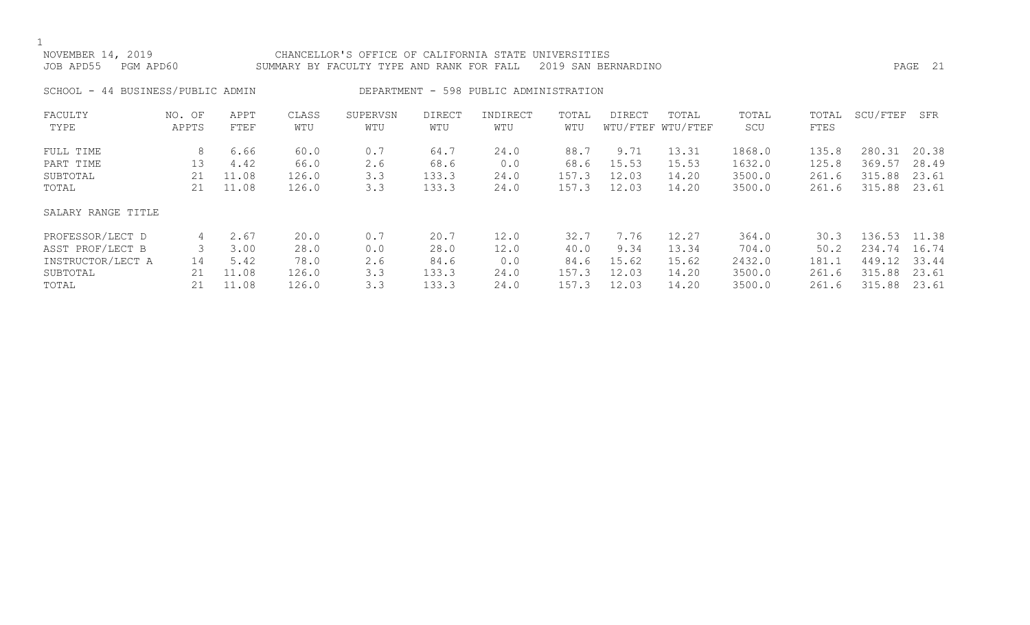NOVEMBER 14, 2019 CHANCELLOR'S OFFICE OF CALIFORNIA STATE UNIVERSITIES
JOB APD55 PGM APD60 SUMMARY BY FACULTY TYPE AND RANK FOR FALL 2019 SAN BERNARDINO

SCHOOL - 44 BUSINESS/PUBLIC ADMIN DEPARTMENT - 598 PUBLIC ADMINISTRATION

| FACULTY TYPE | NO. OF APPTS | APPT FTEF | CLASS WTU | SUPERVSN WTU | DIRECT WTU | INDIRECT WTU | TOTAL WTU | DIRECT WTU/FTEF | TOTAL WTU/FTEF | TOTAL SCU | TOTAL FTES | SCU/FTEF | SFR |
|---|---|---|---|---|---|---|---|---|---|---|---|---|---|
| FULL TIME | 8 | 6.66 | 60.0 | 0.7 | 64.7 | 24.0 | 88.7 | 9.71 | 13.31 | 1868.0 | 135.8 | 280.31 | 20.38 |
| PART TIME | 13 | 4.42 | 66.0 | 2.6 | 68.6 | 0.0 | 68.6 | 15.53 | 15.53 | 1632.0 | 125.8 | 369.57 | 28.49 |
| SUBTOTAL | 21 | 11.08 | 126.0 | 3.3 | 133.3 | 24.0 | 157.3 | 12.03 | 14.20 | 3500.0 | 261.6 | 315.88 | 23.61 |
| TOTAL | 21 | 11.08 | 126.0 | 3.3 | 133.3 | 24.0 | 157.3 | 12.03 | 14.20 | 3500.0 | 261.6 | 315.88 | 23.61 |

| SALARY RANGE TITLE | NO. OF APPTS | APPT FTEF | CLASS WTU | SUPERVSN WTU | DIRECT WTU | INDIRECT WTU | TOTAL WTU | DIRECT WTU/FTEF | TOTAL WTU/FTEF | TOTAL SCU | TOTAL FTES | SCU/FTEF | SFR |
|---|---|---|---|---|---|---|---|---|---|---|---|---|---|
| PROFESSOR/LECT D | 4 | 2.67 | 20.0 | 0.7 | 20.7 | 12.0 | 32.7 | 7.76 | 12.27 | 364.0 | 30.3 | 136.53 | 11.38 |
| ASST PROF/LECT B | 3 | 3.00 | 28.0 | 0.0 | 28.0 | 12.0 | 40.0 | 9.34 | 13.34 | 704.0 | 50.2 | 234.74 | 16.74 |
| INSTRUCTOR/LECT A | 14 | 5.42 | 78.0 | 2.6 | 84.6 | 0.0 | 84.6 | 15.62 | 15.62 | 2432.0 | 181.1 | 449.12 | 33.44 |
| SUBTOTAL | 21 | 11.08 | 126.0 | 3.3 | 133.3 | 24.0 | 157.3 | 12.03 | 14.20 | 3500.0 | 261.6 | 315.88 | 23.61 |
| TOTAL | 21 | 11.08 | 126.0 | 3.3 | 133.3 | 24.0 | 157.3 | 12.03 | 14.20 | 3500.0 | 261.6 | 315.88 | 23.61 |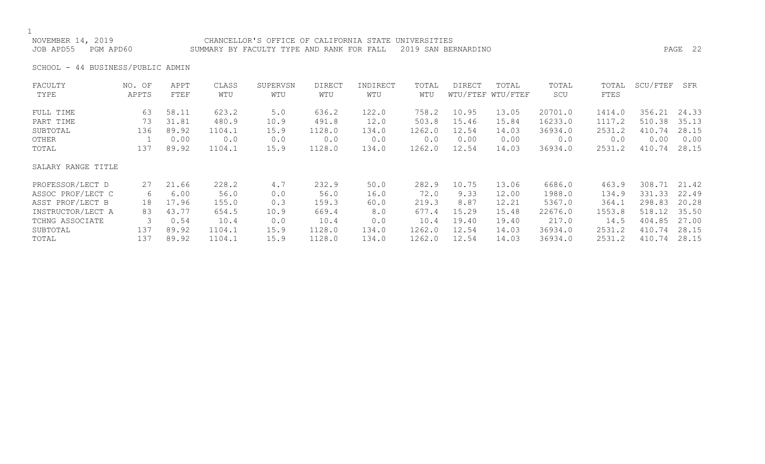NOVEMBER 14, 2019 CHANCELLOR'S OFFICE OF CALIFORNIA STATE UNIVERSITIES
JOB APD55 PGM APD60 SUMMARY BY FACULTY TYPE AND RANK FOR FALL 2019 SAN BERNARDINO

SCHOOL - 44 BUSINESS/PUBLIC ADMIN

| FACULTY TYPE | NO. OF APPTS | APPT FTEF | CLASS WTU | SUPERVSN WTU | DIRECT WTU | INDIRECT WTU | TOTAL WTU | DIRECT WTU/FTEF | TOTAL WTU/FTEF | TOTAL SCU | TOTAL FTES | SCU/FTEF | SFR |
|---|---|---|---|---|---|---|---|---|---|---|---|---|---|
| FULL TIME | 63 | 58.11 | 623.2 | 5.0 | 636.2 | 122.0 | 758.2 | 10.95 | 13.05 | 20701.0 | 1414.0 | 356.21 | 24.33 |
| PART TIME | 73 | 31.81 | 480.9 | 10.9 | 491.8 | 12.0 | 503.8 | 15.46 | 15.84 | 16233.0 | 1117.2 | 510.38 | 35.13 |
| SUBTOTAL | 136 | 89.92 | 1104.1 | 15.9 | 1128.0 | 134.0 | 1262.0 | 12.54 | 14.03 | 36934.0 | 2531.2 | 410.74 | 28.15 |
| OTHER | 1 | 0.00 | 0.0 | 0.0 | 0.0 | 0.0 | 0.0 | 0.00 | 0.00 | 0.0 | 0.0 | 0.00 | 0.00 |
| TOTAL | 137 | 89.92 | 1104.1 | 15.9 | 1128.0 | 134.0 | 1262.0 | 12.54 | 14.03 | 36934.0 | 2531.2 | 410.74 | 28.15 |

| SALARY RANGE TITLE | NO. OF APPTS | APPT FTEF | CLASS WTU | SUPERVSN WTU | DIRECT WTU | INDIRECT WTU | TOTAL WTU | DIRECT WTU/FTEF | TOTAL WTU/FTEF | TOTAL SCU | TOTAL FTES | SCU/FTEF | SFR |
|---|---|---|---|---|---|---|---|---|---|---|---|---|---|
| PROFESSOR/LECT D | 27 | 21.66 | 228.2 | 4.7 | 232.9 | 50.0 | 282.9 | 10.75 | 13.06 | 6686.0 | 463.9 | 308.71 | 21.42 |
| ASSOC PROF/LECT C | 6 | 6.00 | 56.0 | 0.0 | 56.0 | 16.0 | 72.0 | 9.33 | 12.00 | 1988.0 | 134.9 | 331.33 | 22.49 |
| ASST PROF/LECT B | 18 | 17.96 | 155.0 | 0.3 | 159.3 | 60.0 | 219.3 | 8.87 | 12.21 | 5367.0 | 364.1 | 298.83 | 20.28 |
| INSTRUCTOR/LECT A | 83 | 43.77 | 654.5 | 10.9 | 669.4 | 8.0 | 677.4 | 15.29 | 15.48 | 22676.0 | 1553.8 | 518.12 | 35.50 |
| TCHNG ASSOCIATE | 3 | 0.54 | 10.4 | 0.0 | 10.4 | 0.0 | 10.4 | 19.40 | 19.40 | 217.0 | 14.5 | 404.85 | 27.00 |
| SUBTOTAL | 137 | 89.92 | 1104.1 | 15.9 | 1128.0 | 134.0 | 1262.0 | 12.54 | 14.03 | 36934.0 | 2531.2 | 410.74 | 28.15 |
| TOTAL | 137 | 89.92 | 1104.1 | 15.9 | 1128.0 | 134.0 | 1262.0 | 12.54 | 14.03 | 36934.0 | 2531.2 | 410.74 | 28.15 |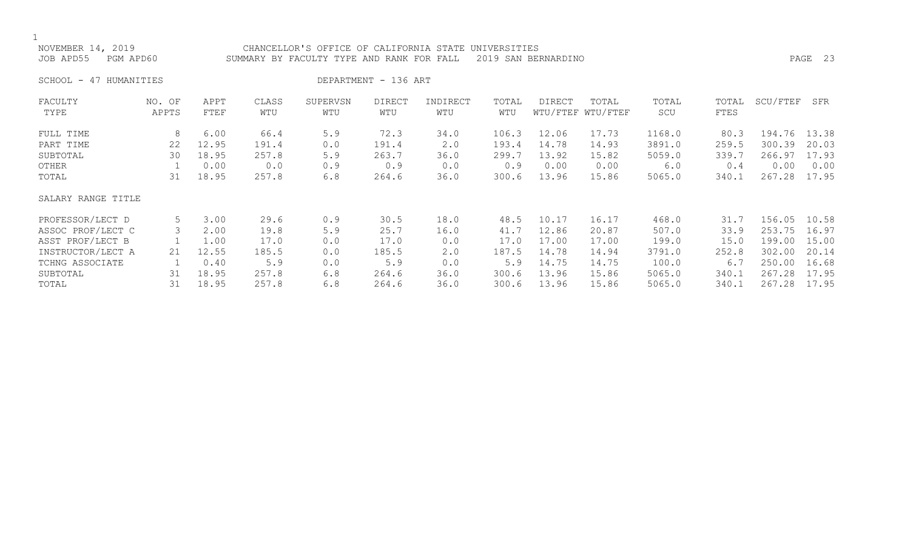NOVEMBER 14, 2019 CHANCELLOR'S OFFICE OF CALIFORNIA STATE UNIVERSITIES
JOB APD55 PGM APD60 SUMMARY BY FACULTY TYPE AND RANK FOR FALL 2019 SAN BERNARDINO

SCHOOL - 47 HUMANITIES DEPARTMENT - 136 ART

| FACULTY TYPE | NO. OF APPTS | APPT FTEF | CLASS WTU | SUPERVSN WTU | DIRECT WTU | INDIRECT WTU | TOTAL WTU | DIRECT WTU/FTEF | TOTAL WTU/FTEF | TOTAL SCU | TOTAL FTES | SCU/FTEF | SFR |
|---|---|---|---|---|---|---|---|---|---|---|---|---|---|
| FULL TIME | 8 | 6.00 | 66.4 | 5.9 | 72.3 | 34.0 | 106.3 | 12.06 | 17.73 | 1168.0 | 80.3 | 194.76 | 13.38 |
| PART TIME | 22 | 12.95 | 191.4 | 0.0 | 191.4 | 2.0 | 193.4 | 14.78 | 14.93 | 3891.0 | 259.5 | 300.39 | 20.03 |
| SUBTOTAL | 30 | 18.95 | 257.8 | 5.9 | 263.7 | 36.0 | 299.7 | 13.92 | 15.82 | 5059.0 | 339.7 | 266.97 | 17.93 |
| OTHER | 1 | 0.00 | 0.0 | 0.9 | 0.9 | 0.0 | 0.9 | 0.00 | 0.00 | 6.0 | 0.4 | 0.00 | 0.00 |
| TOTAL | 31 | 18.95 | 257.8 | 6.8 | 264.6 | 36.0 | 300.6 | 13.96 | 15.86 | 5065.0 | 340.1 | 267.28 | 17.95 |

| SALARY RANGE TITLE | NO. OF APPTS | APPT FTEF | CLASS WTU | SUPERVSN WTU | DIRECT WTU | INDIRECT WTU | TOTAL WTU | DIRECT WTU/FTEF | TOTAL WTU/FTEF | TOTAL SCU | TOTAL FTES | SCU/FTEF | SFR |
|---|---|---|---|---|---|---|---|---|---|---|---|---|---|
| PROFESSOR/LECT D | 5 | 3.00 | 29.6 | 0.9 | 30.5 | 18.0 | 48.5 | 10.17 | 16.17 | 468.0 | 31.7 | 156.05 | 10.58 |
| ASSOC PROF/LECT C | 3 | 2.00 | 19.8 | 5.9 | 25.7 | 16.0 | 41.7 | 12.86 | 20.87 | 507.0 | 33.9 | 253.75 | 16.97 |
| ASST PROF/LECT B | 1 | 1.00 | 17.0 | 0.0 | 17.0 | 0.0 | 17.0 | 17.00 | 17.00 | 199.0 | 15.0 | 199.00 | 15.00 |
| INSTRUCTOR/LECT A | 21 | 12.55 | 185.5 | 0.0 | 185.5 | 2.0 | 187.5 | 14.78 | 14.94 | 3791.0 | 252.8 | 302.00 | 20.14 |
| TCHNG ASSOCIATE | 1 | 0.40 | 5.9 | 0.0 | 5.9 | 0.0 | 5.9 | 14.75 | 14.75 | 100.0 | 6.7 | 250.00 | 16.68 |
| SUBTOTAL | 31 | 18.95 | 257.8 | 6.8 | 264.6 | 36.0 | 300.6 | 13.96 | 15.86 | 5065.0 | 340.1 | 267.28 | 17.95 |
| TOTAL | 31 | 18.95 | 257.8 | 6.8 | 264.6 | 36.0 | 300.6 | 13.96 | 15.86 | 5065.0 | 340.1 | 267.28 | 17.95 |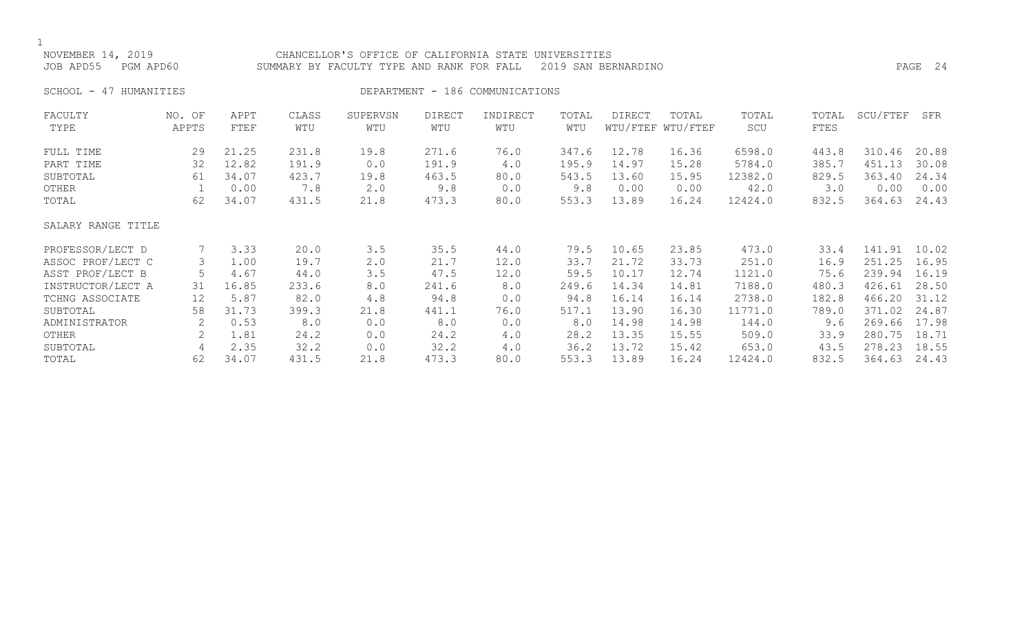NOVEMBER 14, 2019 CHANCELLOR'S OFFICE OF CALIFORNIA STATE UNIVERSITIES
JOB APD55 PGM APD60 SUMMARY BY FACULTY TYPE AND RANK FOR FALL 2019 SAN BERNARDINO

SCHOOL - 47 HUMANITIES DEPARTMENT - 186 COMMUNICATIONS

| FACULTY TYPE | NO. OF APPTS | APPT FTEF | CLASS WTU | SUPERVSN WTU | DIRECT WTU | INDIRECT WTU | TOTAL WTU | DIRECT WTU/FTEF | TOTAL WTU/FTEF | TOTAL SCU | TOTAL FTES | SCU/FTEF | SFR |
|---|---|---|---|---|---|---|---|---|---|---|---|---|---|
| FULL TIME | 29 | 21.25 | 231.8 | 19.8 | 271.6 | 76.0 | 347.6 | 12.78 | 16.36 | 6598.0 | 443.8 | 310.46 | 20.88 |
| PART TIME | 32 | 12.82 | 191.9 | 0.0 | 191.9 | 4.0 | 195.9 | 14.97 | 15.28 | 5784.0 | 385.7 | 451.13 | 30.08 |
| SUBTOTAL | 61 | 34.07 | 423.7 | 19.8 | 463.5 | 80.0 | 543.5 | 13.60 | 15.95 | 12382.0 | 829.5 | 363.40 | 24.34 |
| OTHER | 1 | 0.00 | 7.8 | 2.0 | 9.8 | 0.0 | 9.8 | 0.00 | 0.00 | 42.0 | 3.0 | 0.00 | 0.00 |
| TOTAL | 62 | 34.07 | 431.5 | 21.8 | 473.3 | 80.0 | 553.3 | 13.89 | 16.24 | 12424.0 | 832.5 | 364.63 | 24.43 |
| SALARY RANGE TITLE | | | | | | | | | | | | | |
| PROFESSOR/LECT D | 7 | 3.33 | 20.0 | 3.5 | 35.5 | 44.0 | 79.5 | 10.65 | 23.85 | 473.0 | 33.4 | 141.91 | 10.02 |
| ASSOC PROF/LECT C | 3 | 1.00 | 19.7 | 2.0 | 21.7 | 12.0 | 33.7 | 21.72 | 33.73 | 251.0 | 16.9 | 251.25 | 16.95 |
| ASST PROF/LECT B | 5 | 4.67 | 44.0 | 3.5 | 47.5 | 12.0 | 59.5 | 10.17 | 12.74 | 1121.0 | 75.6 | 239.94 | 16.19 |
| INSTRUCTOR/LECT A | 31 | 16.85 | 233.6 | 8.0 | 241.6 | 8.0 | 249.6 | 14.34 | 14.81 | 7188.0 | 480.3 | 426.61 | 28.50 |
| TCHNG ASSOCIATE | 12 | 5.87 | 82.0 | 4.8 | 94.8 | 0.0 | 94.8 | 16.14 | 16.14 | 2738.0 | 182.8 | 466.20 | 31.12 |
| SUBTOTAL | 58 | 31.73 | 399.3 | 21.8 | 441.1 | 76.0 | 517.1 | 13.90 | 16.30 | 11771.0 | 789.0 | 371.02 | 24.87 |
| ADMINISTRATOR | 2 | 0.53 | 8.0 | 0.0 | 8.0 | 0.0 | 8.0 | 14.98 | 14.98 | 144.0 | 9.6 | 269.66 | 17.98 |
| OTHER | 2 | 1.81 | 24.2 | 0.0 | 24.2 | 4.0 | 28.2 | 13.35 | 15.55 | 509.0 | 33.9 | 280.75 | 18.71 |
| SUBTOTAL | 4 | 2.35 | 32.2 | 0.0 | 32.2 | 4.0 | 36.2 | 13.72 | 15.42 | 653.0 | 43.5 | 278.23 | 18.55 |
| TOTAL | 62 | 34.07 | 431.5 | 21.8 | 473.3 | 80.0 | 553.3 | 13.89 | 16.24 | 12424.0 | 832.5 | 364.63 | 24.43 |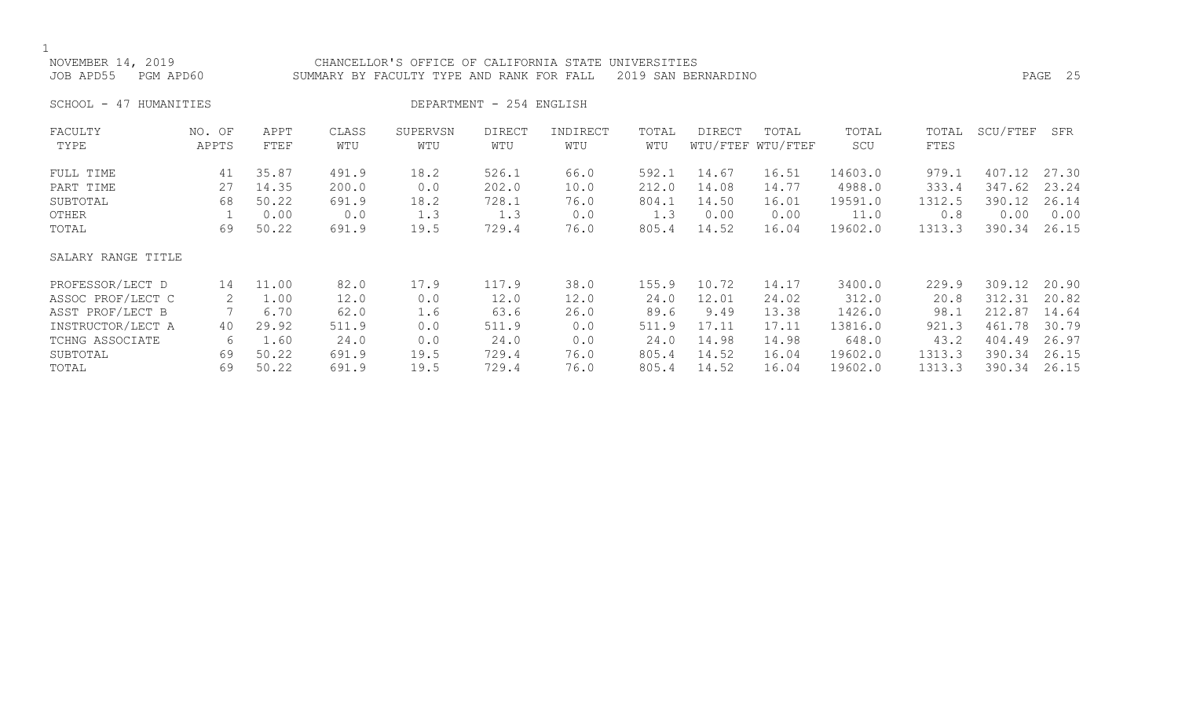NOVEMBER 14, 2019 CHANCELLOR'S OFFICE OF CALIFORNIA STATE UNIVERSITIES
JOB APD55 PGM APD60 SUMMARY BY FACULTY TYPE AND RANK FOR FALL 2019 SAN BERNARDINO

SCHOOL - 47 HUMANITIES DEPARTMENT - 254 ENGLISH

| FACULTY TYPE | NO. OF APPTS | APPT FTEF | CLASS WTU | SUPERVSN WTU | DIRECT WTU | INDIRECT WTU | TOTAL WTU | DIRECT WTU/FTEF | TOTAL WTU/FTEF | TOTAL SCU | TOTAL FTES | SCU/FTEF | SFR |
|---|---|---|---|---|---|---|---|---|---|---|---|---|---|
| FULL TIME | 41 | 35.87 | 491.9 | 18.2 | 526.1 | 66.0 | 592.1 | 14.67 | 16.51 | 14603.0 | 979.1 | 407.12 | 27.30 |
| PART TIME | 27 | 14.35 | 200.0 | 0.0 | 202.0 | 10.0 | 212.0 | 14.08 | 14.77 | 4988.0 | 333.4 | 347.62 | 23.24 |
| SUBTOTAL | 68 | 50.22 | 691.9 | 18.2 | 728.1 | 76.0 | 804.1 | 14.50 | 16.01 | 19591.0 | 1312.5 | 390.12 | 26.14 |
| OTHER | 1 | 0.00 | 0.0 | 1.3 | 1.3 | 0.0 | 1.3 | 0.00 | 0.00 | 11.0 | 0.8 | 0.00 | 0.00 |
| TOTAL | 69 | 50.22 | 691.9 | 19.5 | 729.4 | 76.0 | 805.4 | 14.52 | 16.04 | 19602.0 | 1313.3 | 390.34 | 26.15 |
| SALARY RANGE TITLE | | | | | | | | | | | | | |
| PROFESSOR/LECT D | 14 | 11.00 | 82.0 | 17.9 | 117.9 | 38.0 | 155.9 | 10.72 | 14.17 | 3400.0 | 229.9 | 309.12 | 20.90 |
| ASSOC PROF/LECT C | 2 | 1.00 | 12.0 | 0.0 | 12.0 | 12.0 | 24.0 | 12.01 | 24.02 | 312.0 | 20.8 | 312.31 | 20.82 |
| ASST PROF/LECT B | 7 | 6.70 | 62.0 | 1.6 | 63.6 | 26.0 | 89.6 | 9.49 | 13.38 | 1426.0 | 98.1 | 212.87 | 14.64 |
| INSTRUCTOR/LECT A | 40 | 29.92 | 511.9 | 0.0 | 511.9 | 0.0 | 511.9 | 17.11 | 17.11 | 13816.0 | 921.3 | 461.78 | 30.79 |
| TCHNG ASSOCIATE | 6 | 1.60 | 24.0 | 0.0 | 24.0 | 0.0 | 24.0 | 14.98 | 14.98 | 648.0 | 43.2 | 404.49 | 26.97 |
| SUBTOTAL | 69 | 50.22 | 691.9 | 19.5 | 729.4 | 76.0 | 805.4 | 14.52 | 16.04 | 19602.0 | 1313.3 | 390.34 | 26.15 |
| TOTAL | 69 | 50.22 | 691.9 | 19.5 | 729.4 | 76.0 | 805.4 | 14.52 | 16.04 | 19602.0 | 1313.3 | 390.34 | 26.15 |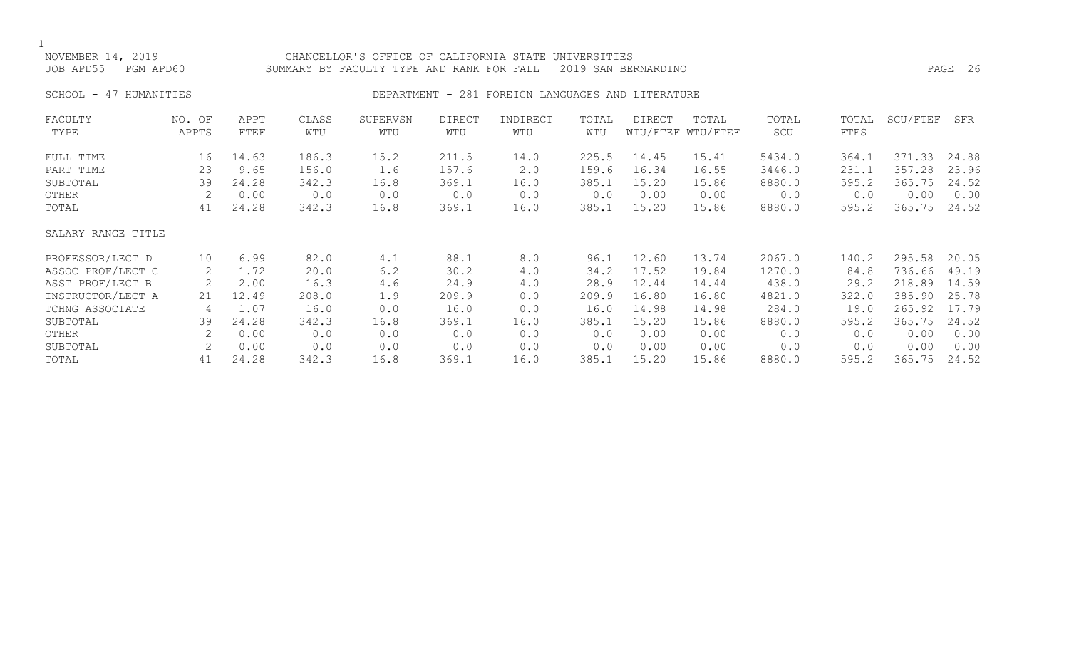NOVEMBER 14, 2019 CHANCELLOR'S OFFICE OF CALIFORNIA STATE UNIVERSITIES
JOB APD55 PGM APD60 SUMMARY BY FACULTY TYPE AND RANK FOR FALL 2019 SAN BERNARDINO

SCHOOL - 47 HUMANITIES DEPARTMENT - 281 FOREIGN LANGUAGES AND LITERATURE

| FACULTY TYPE | NO. OF APPTS | APPT FTEF | CLASS WTU | SUPERVSN WTU | DIRECT WTU | INDIRECT WTU | TOTAL WTU | DIRECT WTU/FTEF | TOTAL WTU/FTEF | TOTAL SCU | TOTAL FTES | SCU/FTEF | SFR |
|---|---|---|---|---|---|---|---|---|---|---|---|---|---|
| FULL TIME | 16 | 14.63 | 186.3 | 15.2 | 211.5 | 14.0 | 225.5 | 14.45 | 15.41 | 5434.0 | 364.1 | 371.33 | 24.88 |
| PART TIME | 23 | 9.65 | 156.0 | 1.6 | 157.6 | 2.0 | 159.6 | 16.34 | 16.55 | 3446.0 | 231.1 | 357.28 | 23.96 |
| SUBTOTAL | 39 | 24.28 | 342.3 | 16.8 | 369.1 | 16.0 | 385.1 | 15.20 | 15.86 | 8880.0 | 595.2 | 365.75 | 24.52 |
| OTHER | 2 | 0.00 | 0.0 | 0.0 | 0.0 | 0.0 | 0.0 | 0.00 | 0.00 | 0.0 | 0.0 | 0.00 | 0.00 |
| TOTAL | 41 | 24.28 | 342.3 | 16.8 | 369.1 | 16.0 | 385.1 | 15.20 | 15.86 | 8880.0 | 595.2 | 365.75 | 24.52 |
| SALARY RANGE TITLE | | | | | | | | | | | | | |
| PROFESSOR/LECT D | 10 | 6.99 | 82.0 | 4.1 | 88.1 | 8.0 | 96.1 | 12.60 | 13.74 | 2067.0 | 140.2 | 295.58 | 20.05 |
| ASSOC PROF/LECT C | 2 | 1.72 | 20.0 | 6.2 | 30.2 | 4.0 | 34.2 | 17.52 | 19.84 | 1270.0 | 84.8 | 736.66 | 49.19 |
| ASST PROF/LECT B | 2 | 2.00 | 16.3 | 4.6 | 24.9 | 4.0 | 28.9 | 12.44 | 14.44 | 438.0 | 29.2 | 218.89 | 14.59 |
| INSTRUCTOR/LECT A | 21 | 12.49 | 208.0 | 1.9 | 209.9 | 0.0 | 209.9 | 16.80 | 16.80 | 4821.0 | 322.0 | 385.90 | 25.78 |
| TCHNG ASSOCIATE | 4 | 1.07 | 16.0 | 0.0 | 16.0 | 0.0 | 16.0 | 14.98 | 14.98 | 284.0 | 19.0 | 265.92 | 17.79 |
| SUBTOTAL | 39 | 24.28 | 342.3 | 16.8 | 369.1 | 16.0 | 385.1 | 15.20 | 15.86 | 8880.0 | 595.2 | 365.75 | 24.52 |
| OTHER | 2 | 0.00 | 0.0 | 0.0 | 0.0 | 0.0 | 0.0 | 0.00 | 0.00 | 0.0 | 0.0 | 0.00 | 0.00 |
| SUBTOTAL | 2 | 0.00 | 0.0 | 0.0 | 0.0 | 0.0 | 0.0 | 0.00 | 0.00 | 0.0 | 0.0 | 0.00 | 0.00 |
| TOTAL | 41 | 24.28 | 342.3 | 16.8 | 369.1 | 16.0 | 385.1 | 15.20 | 15.86 | 8880.0 | 595.2 | 365.75 | 24.52 |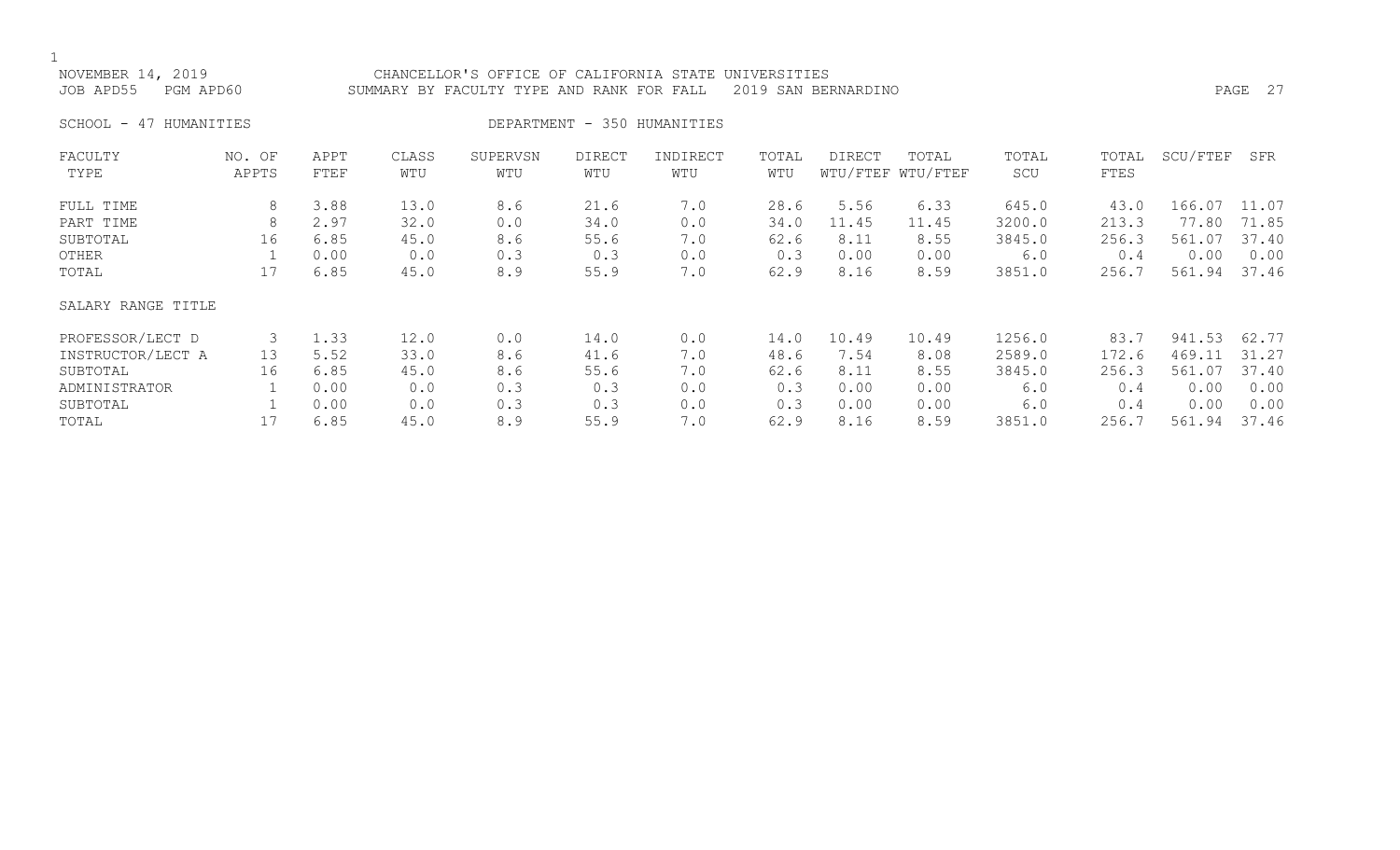NOVEMBER 14, 2019 CHANCELLOR'S OFFICE OF CALIFORNIA STATE UNIVERSITIES
JOB APD55 PGM APD60 SUMMARY BY FACULTY TYPE AND RANK FOR FALL 2019 SAN BERNARDINO

SCHOOL - 47 HUMANITIES DEPARTMENT - 350 HUMANITIES

| FACULTY TYPE | NO. OF APPTS | APPT FTEF | CLASS WTU | SUPERVSN WTU | DIRECT WTU | INDIRECT WTU | TOTAL WTU | DIRECT WTU/FTEF | TOTAL WTU/FTEF | TOTAL SCU | TOTAL FTES | SCU/FTEF | SFR |
|---|---|---|---|---|---|---|---|---|---|---|---|---|---|
| FULL TIME | 8 | 3.88 | 13.0 | 8.6 | 21.6 | 7.0 | 28.6 | 5.56 | 6.33 | 645.0 | 43.0 | 166.07 | 11.07 |
| PART TIME | 8 | 2.97 | 32.0 | 0.0 | 34.0 | 0.0 | 34.0 | 11.45 | 11.45 | 3200.0 | 213.3 | 77.80 | 71.85 |
| SUBTOTAL | 16 | 6.85 | 45.0 | 8.6 | 55.6 | 7.0 | 62.6 | 8.11 | 8.55 | 3845.0 | 256.3 | 561.07 | 37.40 |
| OTHER | 1 | 0.00 | 0.0 | 0.3 | 0.3 | 0.0 | 0.3 | 0.00 | 0.00 | 6.0 | 0.4 | 0.00 | 0.00 |
| TOTAL | 17 | 6.85 | 45.0 | 8.9 | 55.9 | 7.0 | 62.9 | 8.16 | 8.59 | 3851.0 | 256.7 | 561.94 | 37.46 |
| SALARY RANGE TITLE | | | | | | | | | | | | | |
| PROFESSOR/LECT D | 3 | 1.33 | 12.0 | 0.0 | 14.0 | 0.0 | 14.0 | 10.49 | 10.49 | 1256.0 | 83.7 | 941.53 | 62.77 |
| INSTRUCTOR/LECT A | 13 | 5.52 | 33.0 | 8.6 | 41.6 | 7.0 | 48.6 | 7.54 | 8.08 | 2589.0 | 172.6 | 469.11 | 31.27 |
| SUBTOTAL | 16 | 6.85 | 45.0 | 8.6 | 55.6 | 7.0 | 62.6 | 8.11 | 8.55 | 3845.0 | 256.3 | 561.07 | 37.40 |
| ADMINISTRATOR | 1 | 0.00 | 0.0 | 0.3 | 0.3 | 0.0 | 0.3 | 0.00 | 0.00 | 6.0 | 0.4 | 0.00 | 0.00 |
| SUBTOTAL | 1 | 0.00 | 0.0 | 0.3 | 0.3 | 0.0 | 0.3 | 0.00 | 0.00 | 6.0 | 0.4 | 0.00 | 0.00 |
| TOTAL | 17 | 6.85 | 45.0 | 8.9 | 55.9 | 7.0 | 62.9 | 8.16 | 8.59 | 3851.0 | 256.7 | 561.94 | 37.46 |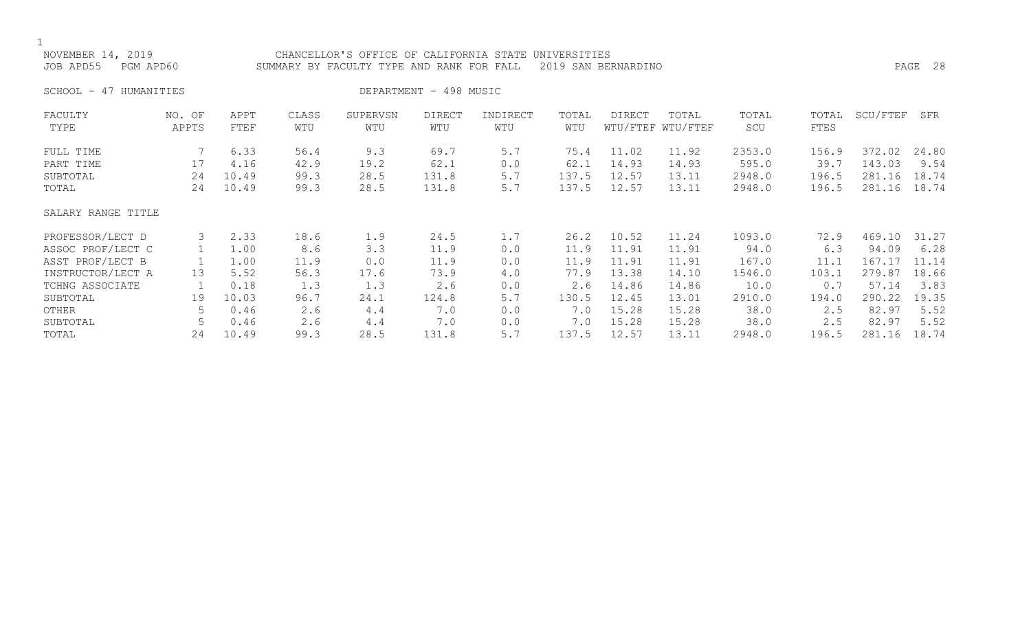NOVEMBER 14, 2019 CHANCELLOR'S OFFICE OF CALIFORNIA STATE UNIVERSITIES
JOB APD55 PGM APD60 SUMMARY BY FACULTY TYPE AND RANK FOR FALL 2019 SAN BERNARDINO

SCHOOL - 47 HUMANITIES DEPARTMENT - 498 MUSIC

| FACULTY TYPE | NO. OF APPTS | APPT FTEF | CLASS WTU | SUPERVSN WTU | DIRECT WTU | INDIRECT WTU | TOTAL WTU | DIRECT WTU/FTEF | TOTAL WTU/FTEF | TOTAL SCU | TOTAL FTES | SCU/FTEF | SFR |
|---|---|---|---|---|---|---|---|---|---|---|---|---|---|
| FULL TIME | 7 | 6.33 | 56.4 | 9.3 | 69.7 | 5.7 | 75.4 | 11.02 | 11.92 | 2353.0 | 156.9 | 372.02 | 24.80 |
| PART TIME | 17 | 4.16 | 42.9 | 19.2 | 62.1 | 0.0 | 62.1 | 14.93 | 14.93 | 595.0 | 39.7 | 143.03 | 9.54 |
| SUBTOTAL | 24 | 10.49 | 99.3 | 28.5 | 131.8 | 5.7 | 137.5 | 12.57 | 13.11 | 2948.0 | 196.5 | 281.16 | 18.74 |
| TOTAL | 24 | 10.49 | 99.3 | 28.5 | 131.8 | 5.7 | 137.5 | 12.57 | 13.11 | 2948.0 | 196.5 | 281.16 | 18.74 |
| SALARY RANGE TITLE | | | | | | | | | | | | | |
| PROFESSOR/LECT D | 3 | 2.33 | 18.6 | 1.9 | 24.5 | 1.7 | 26.2 | 10.52 | 11.24 | 1093.0 | 72.9 | 469.10 | 31.27 |
| ASSOC PROF/LECT C | 1 | 1.00 | 8.6 | 3.3 | 11.9 | 0.0 | 11.9 | 11.91 | 11.91 | 94.0 | 6.3 | 94.09 | 6.28 |
| ASST PROF/LECT B | 1 | 1.00 | 11.9 | 0.0 | 11.9 | 0.0 | 11.9 | 11.91 | 11.91 | 167.0 | 11.1 | 167.17 | 11.14 |
| INSTRUCTOR/LECT A | 13 | 5.52 | 56.3 | 17.6 | 73.9 | 4.0 | 77.9 | 13.38 | 14.10 | 1546.0 | 103.1 | 279.87 | 18.66 |
| TCHNG ASSOCIATE | 1 | 0.18 | 1.3 | 1.3 | 2.6 | 0.0 | 2.6 | 14.86 | 14.86 | 10.0 | 0.7 | 57.14 | 3.83 |
| SUBTOTAL | 19 | 10.03 | 96.7 | 24.1 | 124.8 | 5.7 | 130.5 | 12.45 | 13.01 | 2910.0 | 194.0 | 290.22 | 19.35 |
| OTHER | 5 | 0.46 | 2.6 | 4.4 | 7.0 | 0.0 | 7.0 | 15.28 | 15.28 | 38.0 | 2.5 | 82.97 | 5.52 |
| SUBTOTAL | 5 | 0.46 | 2.6 | 4.4 | 7.0 | 0.0 | 7.0 | 15.28 | 15.28 | 38.0 | 2.5 | 82.97 | 5.52 |
| TOTAL | 24 | 10.49 | 99.3 | 28.5 | 131.8 | 5.7 | 137.5 | 12.57 | 13.11 | 2948.0 | 196.5 | 281.16 | 18.74 |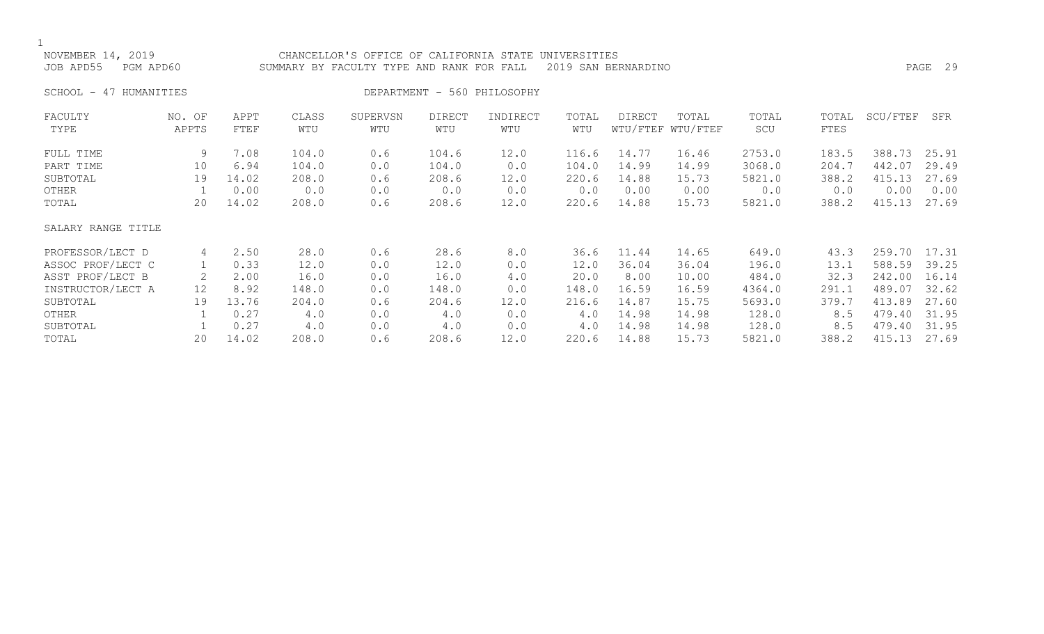NOVEMBER 14, 2019 CHANCELLOR'S OFFICE OF CALIFORNIA STATE UNIVERSITIES
JOB APD55 PGM APD60 SUMMARY BY FACULTY TYPE AND RANK FOR FALL 2019 SAN BERNARDINO

SCHOOL - 47 HUMANITIES DEPARTMENT - 560 PHILOSOPHY

| FACULTY TYPE | NO. OF APPTS | APPT FTEF | CLASS WTU | SUPERVSN WTU | DIRECT WTU | INDIRECT WTU | TOTAL WTU | DIRECT WTU/FTEF | TOTAL WTU/FTEF | TOTAL SCU | TOTAL FTES | SCU/FTEF | SFR |
|---|---|---|---|---|---|---|---|---|---|---|---|---|---|
| FULL TIME | 9 | 7.08 | 104.0 | 0.6 | 104.6 | 12.0 | 116.6 | 14.77 | 16.46 | 2753.0 | 183.5 | 388.73 | 25.91 |
| PART TIME | 10 | 6.94 | 104.0 | 0.0 | 104.0 | 0.0 | 104.0 | 14.99 | 14.99 | 3068.0 | 204.7 | 442.07 | 29.49 |
| SUBTOTAL | 19 | 14.02 | 208.0 | 0.6 | 208.6 | 12.0 | 220.6 | 14.88 | 15.73 | 5821.0 | 388.2 | 415.13 | 27.69 |
| OTHER | 1 | 0.00 | 0.0 | 0.0 | 0.0 | 0.0 | 0.0 | 0.00 | 0.00 | 0.0 | 0.0 | 0.00 | 0.00 |
| TOTAL | 20 | 14.02 | 208.0 | 0.6 | 208.6 | 12.0 | 220.6 | 14.88 | 15.73 | 5821.0 | 388.2 | 415.13 | 27.69 |
| SALARY RANGE TITLE | | | | | | | | | | | | | |
| PROFESSOR/LECT D | 4 | 2.50 | 28.0 | 0.6 | 28.6 | 8.0 | 36.6 | 11.44 | 14.65 | 649.0 | 43.3 | 259.70 | 17.31 |
| ASSOC PROF/LECT C | 1 | 0.33 | 12.0 | 0.0 | 12.0 | 0.0 | 12.0 | 36.04 | 36.04 | 196.0 | 13.1 | 588.59 | 39.25 |
| ASST PROF/LECT B | 2 | 2.00 | 16.0 | 0.0 | 16.0 | 4.0 | 20.0 | 8.00 | 10.00 | 484.0 | 32.3 | 242.00 | 16.14 |
| INSTRUCTOR/LECT A | 12 | 8.92 | 148.0 | 0.0 | 148.0 | 0.0 | 148.0 | 16.59 | 16.59 | 4364.0 | 291.1 | 489.07 | 32.62 |
| SUBTOTAL | 19 | 13.76 | 204.0 | 0.6 | 204.6 | 12.0 | 216.6 | 14.87 | 15.75 | 5693.0 | 379.7 | 413.89 | 27.60 |
| OTHER | 1 | 0.27 | 4.0 | 0.0 | 4.0 | 0.0 | 4.0 | 14.98 | 14.98 | 128.0 | 8.5 | 479.40 | 31.95 |
| SUBTOTAL | 1 | 0.27 | 4.0 | 0.0 | 4.0 | 0.0 | 4.0 | 14.98 | 14.98 | 128.0 | 8.5 | 479.40 | 31.95 |
| TOTAL | 20 | 14.02 | 208.0 | 0.6 | 208.6 | 12.0 | 220.6 | 14.88 | 15.73 | 5821.0 | 388.2 | 415.13 | 27.69 |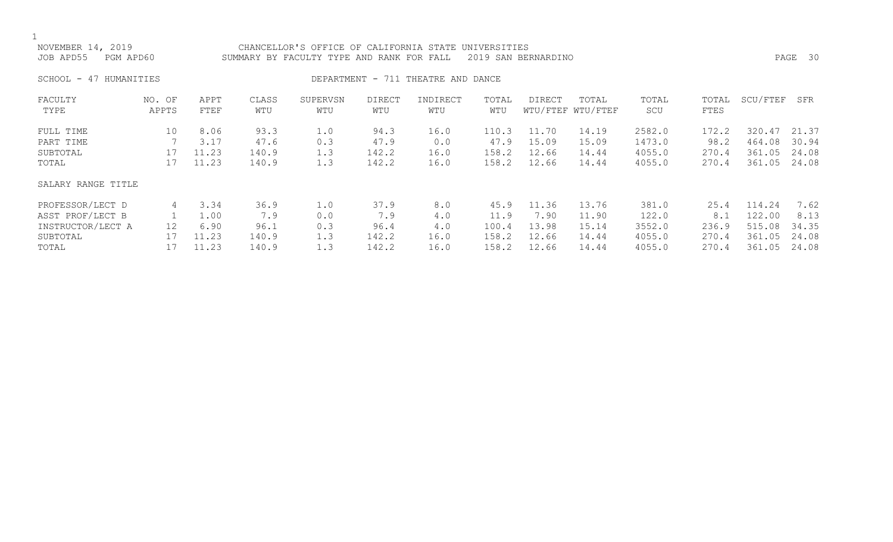NOVEMBER 14, 2019 — CHANCELLOR'S OFFICE OF CALIFORNIA STATE UNIVERSITIES
JOB APD55 PGM APD60 — SUMMARY BY FACULTY TYPE AND RANK FOR FALL 2019 SAN BERNARDINO

SCHOOL - 47 HUMANITIES — DEPARTMENT - 711 THEATRE AND DANCE

| FACULTY TYPE | NO. OF APPTS | APPT FTEF | CLASS WTU | SUPERVSN WTU | DIRECT WTU | INDIRECT WTU | TOTAL WTU | DIRECT WTU/FTEF | TOTAL WTU/FTEF | TOTAL SCU | TOTAL FTES | SCU/FTEF | SFR |
|---|---|---|---|---|---|---|---|---|---|---|---|---|---|
| FULL TIME | 10 | 8.06 | 93.3 | 1.0 | 94.3 | 16.0 | 110.3 | 11.70 | 14.19 | 2582.0 | 172.2 | 320.47 | 21.37 |
| PART TIME | 7 | 3.17 | 47.6 | 0.3 | 47.9 | 0.0 | 47.9 | 15.09 | 15.09 | 1473.0 | 98.2 | 464.08 | 30.94 |
| SUBTOTAL | 17 | 11.23 | 140.9 | 1.3 | 142.2 | 16.0 | 158.2 | 12.66 | 14.44 | 4055.0 | 270.4 | 361.05 | 24.08 |
| TOTAL | 17 | 11.23 | 140.9 | 1.3 | 142.2 | 16.0 | 158.2 | 12.66 | 14.44 | 4055.0 | 270.4 | 361.05 | 24.08 |

| SALARY RANGE TITLE | NO. OF APPTS | APPT FTEF | CLASS WTU | SUPERVSN WTU | DIRECT WTU | INDIRECT WTU | TOTAL WTU | DIRECT WTU/FTEF | TOTAL WTU/FTEF | TOTAL SCU | TOTAL FTES | SCU/FTEF | SFR |
|---|---|---|---|---|---|---|---|---|---|---|---|---|---|
| PROFESSOR/LECT D | 4 | 3.34 | 36.9 | 1.0 | 37.9 | 8.0 | 45.9 | 11.36 | 13.76 | 381.0 | 25.4 | 114.24 | 7.62 |
| ASST PROF/LECT B | 1 | 1.00 | 7.9 | 0.0 | 7.9 | 4.0 | 11.9 | 7.90 | 11.90 | 122.0 | 8.1 | 122.00 | 8.13 |
| INSTRUCTOR/LECT A | 12 | 6.90 | 96.1 | 0.3 | 96.4 | 4.0 | 100.4 | 13.98 | 15.14 | 3552.0 | 236.9 | 515.08 | 34.35 |
| SUBTOTAL | 17 | 11.23 | 140.9 | 1.3 | 142.2 | 16.0 | 158.2 | 12.66 | 14.44 | 4055.0 | 270.4 | 361.05 | 24.08 |
| TOTAL | 17 | 11.23 | 140.9 | 1.3 | 142.2 | 16.0 | 158.2 | 12.66 | 14.44 | 4055.0 | 270.4 | 361.05 | 24.08 |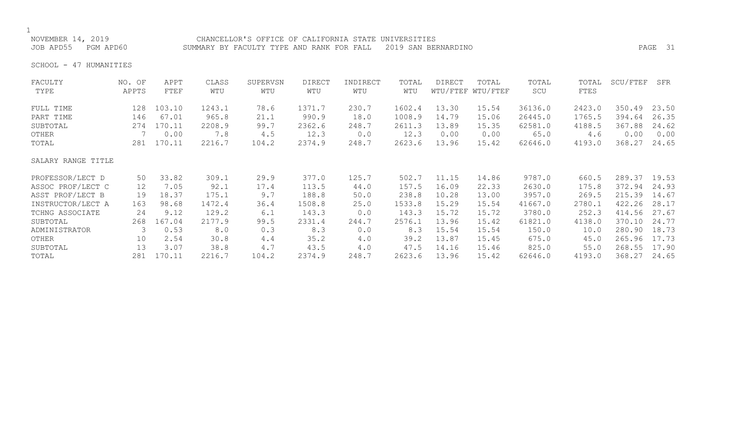NOVEMBER 14, 2019 CHANCELLOR'S OFFICE OF CALIFORNIA STATE UNIVERSITIES
JOB APD55 PGM APD60 SUMMARY BY FACULTY TYPE AND RANK FOR FALL 2019 SAN BERNARDINO

SCHOOL - 47 HUMANITIES

| FACULTY TYPE | NO. OF APPTS | APPT FTEF | CLASS WTU | SUPERVSN WTU | DIRECT WTU | INDIRECT WTU | TOTAL WTU | DIRECT WTU/FTEF | TOTAL WTU/FTEF | TOTAL SCU | TOTAL FTES | SCU/FTEF | SFR |
|---|---|---|---|---|---|---|---|---|---|---|---|---|---|
| FULL TIME | 128 | 103.10 | 1243.1 | 78.6 | 1371.7 | 230.7 | 1602.4 | 13.30 | 15.54 | 36136.0 | 2423.0 | 350.49 | 23.50 |
| PART TIME | 146 | 67.01 | 965.8 | 21.1 | 990.9 | 18.0 | 1008.9 | 14.79 | 15.06 | 26445.0 | 1765.5 | 394.64 | 26.35 |
| SUBTOTAL | 274 | 170.11 | 2208.9 | 99.7 | 2362.6 | 248.7 | 2611.3 | 13.89 | 15.35 | 62581.0 | 4188.5 | 367.88 | 24.62 |
| OTHER | 7 | 0.00 | 7.8 | 4.5 | 12.3 | 0.0 | 12.3 | 0.00 | 0.00 | 65.0 | 4.6 | 0.00 | 0.00 |
| TOTAL | 281 | 170.11 | 2216.7 | 104.2 | 2374.9 | 248.7 | 2623.6 | 13.96 | 15.42 | 62646.0 | 4193.0 | 368.27 | 24.65 |
| **SALARY RANGE TITLE** | | | | | | | | | | | | | |
| PROFESSOR/LECT D | 50 | 33.82 | 309.1 | 29.9 | 377.0 | 125.7 | 502.7 | 11.15 | 14.86 | 9787.0 | 660.5 | 289.37 | 19.53 |
| ASSOC PROF/LECT C | 12 | 7.05 | 92.1 | 17.4 | 113.5 | 44.0 | 157.5 | 16.09 | 22.33 | 2630.0 | 175.8 | 372.94 | 24.93 |
| ASST PROF/LECT B | 19 | 18.37 | 175.1 | 9.7 | 188.8 | 50.0 | 238.8 | 10.28 | 13.00 | 3957.0 | 269.5 | 215.39 | 14.67 |
| INSTRUCTOR/LECT A | 163 | 98.68 | 1472.4 | 36.4 | 1508.8 | 25.0 | 1533.8 | 15.29 | 15.54 | 41667.0 | 2780.1 | 422.26 | 28.17 |
| TCHNG ASSOCIATE | 24 | 9.12 | 129.2 | 6.1 | 143.3 | 0.0 | 143.3 | 15.72 | 15.72 | 3780.0 | 252.3 | 414.56 | 27.67 |
| SUBTOTAL | 268 | 167.04 | 2177.9 | 99.5 | 2331.4 | 244.7 | 2576.1 | 13.96 | 15.42 | 61821.0 | 4138.0 | 370.10 | 24.77 |
| ADMINISTRATOR | 3 | 0.53 | 8.0 | 0.3 | 8.3 | 0.0 | 8.3 | 15.54 | 15.54 | 150.0 | 10.0 | 280.90 | 18.73 |
| OTHER | 10 | 2.54 | 30.8 | 4.4 | 35.2 | 4.0 | 39.2 | 13.87 | 15.45 | 675.0 | 45.0 | 265.96 | 17.73 |
| SUBTOTAL | 13 | 3.07 | 38.8 | 4.7 | 43.5 | 4.0 | 47.5 | 14.16 | 15.46 | 825.0 | 55.0 | 268.55 | 17.90 |
| TOTAL | 281 | 170.11 | 2216.7 | 104.2 | 2374.9 | 248.7 | 2623.6 | 13.96 | 15.42 | 62646.0 | 4193.0 | 368.27 | 24.65 |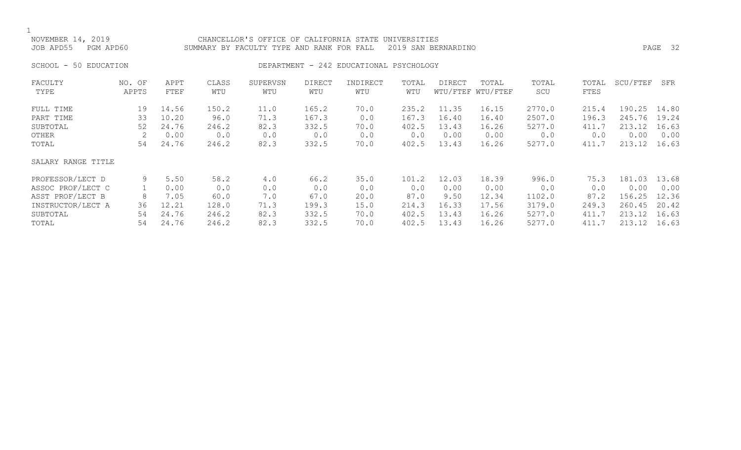CHANCELLOR'S OFFICE OF CALIFORNIA STATE UNIVERSITIES

SUMMARY BY FACULTY TYPE AND RANK FOR FALL 2019 SAN BERNARDINO

NOVEMBER 14, 2019

JOB APD55 PGM APD60

SCHOOL - 50 EDUCATION

DEPARTMENT - 242 EDUCATIONAL PSYCHOLOGY

| FACULTY TYPE | NO. OF APPTS | APPT FTEF | CLASS WTU | SUPERVSN WTU | DIRECT WTU | INDIRECT WTU | TOTAL WTU | DIRECT WTU/FTEF | TOTAL WTU/FTEF | TOTAL SCU | TOTAL FTES | SCU/FTEF | SFR |
|---|---|---|---|---|---|---|---|---|---|---|---|---|---|
| FULL TIME | 19 | 14.56 | 150.2 | 11.0 | 165.2 | 70.0 | 235.2 | 11.35 | 16.15 | 2770.0 | 215.4 | 190.25 | 14.80 |
| PART TIME | 33 | 10.20 | 96.0 | 71.3 | 167.3 | 0.0 | 167.3 | 16.40 | 16.40 | 2507.0 | 196.3 | 245.76 | 19.24 |
| SUBTOTAL | 52 | 24.76 | 246.2 | 82.3 | 332.5 | 70.0 | 402.5 | 13.43 | 16.26 | 5277.0 | 411.7 | 213.12 | 16.63 |
| OTHER | 2 | 0.00 | 0.0 | 0.0 | 0.0 | 0.0 | 0.0 | 0.00 | 0.00 | 0.0 | 0.0 | 0.00 | 0.00 |
| TOTAL | 54 | 24.76 | 246.2 | 82.3 | 332.5 | 70.0 | 402.5 | 13.43 | 16.26 | 5277.0 | 411.7 | 213.12 | 16.63 |

| SALARY RANGE TITLE | NO. OF APPTS | APPT FTEF | CLASS WTU | SUPERVSN WTU | DIRECT WTU | INDIRECT WTU | TOTAL WTU | DIRECT WTU/FTEF | TOTAL WTU/FTEF | TOTAL SCU | TOTAL FTES | SCU/FTEF | SFR |
|---|---|---|---|---|---|---|---|---|---|---|---|---|---|
| PROFESSOR/LECT D | 9 | 5.50 | 58.2 | 4.0 | 66.2 | 35.0 | 101.2 | 12.03 | 18.39 | 996.0 | 75.3 | 181.03 | 13.68 |
| ASSOC PROF/LECT C | 1 | 0.00 | 0.0 | 0.0 | 0.0 | 0.0 | 0.0 | 0.00 | 0.00 | 0.0 | 0.0 | 0.00 | 0.00 |
| ASST PROF/LECT B | 8 | 7.05 | 60.0 | 7.0 | 67.0 | 20.0 | 87.0 | 9.50 | 12.34 | 1102.0 | 87.2 | 156.25 | 12.36 |
| INSTRUCTOR/LECT A | 36 | 12.21 | 128.0 | 71.3 | 199.3 | 15.0 | 214.3 | 16.33 | 17.56 | 3179.0 | 249.3 | 260.45 | 20.42 |
| SUBTOTAL | 54 | 24.76 | 246.2 | 82.3 | 332.5 | 70.0 | 402.5 | 13.43 | 16.26 | 5277.0 | 411.7 | 213.12 | 16.63 |
| TOTAL | 54 | 24.76 | 246.2 | 82.3 | 332.5 | 70.0 | 402.5 | 13.43 | 16.26 | 5277.0 | 411.7 | 213.12 | 16.63 |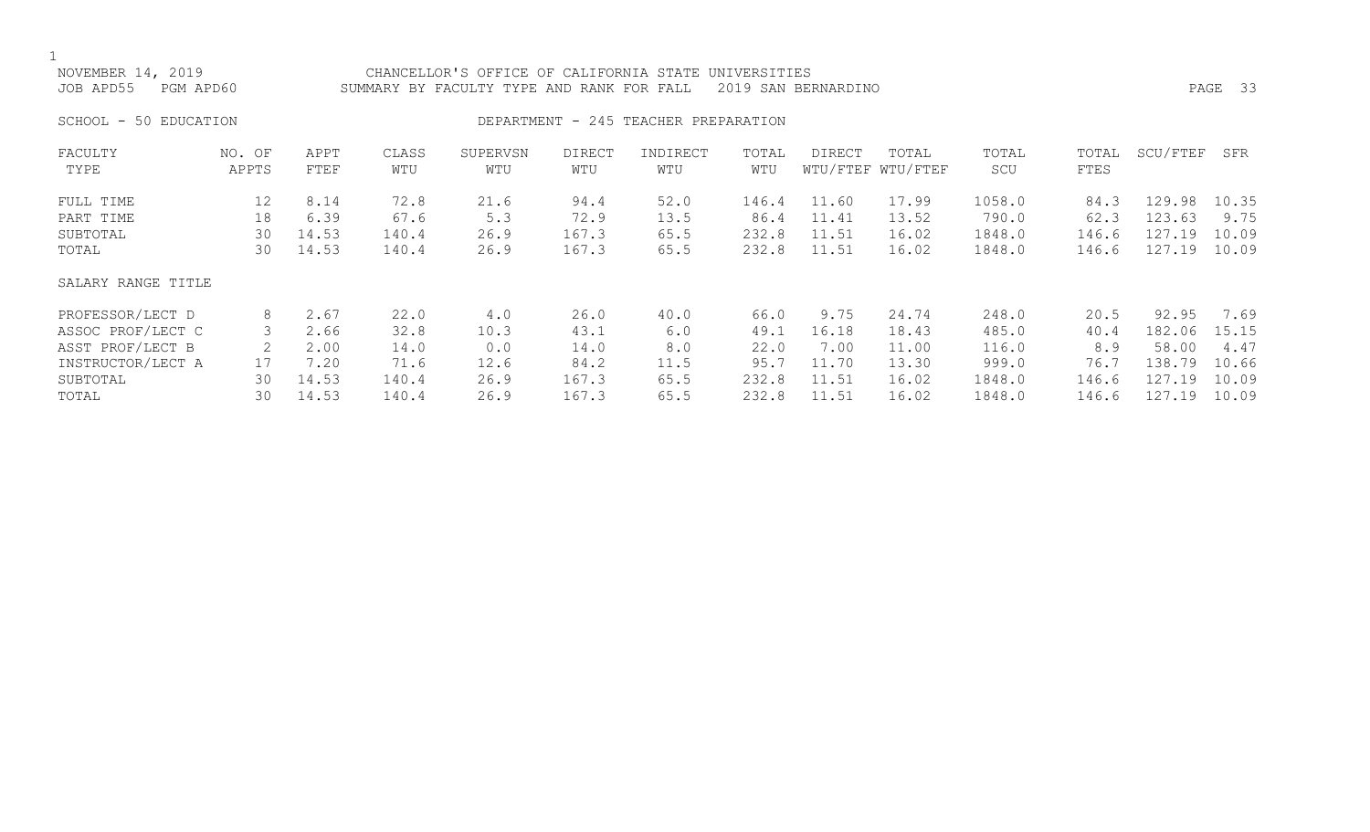NOVEMBER 14, 2019 CHANCELLOR'S OFFICE OF CALIFORNIA STATE UNIVERSITIES
JOB APD55 PGM APD60 SUMMARY BY FACULTY TYPE AND RANK FOR FALL 2019 SAN BERNARDINO

SCHOOL - 50 EDUCATION DEPARTMENT - 245 TEACHER PREPARATION

| FACULTY TYPE | NO. OF APPTS | APPT FTEF | CLASS WTU | SUPERVSN WTU | DIRECT WTU | INDIRECT WTU | TOTAL WTU | DIRECT WTU/FTEF | TOTAL WTU/FTEF | TOTAL SCU | TOTAL FTES | SCU/FTEF | SFR |
|---|---|---|---|---|---|---|---|---|---|---|---|---|---|
| FULL TIME | 12 | 8.14 | 72.8 | 21.6 | 94.4 | 52.0 | 146.4 | 11.60 | 17.99 | 1058.0 | 84.3 | 129.98 | 10.35 |
| PART TIME | 18 | 6.39 | 67.6 | 5.3 | 72.9 | 13.5 | 86.4 | 11.41 | 13.52 | 790.0 | 62.3 | 123.63 | 9.75 |
| SUBTOTAL | 30 | 14.53 | 140.4 | 26.9 | 167.3 | 65.5 | 232.8 | 11.51 | 16.02 | 1848.0 | 146.6 | 127.19 | 10.09 |
| TOTAL | 30 | 14.53 | 140.4 | 26.9 | 167.3 | 65.5 | 232.8 | 11.51 | 16.02 | 1848.0 | 146.6 | 127.19 | 10.09 |
| SALARY RANGE TITLE | | | | | | | | | | | | | |
| PROFESSOR/LECT D | 8 | 2.67 | 22.0 | 4.0 | 26.0 | 40.0 | 66.0 | 9.75 | 24.74 | 248.0 | 20.5 | 92.95 | 7.69 |
| ASSOC PROF/LECT C | 3 | 2.66 | 32.8 | 10.3 | 43.1 | 6.0 | 49.1 | 16.18 | 18.43 | 485.0 | 40.4 | 182.06 | 15.15 |
| ASST PROF/LECT B | 2 | 2.00 | 14.0 | 0.0 | 14.0 | 8.0 | 22.0 | 7.00 | 11.00 | 116.0 | 8.9 | 58.00 | 4.47 |
| INSTRUCTOR/LECT A | 17 | 7.20 | 71.6 | 12.6 | 84.2 | 11.5 | 95.7 | 11.70 | 13.30 | 999.0 | 76.7 | 138.79 | 10.66 |
| SUBTOTAL | 30 | 14.53 | 140.4 | 26.9 | 167.3 | 65.5 | 232.8 | 11.51 | 16.02 | 1848.0 | 146.6 | 127.19 | 10.09 |
| TOTAL | 30 | 14.53 | 140.4 | 26.9 | 167.3 | 65.5 | 232.8 | 11.51 | 16.02 | 1848.0 | 146.6 | 127.19 | 10.09 |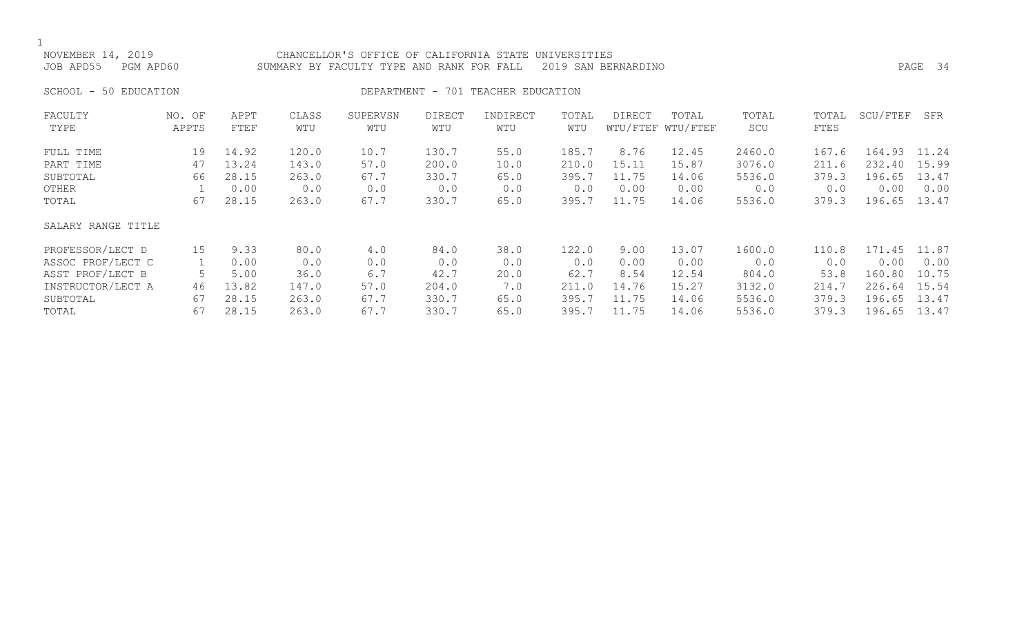NOVEMBER 14, 2019 CHANCELLOR'S OFFICE OF CALIFORNIA STATE UNIVERSITIES
JOB APD55 PGM APD60 SUMMARY BY FACULTY TYPE AND RANK FOR FALL 2019 SAN BERNARDINO

SCHOOL - 50 EDUCATION DEPARTMENT - 701 TEACHER EDUCATION

| FACULTY TYPE | NO. OF APPTS | APPT FTEF | CLASS WTU | SUPERVSN WTU | DIRECT WTU | INDIRECT WTU | TOTAL WTU | DIRECT WTU/FTEF | TOTAL WTU/FTEF | TOTAL SCU | TOTAL FTES | SCU/FTEF | SFR |
|---|---|---|---|---|---|---|---|---|---|---|---|---|---|
| FULL TIME | 19 | 14.92 | 120.0 | 10.7 | 130.7 | 55.0 | 185.7 | 8.76 | 12.45 | 2460.0 | 167.6 | 164.93 | 11.24 |
| PART TIME | 47 | 13.24 | 143.0 | 57.0 | 200.0 | 10.0 | 210.0 | 15.11 | 15.87 | 3076.0 | 211.6 | 232.40 | 15.99 |
| SUBTOTAL | 66 | 28.15 | 263.0 | 67.7 | 330.7 | 65.0 | 395.7 | 11.75 | 14.06 | 5536.0 | 379.3 | 196.65 | 13.47 |
| OTHER | 1 | 0.00 | 0.0 | 0.0 | 0.0 | 0.0 | 0.0 | 0.00 | 0.00 | 0.0 | 0.0 | 0.00 | 0.00 |
| TOTAL | 67 | 28.15 | 263.0 | 67.7 | 330.7 | 65.0 | 395.7 | 11.75 | 14.06 | 5536.0 | 379.3 | 196.65 | 13.47 |

| SALARY RANGE TITLE | NO. OF APPTS | APPT FTEF | CLASS WTU | SUPERVSN WTU | DIRECT WTU | INDIRECT WTU | TOTAL WTU | DIRECT WTU/FTEF | TOTAL WTU/FTEF | TOTAL SCU | TOTAL FTES | SCU/FTEF | SFR |
|---|---|---|---|---|---|---|---|---|---|---|---|---|---|
| PROFESSOR/LECT D | 15 | 9.33 | 80.0 | 4.0 | 84.0 | 38.0 | 122.0 | 9.00 | 13.07 | 1600.0 | 110.8 | 171.45 | 11.87 |
| ASSOC PROF/LECT C | 1 | 0.00 | 0.0 | 0.0 | 0.0 | 0.0 | 0.0 | 0.00 | 0.00 | 0.0 | 0.0 | 0.00 | 0.00 |
| ASST PROF/LECT B | 5 | 5.00 | 36.0 | 6.7 | 42.7 | 20.0 | 62.7 | 8.54 | 12.54 | 804.0 | 53.8 | 160.80 | 10.75 |
| INSTRUCTOR/LECT A | 46 | 13.82 | 147.0 | 57.0 | 204.0 | 7.0 | 211.0 | 14.76 | 15.27 | 3132.0 | 214.7 | 226.64 | 15.54 |
| SUBTOTAL | 67 | 28.15 | 263.0 | 67.7 | 330.7 | 65.0 | 395.7 | 11.75 | 14.06 | 5536.0 | 379.3 | 196.65 | 13.47 |
| TOTAL | 67 | 28.15 | 263.0 | 67.7 | 330.7 | 65.0 | 395.7 | 11.75 | 14.06 | 5536.0 | 379.3 | 196.65 | 13.47 |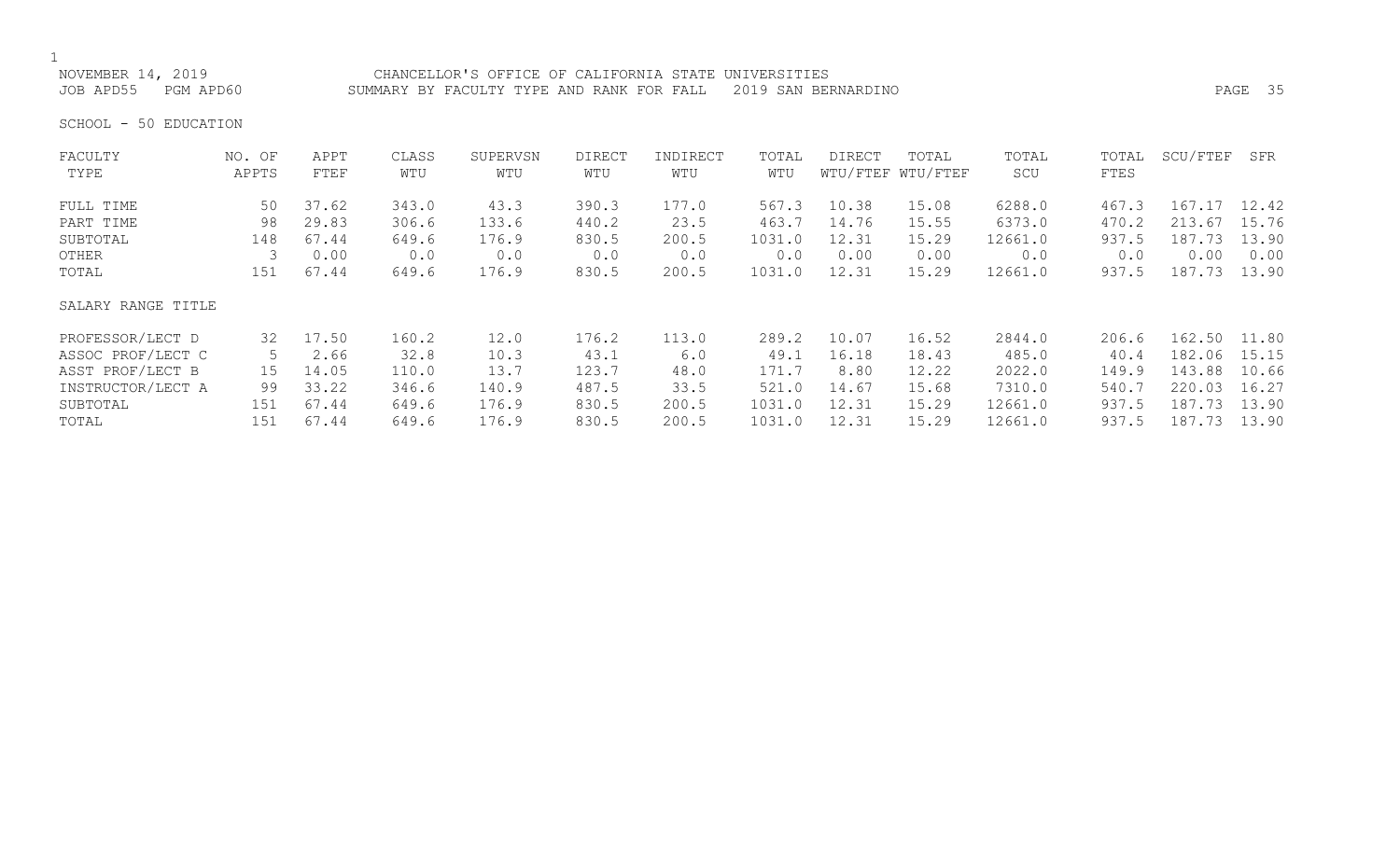NOVEMBER 14, 2019 CHANCELLOR'S OFFICE OF CALIFORNIA STATE UNIVERSITIES
JOB APD55 PGM APD60 SUMMARY BY FACULTY TYPE AND RANK FOR FALL 2019 SAN BERNARDINO

SCHOOL - 50 EDUCATION

| FACULTY TYPE | NO. OF APPTS | APPT FTEF | CLASS WTU | SUPERVSN WTU | DIRECT WTU | INDIRECT WTU | TOTAL WTU | DIRECT WTU/FTEF | TOTAL WTU/FTEF | TOTAL SCU | TOTAL FTES | SCU/FTEF | SFR |
|---|---|---|---|---|---|---|---|---|---|---|---|---|---|
| FULL TIME | 50 | 37.62 | 343.0 | 43.3 | 390.3 | 177.0 | 567.3 | 10.38 | 15.08 | 6288.0 | 467.3 | 167.17 | 12.42 |
| PART TIME | 98 | 29.83 | 306.6 | 133.6 | 440.2 | 23.5 | 463.7 | 14.76 | 15.55 | 6373.0 | 470.2 | 213.67 | 15.76 |
| SUBTOTAL | 148 | 67.44 | 649.6 | 176.9 | 830.5 | 200.5 | 1031.0 | 12.31 | 15.29 | 12661.0 | 937.5 | 187.73 | 13.90 |
| OTHER | 3 | 0.00 | 0.0 | 0.0 | 0.0 | 0.0 | 0.0 | 0.00 | 0.00 | 0.0 | 0.0 | 0.00 | 0.00 |
| TOTAL | 151 | 67.44 | 649.6 | 176.9 | 830.5 | 200.5 | 1031.0 | 12.31 | 15.29 | 12661.0 | 937.5 | 187.73 | 13.90 |
| **SALARY RANGE TITLE** | | | | | | | | | | | | | |
| PROFESSOR/LECT D | 32 | 17.50 | 160.2 | 12.0 | 176.2 | 113.0 | 289.2 | 10.07 | 16.52 | 2844.0 | 206.6 | 162.50 | 11.80 |
| ASSOC PROF/LECT C | 5 | 2.66 | 32.8 | 10.3 | 43.1 | 6.0 | 49.1 | 16.18 | 18.43 | 485.0 | 40.4 | 182.06 | 15.15 |
| ASST PROF/LECT B | 15 | 14.05 | 110.0 | 13.7 | 123.7 | 48.0 | 171.7 | 8.80 | 12.22 | 2022.0 | 149.9 | 143.88 | 10.66 |
| INSTRUCTOR/LECT A | 99 | 33.22 | 346.6 | 140.9 | 487.5 | 33.5 | 521.0 | 14.67 | 15.68 | 7310.0 | 540.7 | 220.03 | 16.27 |
| SUBTOTAL | 151 | 67.44 | 649.6 | 176.9 | 830.5 | 200.5 | 1031.0 | 12.31 | 15.29 | 12661.0 | 937.5 | 187.73 | 13.90 |
| TOTAL | 151 | 67.44 | 649.6 | 176.9 | 830.5 | 200.5 | 1031.0 | 12.31 | 15.29 | 12661.0 | 937.5 | 187.73 | 13.90 |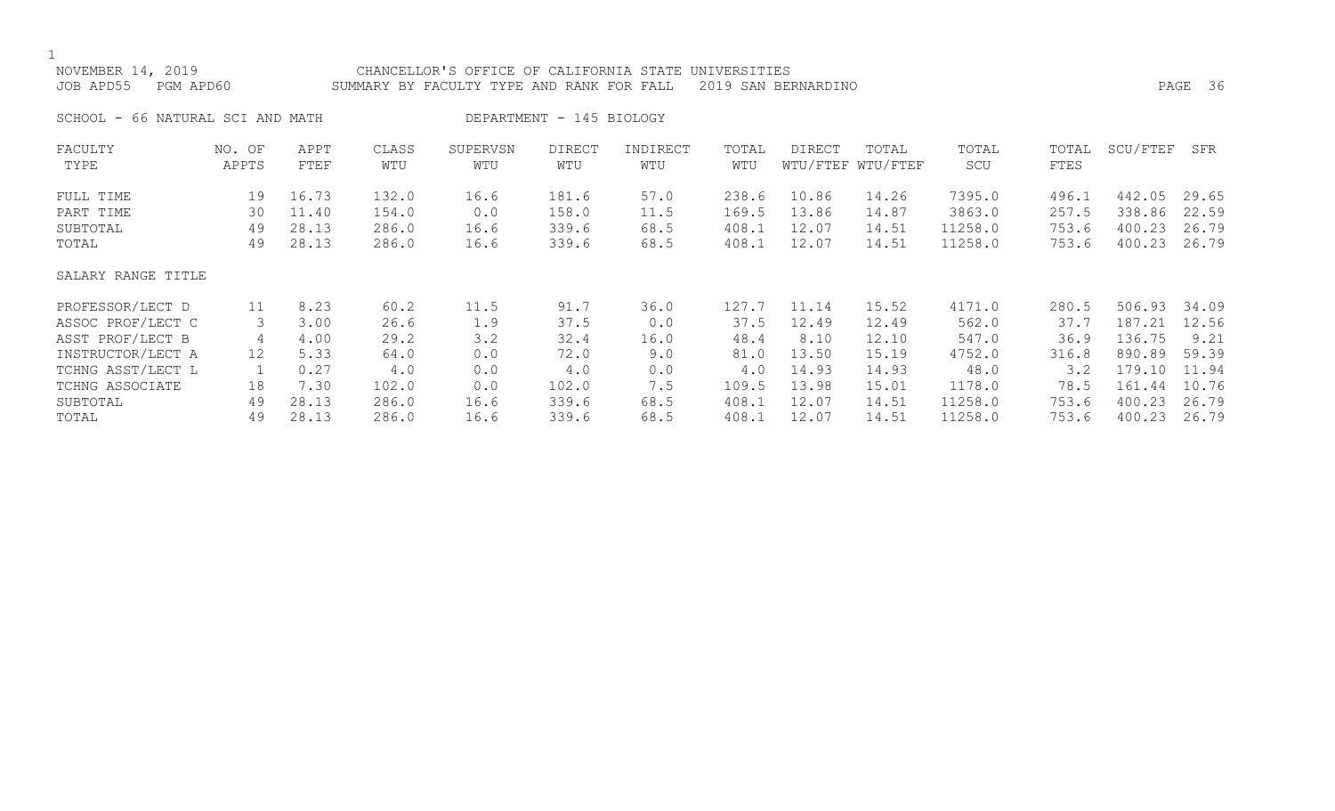NOVEMBER 14, 2019 CHANCELLOR'S OFFICE OF CALIFORNIA STATE UNIVERSITIES
JOB APD55 PGM APD60 SUMMARY BY FACULTY TYPE AND RANK FOR FALL 2019 SAN BERNARDINO

SCHOOL - 66 NATURAL SCI AND MATH DEPARTMENT - 145 BIOLOGY

| FACULTY TYPE | NO. OF APPTS | APPT FTEF | CLASS WTU | SUPERVSN WTU | DIRECT WTU | INDIRECT WTU | TOTAL WTU | DIRECT WTU/FTEF | TOTAL WTU/FTEF | TOTAL SCU | TOTAL FTES | SCU/FTEF | SFR |
|---|---|---|---|---|---|---|---|---|---|---|---|---|---|
| FULL TIME | 19 | 16.73 | 132.0 | 16.6 | 181.6 | 57.0 | 238.6 | 10.86 | 14.26 | 7395.0 | 496.1 | 442.05 | 29.65 |
| PART TIME | 30 | 11.40 | 154.0 | 0.0 | 158.0 | 11.5 | 169.5 | 13.86 | 14.87 | 3863.0 | 257.5 | 338.86 | 22.59 |
| SUBTOTAL | 49 | 28.13 | 286.0 | 16.6 | 339.6 | 68.5 | 408.1 | 12.07 | 14.51 | 11258.0 | 753.6 | 400.23 | 26.79 |
| TOTAL | 49 | 28.13 | 286.0 | 16.6 | 339.6 | 68.5 | 408.1 | 12.07 | 14.51 | 11258.0 | 753.6 | 400.23 | 26.79 |
| SALARY RANGE TITLE | | | | | | | | | | | | | |
| PROFESSOR/LECT D | 11 | 8.23 | 60.2 | 11.5 | 91.7 | 36.0 | 127.7 | 11.14 | 15.52 | 4171.0 | 280.5 | 506.93 | 34.09 |
| ASSOC PROF/LECT C | 3 | 3.00 | 26.6 | 1.9 | 37.5 | 0.0 | 37.5 | 12.49 | 12.49 | 562.0 | 37.7 | 187.21 | 12.56 |
| ASST PROF/LECT B | 4 | 4.00 | 29.2 | 3.2 | 32.4 | 16.0 | 48.4 | 8.10 | 12.10 | 547.0 | 36.9 | 136.75 | 9.21 |
| INSTRUCTOR/LECT A | 12 | 5.33 | 64.0 | 0.0 | 72.0 | 9.0 | 81.0 | 13.50 | 15.19 | 4752.0 | 316.8 | 890.89 | 59.39 |
| TCHNG ASST/LECT L | 1 | 0.27 | 4.0 | 0.0 | 4.0 | 0.0 | 4.0 | 14.93 | 14.93 | 48.0 | 3.2 | 179.10 | 11.94 |
| TCHNG ASSOCIATE | 18 | 7.30 | 102.0 | 0.0 | 102.0 | 7.5 | 109.5 | 13.98 | 15.01 | 1178.0 | 78.5 | 161.44 | 10.76 |
| SUBTOTAL | 49 | 28.13 | 286.0 | 16.6 | 339.6 | 68.5 | 408.1 | 12.07 | 14.51 | 11258.0 | 753.6 | 400.23 | 26.79 |
| TOTAL | 49 | 28.13 | 286.0 | 16.6 | 339.6 | 68.5 | 408.1 | 12.07 | 14.51 | 11258.0 | 753.6 | 400.23 | 26.79 |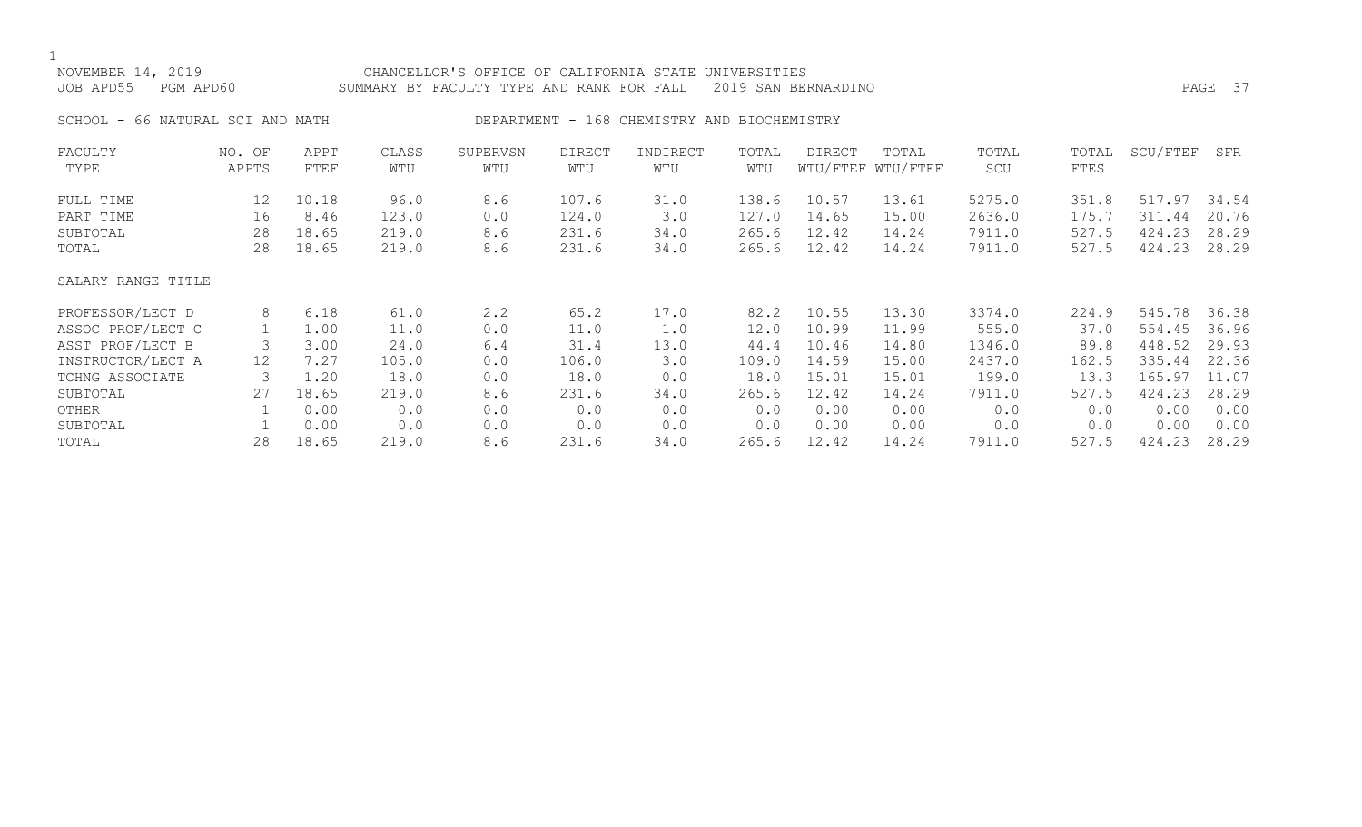NOVEMBER 14, 2019 CHANCELLOR'S OFFICE OF CALIFORNIA STATE UNIVERSITIES
JOB APD55 PGM APD60 SUMMARY BY FACULTY TYPE AND RANK FOR FALL 2019 SAN BERNARDINO

SCHOOL - 66 NATURAL SCI AND MATH DEPARTMENT - 168 CHEMISTRY AND BIOCHEMISTRY

| FACULTY TYPE | NO. OF APPTS | APPT FTEF | CLASS WTU | SUPERVSN WTU | DIRECT WTU | INDIRECT WTU | TOTAL WTU | DIRECT WTU/FTEF | TOTAL WTU/FTEF | TOTAL SCU | TOTAL FTES | SCU/FTEF | SFR |
|---|---|---|---|---|---|---|---|---|---|---|---|---|---|
| FULL TIME | 12 | 10.18 | 96.0 | 8.6 | 107.6 | 31.0 | 138.6 | 10.57 | 13.61 | 5275.0 | 351.8 | 517.97 | 34.54 |
| PART TIME | 16 | 8.46 | 123.0 | 0.0 | 124.0 | 3.0 | 127.0 | 14.65 | 15.00 | 2636.0 | 175.7 | 311.44 | 20.76 |
| SUBTOTAL | 28 | 18.65 | 219.0 | 8.6 | 231.6 | 34.0 | 265.6 | 12.42 | 14.24 | 7911.0 | 527.5 | 424.23 | 28.29 |
| TOTAL | 28 | 18.65 | 219.0 | 8.6 | 231.6 | 34.0 | 265.6 | 12.42 | 14.24 | 7911.0 | 527.5 | 424.23 | 28.29 |
| SALARY RANGE TITLE | | | | | | | | | | | | | |
| PROFESSOR/LECT D | 8 | 6.18 | 61.0 | 2.2 | 65.2 | 17.0 | 82.2 | 10.55 | 13.30 | 3374.0 | 224.9 | 545.78 | 36.38 |
| ASSOC PROF/LECT C | 1 | 1.00 | 11.0 | 0.0 | 11.0 | 1.0 | 12.0 | 10.99 | 11.99 | 555.0 | 37.0 | 554.45 | 36.96 |
| ASST PROF/LECT B | 3 | 3.00 | 24.0 | 6.4 | 31.4 | 13.0 | 44.4 | 10.46 | 14.80 | 1346.0 | 89.8 | 448.52 | 29.93 |
| INSTRUCTOR/LECT A | 12 | 7.27 | 105.0 | 0.0 | 106.0 | 3.0 | 109.0 | 14.59 | 15.00 | 2437.0 | 162.5 | 335.44 | 22.36 |
| TCHNG ASSOCIATE | 3 | 1.20 | 18.0 | 0.0 | 18.0 | 0.0 | 18.0 | 15.01 | 15.01 | 199.0 | 13.3 | 165.97 | 11.07 |
| SUBTOTAL | 27 | 18.65 | 219.0 | 8.6 | 231.6 | 34.0 | 265.6 | 12.42 | 14.24 | 7911.0 | 527.5 | 424.23 | 28.29 |
| OTHER | 1 | 0.00 | 0.0 | 0.0 | 0.0 | 0.0 | 0.0 | 0.00 | 0.00 | 0.0 | 0.0 | 0.00 | 0.00 |
| SUBTOTAL | 1 | 0.00 | 0.0 | 0.0 | 0.0 | 0.0 | 0.0 | 0.00 | 0.00 | 0.0 | 0.0 | 0.00 | 0.00 |
| TOTAL | 28 | 18.65 | 219.0 | 8.6 | 231.6 | 34.0 | 265.6 | 12.42 | 14.24 | 7911.0 | 527.5 | 424.23 | 28.29 |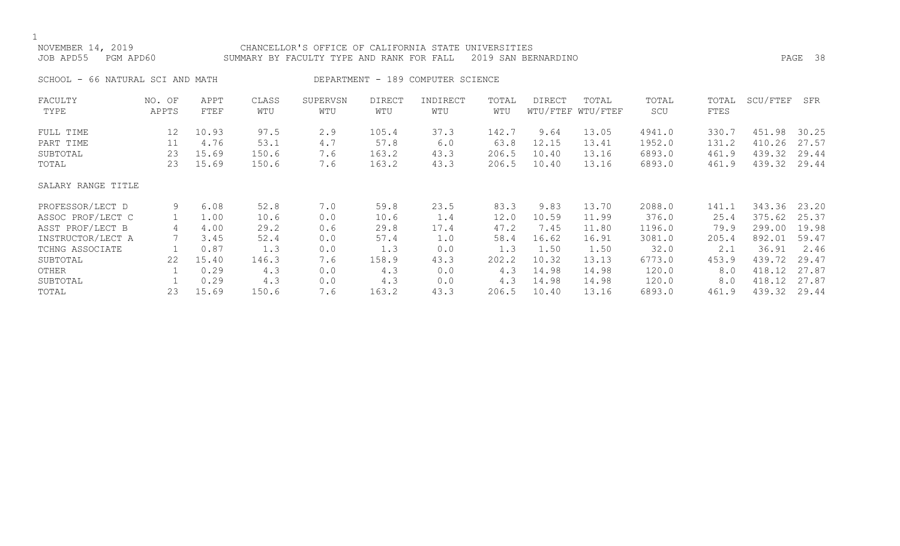NOVEMBER 14, 2019 CHANCELLOR'S OFFICE OF CALIFORNIA STATE UNIVERSITIES
JOB APD55 PGM APD60 SUMMARY BY FACULTY TYPE AND RANK FOR FALL 2019 SAN BERNARDINO

SCHOOL - 66 NATURAL SCI AND MATH DEPARTMENT - 189 COMPUTER SCIENCE

| FACULTY TYPE | NO. OF APPTS | APPT FTEF | CLASS WTU | SUPERVSN WTU | DIRECT WTU | INDIRECT WTU | TOTAL WTU | DIRECT WTU/FTEF | TOTAL WTU/FTEF | TOTAL SCU | TOTAL FTES | SCU/FTEF | SFR |
|---|---|---|---|---|---|---|---|---|---|---|---|---|---|
| FULL TIME | 12 | 10.93 | 97.5 | 2.9 | 105.4 | 37.3 | 142.7 | 9.64 | 13.05 | 4941.0 | 330.7 | 451.98 | 30.25 |
| PART TIME | 11 | 4.76 | 53.1 | 4.7 | 57.8 | 6.0 | 63.8 | 12.15 | 13.41 | 1952.0 | 131.2 | 410.26 | 27.57 |
| SUBTOTAL | 23 | 15.69 | 150.6 | 7.6 | 163.2 | 43.3 | 206.5 | 10.40 | 13.16 | 6893.0 | 461.9 | 439.32 | 29.44 |
| TOTAL | 23 | 15.69 | 150.6 | 7.6 | 163.2 | 43.3 | 206.5 | 10.40 | 13.16 | 6893.0 | 461.9 | 439.32 | 29.44 |
| SALARY RANGE TITLE | | | | | | | | | | | | | |
| PROFESSOR/LECT D | 9 | 6.08 | 52.8 | 7.0 | 59.8 | 23.5 | 83.3 | 9.83 | 13.70 | 2088.0 | 141.1 | 343.36 | 23.20 |
| ASSOC PROF/LECT C | 1 | 1.00 | 10.6 | 0.0 | 10.6 | 1.4 | 12.0 | 10.59 | 11.99 | 376.0 | 25.4 | 375.62 | 25.37 |
| ASST PROF/LECT B | 4 | 4.00 | 29.2 | 0.6 | 29.8 | 17.4 | 47.2 | 7.45 | 11.80 | 1196.0 | 79.9 | 299.00 | 19.98 |
| INSTRUCTOR/LECT A | 7 | 3.45 | 52.4 | 0.0 | 57.4 | 1.0 | 58.4 | 16.62 | 16.91 | 3081.0 | 205.4 | 892.01 | 59.47 |
| TCHNG ASSOCIATE | 1 | 0.87 | 1.3 | 0.0 | 1.3 | 0.0 | 1.3 | 1.50 | 1.50 | 32.0 | 2.1 | 36.91 | 2.46 |
| SUBTOTAL | 22 | 15.40 | 146.3 | 7.6 | 158.9 | 43.3 | 202.2 | 10.32 | 13.13 | 6773.0 | 453.9 | 439.72 | 29.47 |
| OTHER | 1 | 0.29 | 4.3 | 0.0 | 4.3 | 0.0 | 4.3 | 14.98 | 14.98 | 120.0 | 8.0 | 418.12 | 27.87 |
| SUBTOTAL | 1 | 0.29 | 4.3 | 0.0 | 4.3 | 0.0 | 4.3 | 14.98 | 14.98 | 120.0 | 8.0 | 418.12 | 27.87 |
| TOTAL | 23 | 15.69 | 150.6 | 7.6 | 163.2 | 43.3 | 206.5 | 10.40 | 13.16 | 6893.0 | 461.9 | 439.32 | 29.44 |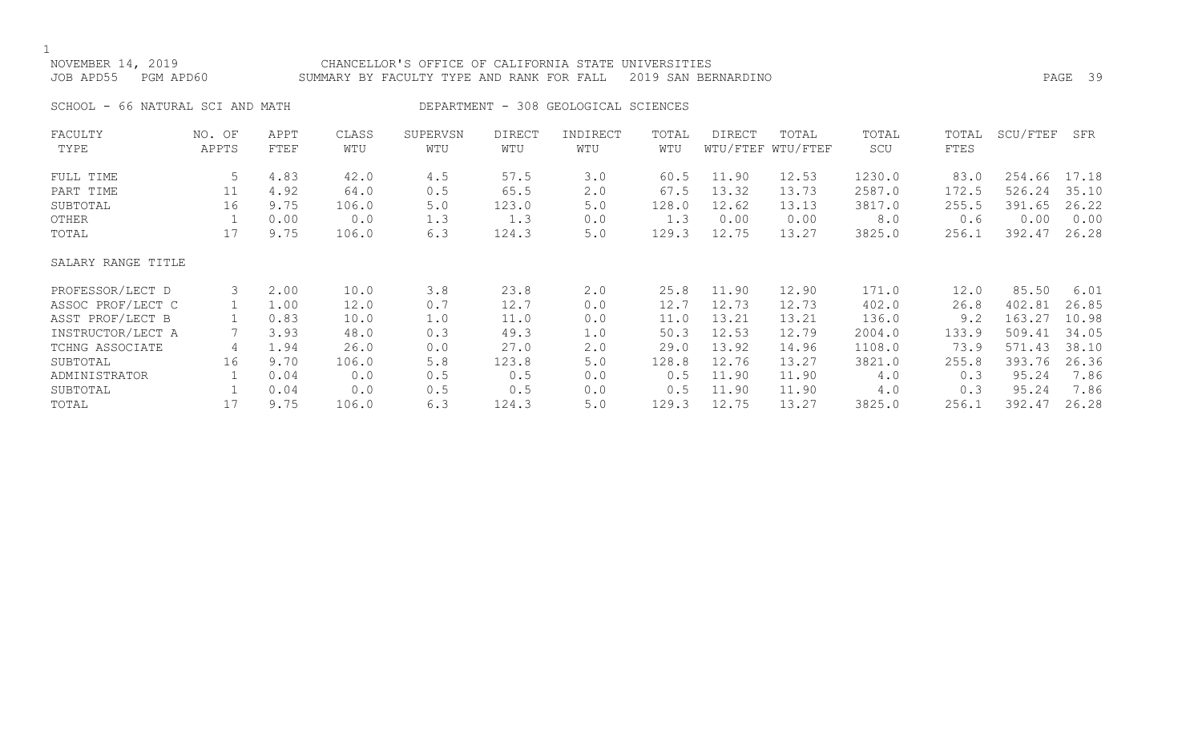NOVEMBER 14, 2019 CHANCELLOR'S OFFICE OF CALIFORNIA STATE UNIVERSITIES
JOB APD55 PGM APD60 SUMMARY BY FACULTY TYPE AND RANK FOR FALL 2019 SAN BERNARDINO

SCHOOL - 66 NATURAL SCI AND MATH DEPARTMENT - 308 GEOLOGICAL SCIENCES

| FACULTY TYPE | NO. OF APPTS | APPT FTEF | CLASS WTU | SUPERVSN WTU | DIRECT WTU | INDIRECT WTU | TOTAL WTU | DIRECT WTU/FTEF | TOTAL WTU/FTEF | TOTAL SCU | TOTAL FTES | SCU/FTEF | SFR |
|---|---|---|---|---|---|---|---|---|---|---|---|---|---|
| FULL TIME | 5 | 4.83 | 42.0 | 4.5 | 57.5 | 3.0 | 60.5 | 11.90 | 12.53 | 1230.0 | 83.0 | 254.66 | 17.18 |
| PART TIME | 11 | 4.92 | 64.0 | 0.5 | 65.5 | 2.0 | 67.5 | 13.32 | 13.73 | 2587.0 | 172.5 | 526.24 | 35.10 |
| SUBTOTAL | 16 | 9.75 | 106.0 | 5.0 | 123.0 | 5.0 | 128.0 | 12.62 | 13.13 | 3817.0 | 255.5 | 391.65 | 26.22 |
| OTHER | 1 | 0.00 | 0.0 | 1.3 | 1.3 | 0.0 | 1.3 | 0.00 | 0.00 | 8.0 | 0.6 | 0.00 | 0.00 |
| TOTAL | 17 | 9.75 | 106.0 | 6.3 | 124.3 | 5.0 | 129.3 | 12.75 | 13.27 | 3825.0 | 256.1 | 392.47 | 26.28 |
| SALARY RANGE TITLE | | | | | | | | | | | | | |
| PROFESSOR/LECT D | 3 | 2.00 | 10.0 | 3.8 | 23.8 | 2.0 | 25.8 | 11.90 | 12.90 | 171.0 | 12.0 | 85.50 | 6.01 |
| ASSOC PROF/LECT C | 1 | 1.00 | 12.0 | 0.7 | 12.7 | 0.0 | 12.7 | 12.73 | 12.73 | 402.0 | 26.8 | 402.81 | 26.85 |
| ASST PROF/LECT B | 1 | 0.83 | 10.0 | 1.0 | 11.0 | 0.0 | 11.0 | 13.21 | 13.21 | 136.0 | 9.2 | 163.27 | 10.98 |
| INSTRUCTOR/LECT A | 7 | 3.93 | 48.0 | 0.3 | 49.3 | 1.0 | 50.3 | 12.53 | 12.79 | 2004.0 | 133.9 | 509.41 | 34.05 |
| TCHNG ASSOCIATE | 4 | 1.94 | 26.0 | 0.0 | 27.0 | 2.0 | 29.0 | 13.92 | 14.96 | 1108.0 | 73.9 | 571.43 | 38.10 |
| SUBTOTAL | 16 | 9.70 | 106.0 | 5.8 | 123.8 | 5.0 | 128.8 | 12.76 | 13.27 | 3821.0 | 255.8 | 393.76 | 26.36 |
| ADMINISTRATOR | 1 | 0.04 | 0.0 | 0.5 | 0.5 | 0.0 | 0.5 | 11.90 | 11.90 | 4.0 | 0.3 | 95.24 | 7.86 |
| SUBTOTAL | 1 | 0.04 | 0.0 | 0.5 | 0.5 | 0.0 | 0.5 | 11.90 | 11.90 | 4.0 | 0.3 | 95.24 | 7.86 |
| TOTAL | 17 | 9.75 | 106.0 | 6.3 | 124.3 | 5.0 | 129.3 | 12.75 | 13.27 | 3825.0 | 256.1 | 392.47 | 26.28 |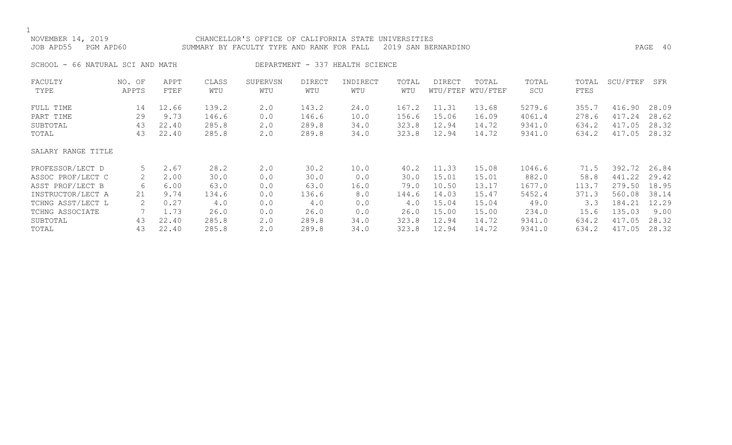NOVEMBER 14, 2019 CHANCELLOR'S OFFICE OF CALIFORNIA STATE UNIVERSITIES
JOB APD55 PGM APD60 SUMMARY BY FACULTY TYPE AND RANK FOR FALL 2019 SAN BERNARDINO

SCHOOL - 66 NATURAL SCI AND MATH DEPARTMENT - 337 HEALTH SCIENCE

| FACULTY TYPE | NO. OF APPTS | APPT FTEF | CLASS WTU | SUPERVSN WTU | DIRECT WTU | INDIRECT WTU | TOTAL WTU | DIRECT WTU/FTEF | TOTAL WTU/FTEF | TOTAL SCU | TOTAL FTES | SCU/FTEF | SFR |
|---|---|---|---|---|---|---|---|---|---|---|---|---|---|
| FULL TIME | 14 | 12.66 | 139.2 | 2.0 | 143.2 | 24.0 | 167.2 | 11.31 | 13.68 | 5279.6 | 355.7 | 416.90 | 28.09 |
| PART TIME | 29 | 9.73 | 146.6 | 0.0 | 146.6 | 10.0 | 156.6 | 15.06 | 16.09 | 4061.4 | 278.6 | 417.24 | 28.62 |
| SUBTOTAL | 43 | 22.40 | 285.8 | 2.0 | 289.8 | 34.0 | 323.8 | 12.94 | 14.72 | 9341.0 | 634.2 | 417.05 | 28.32 |
| TOTAL | 43 | 22.40 | 285.8 | 2.0 | 289.8 | 34.0 | 323.8 | 12.94 | 14.72 | 9341.0 | 634.2 | 417.05 | 28.32 |

| SALARY RANGE TITLE | NO. OF APPTS | APPT FTEF | CLASS WTU | SUPERVSN WTU | DIRECT WTU | INDIRECT WTU | TOTAL WTU | DIRECT WTU/FTEF | TOTAL WTU/FTEF | TOTAL SCU | TOTAL FTES | SCU/FTEF | SFR |
|---|---|---|---|---|---|---|---|---|---|---|---|---|---|
| PROFESSOR/LECT D | 5 | 2.67 | 28.2 | 2.0 | 30.2 | 10.0 | 40.2 | 11.33 | 15.08 | 1046.6 | 71.5 | 392.72 | 26.84 |
| ASSOC PROF/LECT C | 2 | 2.00 | 30.0 | 0.0 | 30.0 | 0.0 | 30.0 | 15.01 | 15.01 | 882.0 | 58.8 | 441.22 | 29.42 |
| ASST PROF/LECT B | 6 | 6.00 | 63.0 | 0.0 | 63.0 | 16.0 | 79.0 | 10.50 | 13.17 | 1677.0 | 113.7 | 279.50 | 18.95 |
| INSTRUCTOR/LECT A | 21 | 9.74 | 134.6 | 0.0 | 136.6 | 8.0 | 144.6 | 14.03 | 15.47 | 5452.4 | 371.3 | 560.08 | 38.14 |
| TCHNG ASST/LECT L | 2 | 0.27 | 4.0 | 0.0 | 4.0 | 0.0 | 4.0 | 15.04 | 15.04 | 49.0 | 3.3 | 184.21 | 12.29 |
| TCHNG ASSOCIATE | 7 | 1.73 | 26.0 | 0.0 | 26.0 | 0.0 | 26.0 | 15.00 | 15.00 | 234.0 | 15.6 | 135.03 | 9.00 |
| SUBTOTAL | 43 | 22.40 | 285.8 | 2.0 | 289.8 | 34.0 | 323.8 | 12.94 | 14.72 | 9341.0 | 634.2 | 417.05 | 28.32 |
| TOTAL | 43 | 22.40 | 285.8 | 2.0 | 289.8 | 34.0 | 323.8 | 12.94 | 14.72 | 9341.0 | 634.2 | 417.05 | 28.32 |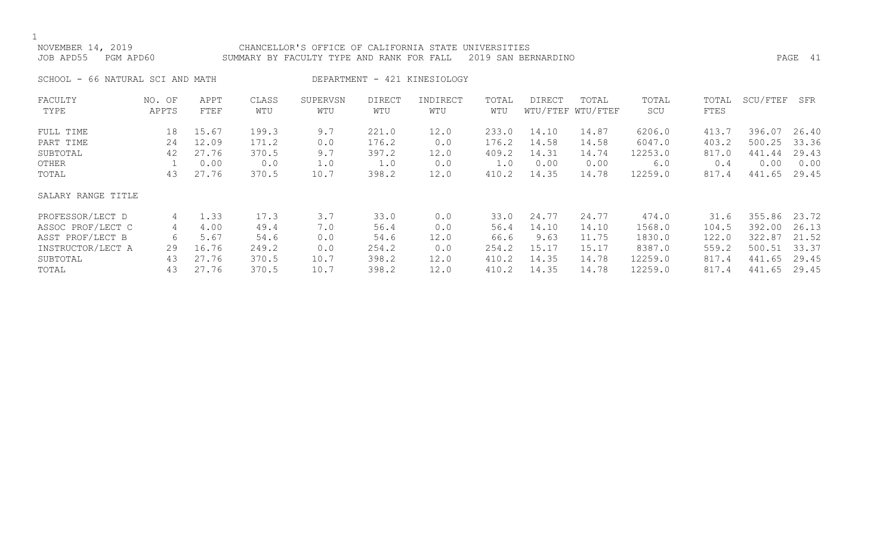NOVEMBER 14, 2019 CHANCELLOR'S OFFICE OF CALIFORNIA STATE UNIVERSITIES
JOB APD55 PGM APD60 SUMMARY BY FACULTY TYPE AND RANK FOR FALL 2019 SAN BERNARDINO

SCHOOL - 66 NATURAL SCI AND MATH DEPARTMENT - 421 KINESIOLOGY

| FACULTY TYPE | NO. OF APPTS | APPT FTEF | CLASS WTU | SUPERVSN WTU | DIRECT WTU | INDIRECT WTU | TOTAL WTU | DIRECT WTU/FTEF | TOTAL WTU/FTEF | TOTAL SCU | TOTAL FTES | SCU/FTEF | SFR |
|---|---|---|---|---|---|---|---|---|---|---|---|---|---|
| FULL TIME | 18 | 15.67 | 199.3 | 9.7 | 221.0 | 12.0 | 233.0 | 14.10 | 14.87 | 6206.0 | 413.7 | 396.07 | 26.40 |
| PART TIME | 24 | 12.09 | 171.2 | 0.0 | 176.2 | 0.0 | 176.2 | 14.58 | 14.58 | 6047.0 | 403.2 | 500.25 | 33.36 |
| SUBTOTAL | 42 | 27.76 | 370.5 | 9.7 | 397.2 | 12.0 | 409.2 | 14.31 | 14.74 | 12253.0 | 817.0 | 441.44 | 29.43 |
| OTHER | 1 | 0.00 | 0.0 | 1.0 | 1.0 | 0.0 | 1.0 | 0.00 | 0.00 | 6.0 | 0.4 | 0.00 | 0.00 |
| TOTAL | 43 | 27.76 | 370.5 | 10.7 | 398.2 | 12.0 | 410.2 | 14.35 | 14.78 | 12259.0 | 817.4 | 441.65 | 29.45 |

| SALARY RANGE TITLE | NO. OF APPTS | APPT FTEF | CLASS WTU | SUPERVSN WTU | DIRECT WTU | INDIRECT WTU | TOTAL WTU | DIRECT WTU/FTEF | TOTAL WTU/FTEF | TOTAL SCU | TOTAL FTES | SCU/FTEF | SFR |
|---|---|---|---|---|---|---|---|---|---|---|---|---|---|
| PROFESSOR/LECT D | 4 | 1.33 | 17.3 | 3.7 | 33.0 | 0.0 | 33.0 | 24.77 | 24.77 | 474.0 | 31.6 | 355.86 | 23.72 |
| ASSOC PROF/LECT C | 4 | 4.00 | 49.4 | 7.0 | 56.4 | 0.0 | 56.4 | 14.10 | 14.10 | 1568.0 | 104.5 | 392.00 | 26.13 |
| ASST PROF/LECT B | 6 | 5.67 | 54.6 | 0.0 | 54.6 | 12.0 | 66.6 | 9.63 | 11.75 | 1830.0 | 122.0 | 322.87 | 21.52 |
| INSTRUCTOR/LECT A | 29 | 16.76 | 249.2 | 0.0 | 254.2 | 0.0 | 254.2 | 15.17 | 15.17 | 8387.0 | 559.2 | 500.51 | 33.37 |
| SUBTOTAL | 43 | 27.76 | 370.5 | 10.7 | 398.2 | 12.0 | 410.2 | 14.35 | 14.78 | 12259.0 | 817.4 | 441.65 | 29.45 |
| TOTAL | 43 | 27.76 | 370.5 | 10.7 | 398.2 | 12.0 | 410.2 | 14.35 | 14.78 | 12259.0 | 817.4 | 441.65 | 29.45 |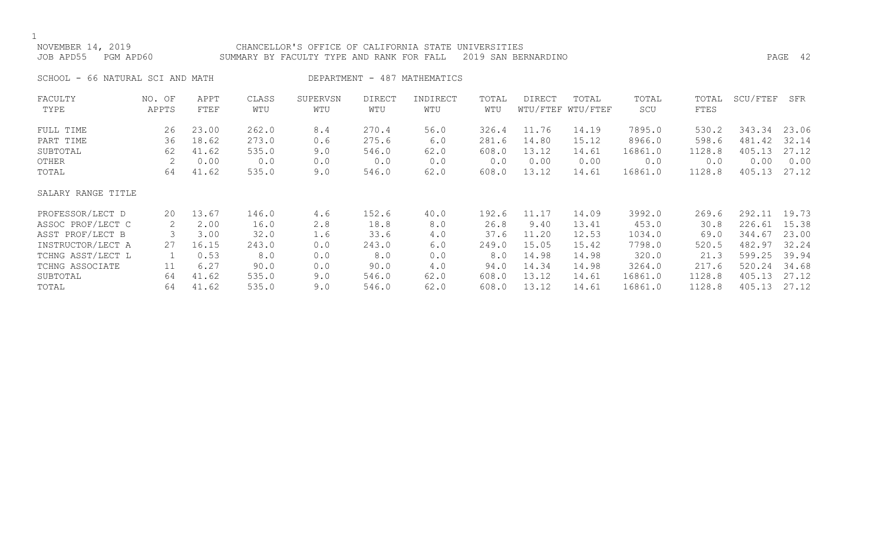NOVEMBER 14, 2019 CHANCELLOR'S OFFICE OF CALIFORNIA STATE UNIVERSITIES
JOB APD55 PGM APD60 SUMMARY BY FACULTY TYPE AND RANK FOR FALL 2019 SAN BERNARDINO

SCHOOL - 66 NATURAL SCI AND MATH DEPARTMENT - 487 MATHEMATICS

| FACULTY TYPE | NO. OF APPTS | APPT FTEF | CLASS WTU | SUPERVSN WTU | DIRECT WTU | INDIRECT WTU | TOTAL WTU | DIRECT WTU/FTEF | TOTAL WTU/FTEF | TOTAL SCU | TOTAL FTES | SCU/FTEF | SFR |
|---|---|---|---|---|---|---|---|---|---|---|---|---|---|
| FULL TIME | 26 | 23.00 | 262.0 | 8.4 | 270.4 | 56.0 | 326.4 | 11.76 | 14.19 | 7895.0 | 530.2 | 343.34 | 23.06 |
| PART TIME | 36 | 18.62 | 273.0 | 0.6 | 275.6 | 6.0 | 281.6 | 14.80 | 15.12 | 8966.0 | 598.6 | 481.42 | 32.14 |
| SUBTOTAL | 62 | 41.62 | 535.0 | 9.0 | 546.0 | 62.0 | 608.0 | 13.12 | 14.61 | 16861.0 | 1128.8 | 405.13 | 27.12 |
| OTHER | 2 | 0.00 | 0.0 | 0.0 | 0.0 | 0.0 | 0.0 | 0.00 | 0.00 | 0.0 | 0.0 | 0.00 | 0.00 |
| TOTAL | 64 | 41.62 | 535.0 | 9.0 | 546.0 | 62.0 | 608.0 | 13.12 | 14.61 | 16861.0 | 1128.8 | 405.13 | 27.12 |
| SALARY RANGE TITLE | | | | | | | | | | | | | |
| PROFESSOR/LECT D | 20 | 13.67 | 146.0 | 4.6 | 152.6 | 40.0 | 192.6 | 11.17 | 14.09 | 3992.0 | 269.6 | 292.11 | 19.73 |
| ASSOC PROF/LECT C | 2 | 2.00 | 16.0 | 2.8 | 18.8 | 8.0 | 26.8 | 9.40 | 13.41 | 453.0 | 30.8 | 226.61 | 15.38 |
| ASST PROF/LECT B | 3 | 3.00 | 32.0 | 1.6 | 33.6 | 4.0 | 37.6 | 11.20 | 12.53 | 1034.0 | 69.0 | 344.67 | 23.00 |
| INSTRUCTOR/LECT A | 27 | 16.15 | 243.0 | 0.0 | 243.0 | 6.0 | 249.0 | 15.05 | 15.42 | 7798.0 | 520.5 | 482.97 | 32.24 |
| TCHNG ASST/LECT L | 1 | 0.53 | 8.0 | 0.0 | 8.0 | 0.0 | 8.0 | 14.98 | 14.98 | 320.0 | 21.3 | 599.25 | 39.94 |
| TCHNG ASSOCIATE | 11 | 6.27 | 90.0 | 0.0 | 90.0 | 4.0 | 94.0 | 14.34 | 14.98 | 3264.0 | 217.6 | 520.24 | 34.68 |
| SUBTOTAL | 64 | 41.62 | 535.0 | 9.0 | 546.0 | 62.0 | 608.0 | 13.12 | 14.61 | 16861.0 | 1128.8 | 405.13 | 27.12 |
| TOTAL | 64 | 41.62 | 535.0 | 9.0 | 546.0 | 62.0 | 608.0 | 13.12 | 14.61 | 16861.0 | 1128.8 | 405.13 | 27.12 |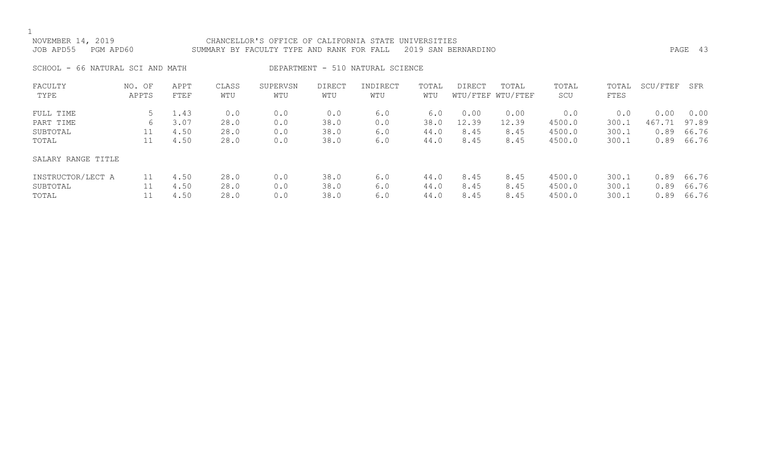NOVEMBER 14, 2019 CHANCELLOR'S OFFICE OF CALIFORNIA STATE UNIVERSITIES
JOB APD55 PGM APD60 SUMMARY BY FACULTY TYPE AND RANK FOR FALL 2019 SAN BERNARDINO

SCHOOL - 66 NATURAL SCI AND MATH DEPARTMENT - 510 NATURAL SCIENCE

| FACULTY TYPE | NO. OF APPTS | APPT FTEF | CLASS WTU | SUPERVSN WTU | DIRECT WTU | INDIRECT WTU | TOTAL WTU | DIRECT WTU/FTEF | TOTAL WTU/FTEF | TOTAL SCU | TOTAL FTES | SCU/FTEF | SFR |
|---|---|---|---|---|---|---|---|---|---|---|---|---|---|
| FULL TIME | 5 | 1.43 | 0.0 | 0.0 | 0.0 | 6.0 | 6.0 | 0.00 | 0.00 | 0.0 | 0.0 | 0.00 | 0.00 |
| PART TIME | 6 | 3.07 | 28.0 | 0.0 | 38.0 | 0.0 | 38.0 | 12.39 | 12.39 | 4500.0 | 300.1 | 467.71 | 97.89 |
| SUBTOTAL | 11 | 4.50 | 28.0 | 0.0 | 38.0 | 6.0 | 44.0 | 8.45 | 8.45 | 4500.0 | 300.1 | 0.89 | 66.76 |
| TOTAL | 11 | 4.50 | 28.0 | 0.0 | 38.0 | 6.0 | 44.0 | 8.45 | 8.45 | 4500.0 | 300.1 | 0.89 | 66.76 |
| SALARY RANGE TITLE | | | | | | | | | | | | | |
| INSTRUCTOR/LECT A | 11 | 4.50 | 28.0 | 0.0 | 38.0 | 6.0 | 44.0 | 8.45 | 8.45 | 4500.0 | 300.1 | 0.89 | 66.76 |
| SUBTOTAL | 11 | 4.50 | 28.0 | 0.0 | 38.0 | 6.0 | 44.0 | 8.45 | 8.45 | 4500.0 | 300.1 | 0.89 | 66.76 |
| TOTAL | 11 | 4.50 | 28.0 | 0.0 | 38.0 | 6.0 | 44.0 | 8.45 | 8.45 | 4500.0 | 300.1 | 0.89 | 66.76 |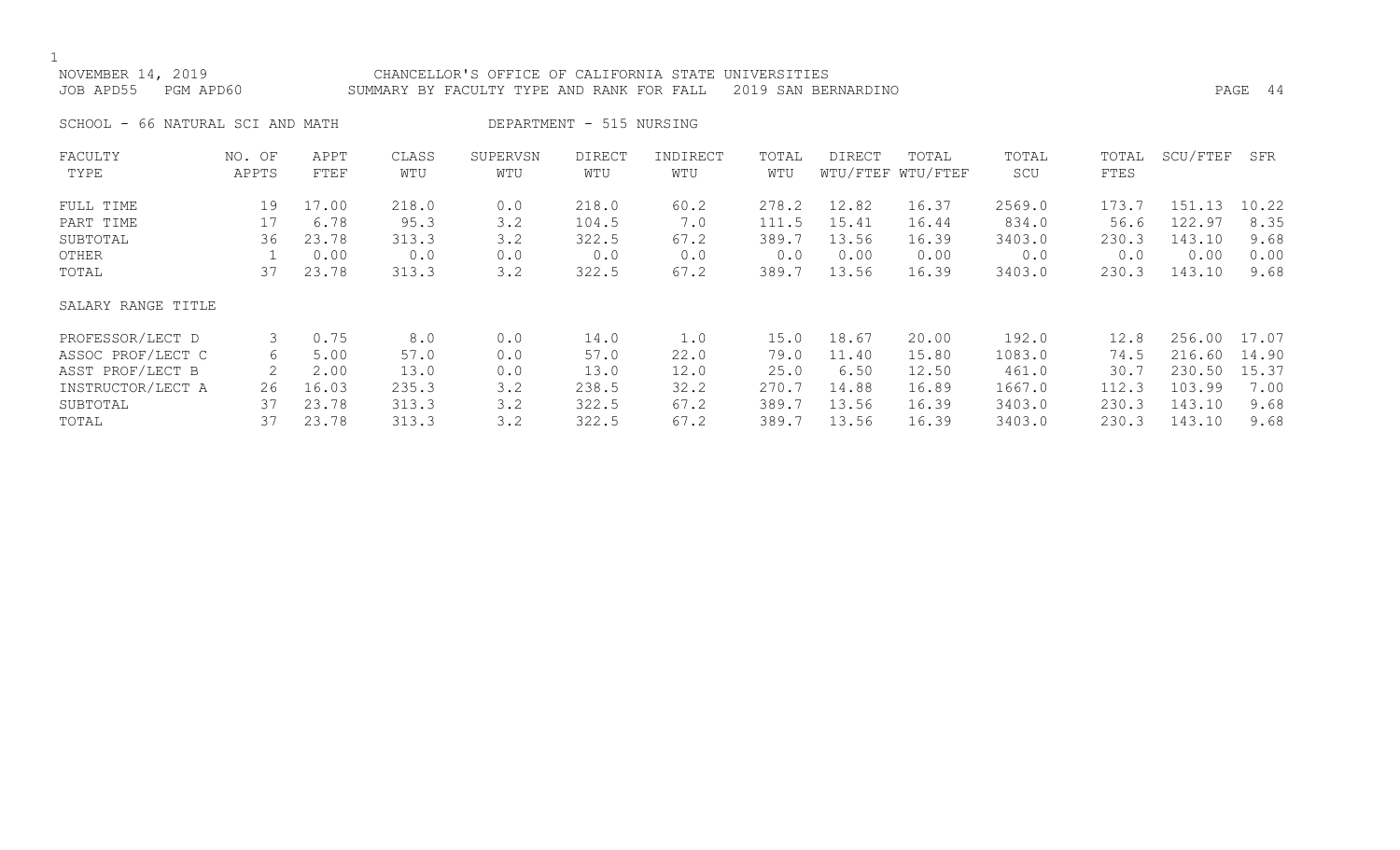NOVEMBER 14, 2019 CHANCELLOR'S OFFICE OF CALIFORNIA STATE UNIVERSITIES
JOB APD55 PGM APD60 SUMMARY BY FACULTY TYPE AND RANK FOR FALL 2019 SAN BERNARDINO

SCHOOL - 66 NATURAL SCI AND MATH DEPARTMENT - 515 NURSING

| FACULTY TYPE | NO. OF APPTS | APPT FTEF | CLASS WTU | SUPERVSN WTU | DIRECT WTU | INDIRECT WTU | TOTAL WTU | DIRECT WTU/FTEF | TOTAL WTU/FTEF | TOTAL SCU | TOTAL FTES | SCU/FTEF | SFR |
|---|---|---|---|---|---|---|---|---|---|---|---|---|---|
| FULL TIME | 19 | 17.00 | 218.0 | 0.0 | 218.0 | 60.2 | 278.2 | 12.82 | 16.37 | 2569.0 | 173.7 | 151.13 | 10.22 |
| PART TIME | 17 | 6.78 | 95.3 | 3.2 | 104.5 | 7.0 | 111.5 | 15.41 | 16.44 | 834.0 | 56.6 | 122.97 | 8.35 |
| SUBTOTAL | 36 | 23.78 | 313.3 | 3.2 | 322.5 | 67.2 | 389.7 | 13.56 | 16.39 | 3403.0 | 230.3 | 143.10 | 9.68 |
| OTHER | 1 | 0.00 | 0.0 | 0.0 | 0.0 | 0.0 | 0.0 | 0.00 | 0.00 | 0.0 | 0.0 | 0.00 | 0.00 |
| TOTAL | 37 | 23.78 | 313.3 | 3.2 | 322.5 | 67.2 | 389.7 | 13.56 | 16.39 | 3403.0 | 230.3 | 143.10 | 9.68 |
| SALARY RANGE TITLE | | | | | | | | | | | | | |
| PROFESSOR/LECT D | 3 | 0.75 | 8.0 | 0.0 | 14.0 | 1.0 | 15.0 | 18.67 | 20.00 | 192.0 | 12.8 | 256.00 | 17.07 |
| ASSOC PROF/LECT C | 6 | 5.00 | 57.0 | 0.0 | 57.0 | 22.0 | 79.0 | 11.40 | 15.80 | 1083.0 | 74.5 | 216.60 | 14.90 |
| ASST PROF/LECT B | 2 | 2.00 | 13.0 | 0.0 | 13.0 | 12.0 | 25.0 | 6.50 | 12.50 | 461.0 | 30.7 | 230.50 | 15.37 |
| INSTRUCTOR/LECT A | 26 | 16.03 | 235.3 | 3.2 | 238.5 | 32.2 | 270.7 | 14.88 | 16.89 | 1667.0 | 112.3 | 103.99 | 7.00 |
| SUBTOTAL | 37 | 23.78 | 313.3 | 3.2 | 322.5 | 67.2 | 389.7 | 13.56 | 16.39 | 3403.0 | 230.3 | 143.10 | 9.68 |
| TOTAL | 37 | 23.78 | 313.3 | 3.2 | 322.5 | 67.2 | 389.7 | 13.56 | 16.39 | 3403.0 | 230.3 | 143.10 | 9.68 |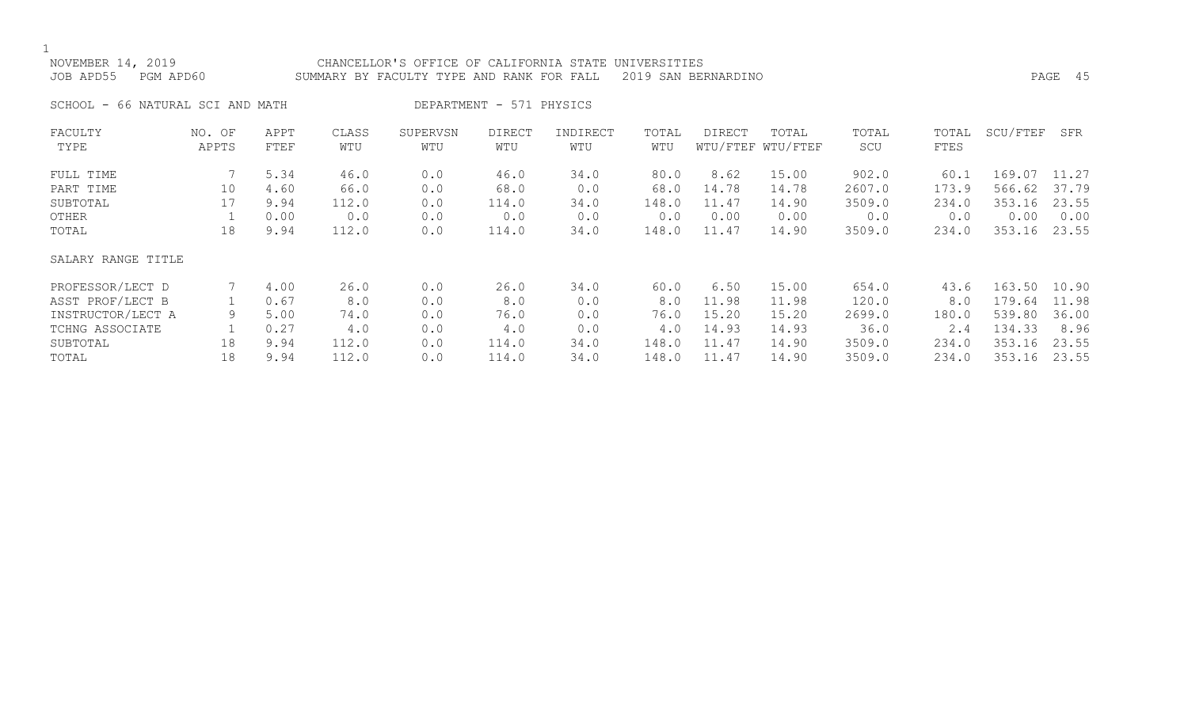NOVEMBER 14, 2019 CHANCELLOR'S OFFICE OF CALIFORNIA STATE UNIVERSITIES
JOB APD55 PGM APD60 SUMMARY BY FACULTY TYPE AND RANK FOR FALL 2019 SAN BERNARDINO

SCHOOL - 66 NATURAL SCI AND MATH DEPARTMENT - 571 PHYSICS

| FACULTY TYPE | NO. OF APPTS | APPT FTEF | CLASS WTU | SUPERVSN WTU | DIRECT WTU | INDIRECT WTU | TOTAL WTU | DIRECT WTU/FTEF | TOTAL WTU/FTEF | TOTAL SCU | TOTAL FTES | SCU/FTEF | SFR |
|---|---|---|---|---|---|---|---|---|---|---|---|---|---|
| FULL TIME | 7 | 5.34 | 46.0 | 0.0 | 46.0 | 34.0 | 80.0 | 8.62 | 15.00 | 902.0 | 60.1 | 169.07 | 11.27 |
| PART TIME | 10 | 4.60 | 66.0 | 0.0 | 68.0 | 0.0 | 68.0 | 14.78 | 14.78 | 2607.0 | 173.9 | 566.62 | 37.79 |
| SUBTOTAL | 17 | 9.94 | 112.0 | 0.0 | 114.0 | 34.0 | 148.0 | 11.47 | 14.90 | 3509.0 | 234.0 | 353.16 | 23.55 |
| OTHER | 1 | 0.00 | 0.0 | 0.0 | 0.0 | 0.0 | 0.0 | 0.00 | 0.00 | 0.0 | 0.0 | 0.00 | 0.00 |
| TOTAL | 18 | 9.94 | 112.0 | 0.0 | 114.0 | 34.0 | 148.0 | 11.47 | 14.90 | 3509.0 | 234.0 | 353.16 | 23.55 |
| SALARY RANGE TITLE | | | | | | | | | | | | | |
| PROFESSOR/LECT D | 7 | 4.00 | 26.0 | 0.0 | 26.0 | 34.0 | 60.0 | 6.50 | 15.00 | 654.0 | 43.6 | 163.50 | 10.90 |
| ASST PROF/LECT B | 1 | 0.67 | 8.0 | 0.0 | 8.0 | 0.0 | 8.0 | 11.98 | 11.98 | 120.0 | 8.0 | 179.64 | 11.98 |
| INSTRUCTOR/LECT A | 9 | 5.00 | 74.0 | 0.0 | 76.0 | 0.0 | 76.0 | 15.20 | 15.20 | 2699.0 | 180.0 | 539.80 | 36.00 |
| TCHNG ASSOCIATE | 1 | 0.27 | 4.0 | 0.0 | 4.0 | 0.0 | 4.0 | 14.93 | 14.93 | 36.0 | 2.4 | 134.33 | 8.96 |
| SUBTOTAL | 18 | 9.94 | 112.0 | 0.0 | 114.0 | 34.0 | 148.0 | 11.47 | 14.90 | 3509.0 | 234.0 | 353.16 | 23.55 |
| TOTAL | 18 | 9.94 | 112.0 | 0.0 | 114.0 | 34.0 | 148.0 | 11.47 | 14.90 | 3509.0 | 234.0 | 353.16 | 23.55 |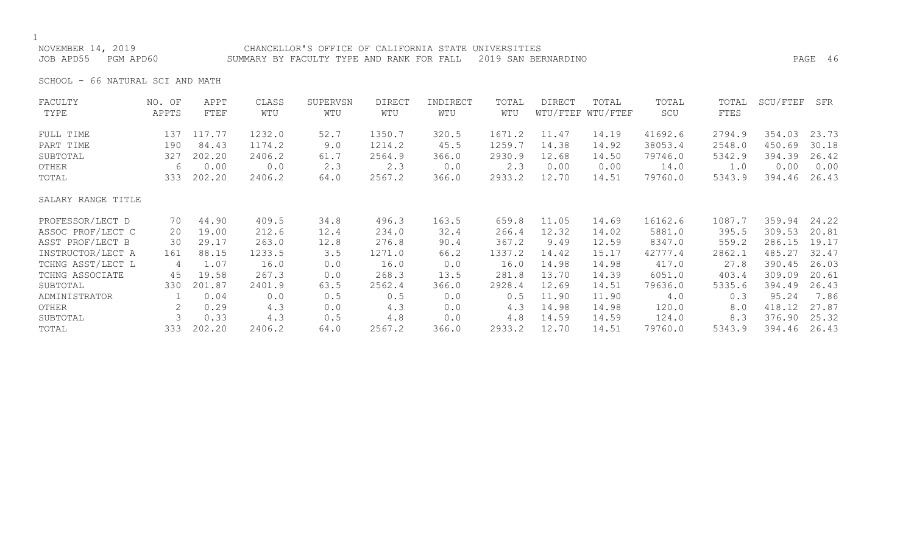CHANCELLOR'S OFFICE OF CALIFORNIA STATE UNIVERSITIES

SUMMARY BY FACULTY TYPE AND RANK FOR FALL 2019 SAN BERNARDINO

SCHOOL - 66 NATURAL SCI AND MATH

| FACULTY TYPE | NO. OF APPTS | APPT FTEF | CLASS WTU | SUPERVSN WTU | DIRECT WTU | INDIRECT WTU | TOTAL WTU | DIRECT WTU/FTEF | TOTAL WTU/FTEF | TOTAL SCU | TOTAL FTES | SCU/FTEF | SFR |
|---|---|---|---|---|---|---|---|---|---|---|---|---|---|
| FULL TIME | 137 | 117.77 | 1232.0 | 52.7 | 1350.7 | 320.5 | 1671.2 | 11.47 | 14.19 | 41692.6 | 2794.9 | 354.03 | 23.73 |
| PART TIME | 190 | 84.43 | 1174.2 | 9.0 | 1214.2 | 45.5 | 1259.7 | 14.38 | 14.92 | 38053.4 | 2548.0 | 450.69 | 30.18 |
| SUBTOTAL | 327 | 202.20 | 2406.2 | 61.7 | 2564.9 | 366.0 | 2930.9 | 12.68 | 14.50 | 79746.0 | 5342.9 | 394.39 | 26.42 |
| OTHER | 6 | 0.00 | 0.0 | 2.3 | 2.3 | 0.0 | 2.3 | 0.00 | 0.00 | 14.0 | 1.0 | 0.00 | 0.00 |
| TOTAL | 333 | 202.20 | 2406.2 | 64.0 | 2567.2 | 366.0 | 2933.2 | 12.70 | 14.51 | 79760.0 | 5343.9 | 394.46 | 26.43 |

| SALARY RANGE TITLE | NO. OF APPTS | APPT FTEF | CLASS WTU | SUPERVSN WTU | DIRECT WTU | INDIRECT WTU | TOTAL WTU | DIRECT WTU/FTEF | TOTAL WTU/FTEF | TOTAL SCU | TOTAL FTES | SCU/FTEF | SFR |
|---|---|---|---|---|---|---|---|---|---|---|---|---|---|
| PROFESSOR/LECT D | 70 | 44.90 | 409.5 | 34.8 | 496.3 | 163.5 | 659.8 | 11.05 | 14.69 | 16162.6 | 1087.7 | 359.94 | 24.22 |
| ASSOC PROF/LECT C | 20 | 19.00 | 212.6 | 12.4 | 234.0 | 32.4 | 266.4 | 12.32 | 14.02 | 5881.0 | 395.5 | 309.53 | 20.81 |
| ASST PROF/LECT B | 30 | 29.17 | 263.0 | 12.8 | 276.8 | 90.4 | 367.2 | 9.49 | 12.59 | 8347.0 | 559.2 | 286.15 | 19.17 |
| INSTRUCTOR/LECT A | 161 | 88.15 | 1233.5 | 3.5 | 1271.0 | 66.2 | 1337.2 | 14.42 | 15.17 | 42777.4 | 2862.1 | 485.27 | 32.47 |
| TCHNG ASST/LECT L | 4 | 1.07 | 16.0 | 0.0 | 16.0 | 0.0 | 16.0 | 14.98 | 14.98 | 417.0 | 27.8 | 390.45 | 26.03 |
| TCHNG ASSOCIATE | 45 | 19.58 | 267.3 | 0.0 | 268.3 | 13.5 | 281.8 | 13.70 | 14.39 | 6051.0 | 403.4 | 309.09 | 20.61 |
| SUBTOTAL | 330 | 201.87 | 2401.9 | 63.5 | 2562.4 | 366.0 | 2928.4 | 12.69 | 14.51 | 79636.0 | 5335.6 | 394.49 | 26.43 |
| ADMINISTRATOR | 1 | 0.04 | 0.0 | 0.5 | 0.5 | 0.0 | 0.5 | 11.90 | 11.90 | 4.0 | 0.3 | 95.24 | 7.86 |
| OTHER | 2 | 0.29 | 4.3 | 0.0 | 4.3 | 0.0 | 4.3 | 14.98 | 14.98 | 120.0 | 8.0 | 418.12 | 27.87 |
| SUBTOTAL | 3 | 0.33 | 4.3 | 0.5 | 4.8 | 0.0 | 4.8 | 14.59 | 14.59 | 124.0 | 8.3 | 376.90 | 25.32 |
| TOTAL | 333 | 202.20 | 2406.2 | 64.0 | 2567.2 | 366.0 | 2933.2 | 12.70 | 14.51 | 79760.0 | 5343.9 | 394.46 | 26.43 |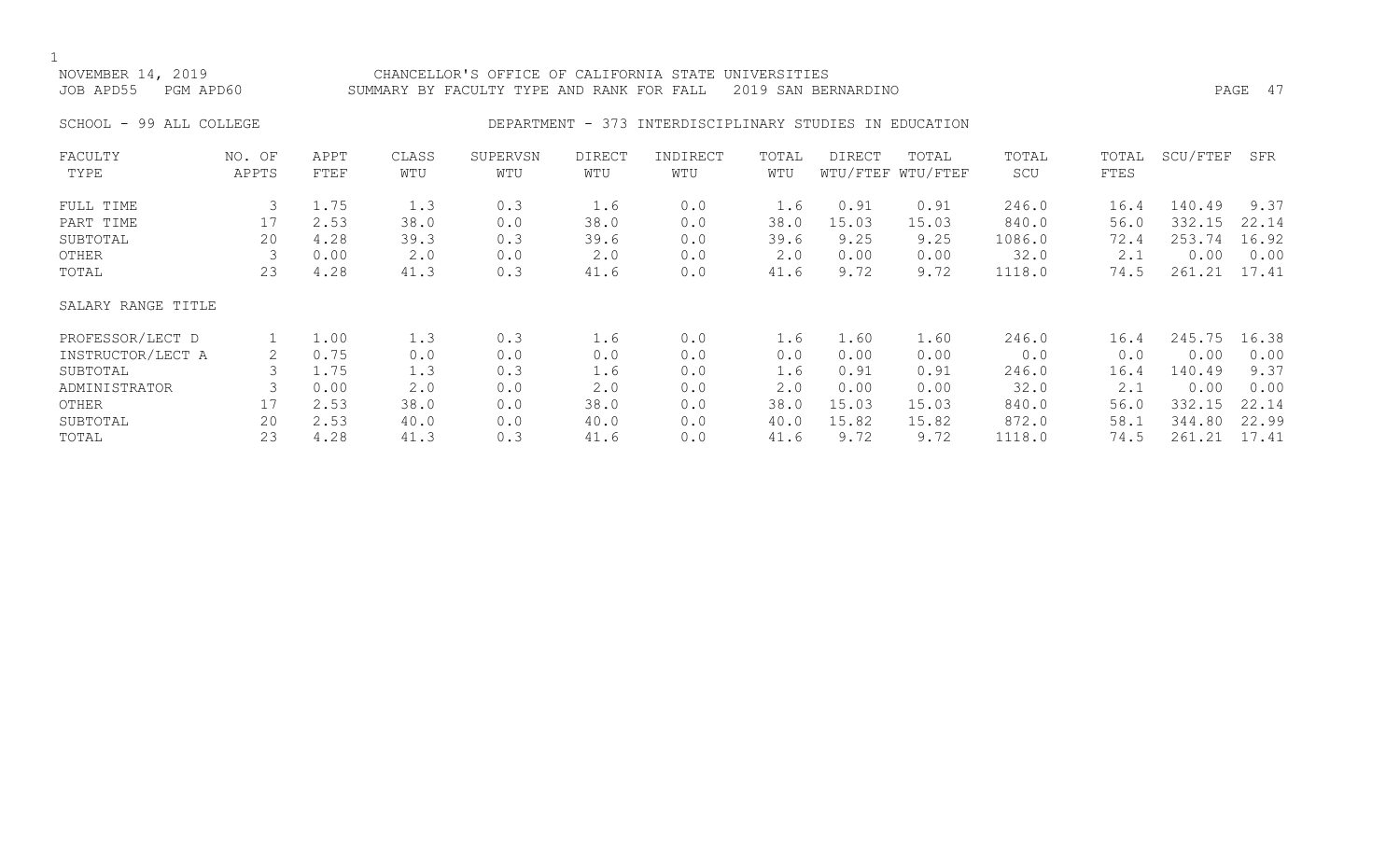NOVEMBER 14, 2019 CHANCELLOR'S OFFICE OF CALIFORNIA STATE UNIVERSITIES
JOB APD55 PGM APD60 SUMMARY BY FACULTY TYPE AND RANK FOR FALL 2019 SAN BERNARDINO

SCHOOL - 99 ALL COLLEGE DEPARTMENT - 373 INTERDISCIPLINARY STUDIES IN EDUCATION

| FACULTY TYPE | NO. OF APPTS | APPT FTEF | CLASS WTU | SUPERVSN WTU | DIRECT WTU | INDIRECT WTU | TOTAL WTU | DIRECT WTU/FTEF | TOTAL WTU/FTEF | TOTAL SCU | TOTAL FTES | SCU/FTEF | SFR |
|---|---|---|---|---|---|---|---|---|---|---|---|---|---|
| FULL TIME | 3 | 1.75 | 1.3 | 0.3 | 1.6 | 0.0 | 1.6 | 0.91 | 0.91 | 246.0 | 16.4 | 140.49 | 9.37 |
| PART TIME | 17 | 2.53 | 38.0 | 0.0 | 38.0 | 0.0 | 38.0 | 15.03 | 15.03 | 840.0 | 56.0 | 332.15 | 22.14 |
| SUBTOTAL | 20 | 4.28 | 39.3 | 0.3 | 39.6 | 0.0 | 39.6 | 9.25 | 9.25 | 1086.0 | 72.4 | 253.74 | 16.92 |
| OTHER | 3 | 0.00 | 2.0 | 0.0 | 2.0 | 0.0 | 2.0 | 0.00 | 0.00 | 32.0 | 2.1 | 0.00 | 0.00 |
| TOTAL | 23 | 4.28 | 41.3 | 0.3 | 41.6 | 0.0 | 41.6 | 9.72 | 9.72 | 1118.0 | 74.5 | 261.21 | 17.41 |
| SALARY RANGE TITLE | | | | | | | | | | | | | |
| PROFESSOR/LECT D | 1 | 1.00 | 1.3 | 0.3 | 1.6 | 0.0 | 1.6 | 1.60 | 1.60 | 246.0 | 16.4 | 245.75 | 16.38 |
| INSTRUCTOR/LECT A | 2 | 0.75 | 0.0 | 0.0 | 0.0 | 0.0 | 0.0 | 0.00 | 0.00 | 0.0 | 0.0 | 0.00 | 0.00 |
| SUBTOTAL | 3 | 1.75 | 1.3 | 0.3 | 1.6 | 0.0 | 1.6 | 0.91 | 0.91 | 246.0 | 16.4 | 140.49 | 9.37 |
| ADMINISTRATOR | 3 | 0.00 | 2.0 | 0.0 | 2.0 | 0.0 | 2.0 | 0.00 | 0.00 | 32.0 | 2.1 | 0.00 | 0.00 |
| OTHER | 17 | 2.53 | 38.0 | 0.0 | 38.0 | 0.0 | 38.0 | 15.03 | 15.03 | 840.0 | 56.0 | 332.15 | 22.14 |
| SUBTOTAL | 20 | 2.53 | 40.0 | 0.0 | 40.0 | 0.0 | 40.0 | 15.82 | 15.82 | 872.0 | 58.1 | 344.80 | 22.99 |
| TOTAL | 23 | 4.28 | 41.3 | 0.3 | 41.6 | 0.0 | 41.6 | 9.72 | 9.72 | 1118.0 | 74.5 | 261.21 | 17.41 |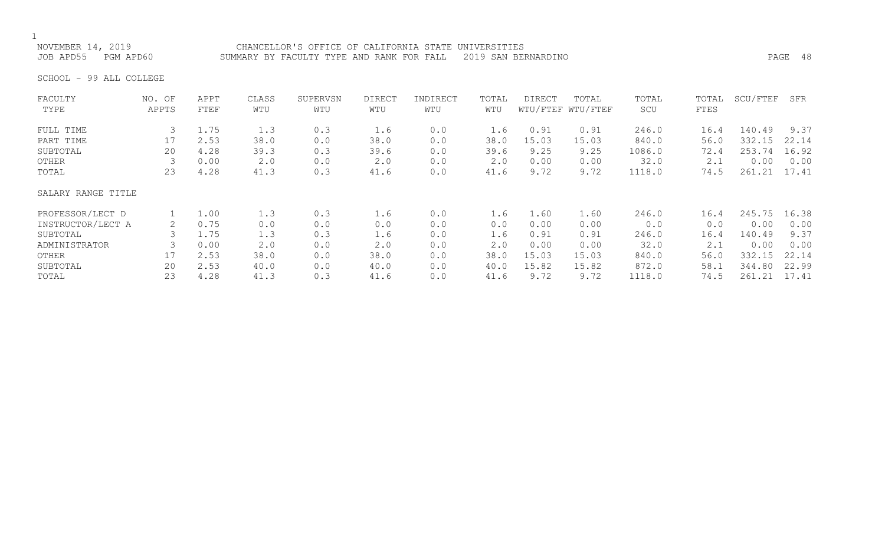NOVEMBER 14, 2019 CHANCELLOR'S OFFICE OF CALIFORNIA STATE UNIVERSITIES
JOB APD55 PGM APD60 SUMMARY BY FACULTY TYPE AND RANK FOR FALL 2019 SAN BERNARDINO

SCHOOL - 99 ALL COLLEGE

| FACULTY TYPE | NO. OF APPTS | APPT FTEF | CLASS WTU | SUPERVSN WTU | DIRECT WTU | INDIRECT WTU | TOTAL WTU | DIRECT WTU/FTEF | TOTAL WTU/FTEF | TOTAL SCU | TOTAL FTES | SCU/FTEF | SFR |
|---|---|---|---|---|---|---|---|---|---|---|---|---|---|
| FULL TIME | 3 | 1.75 | 1.3 | 0.3 | 1.6 | 0.0 | 1.6 | 0.91 | 0.91 | 246.0 | 16.4 | 140.49 | 9.37 |
| PART TIME | 17 | 2.53 | 38.0 | 0.0 | 38.0 | 0.0 | 38.0 | 15.03 | 15.03 | 840.0 | 56.0 | 332.15 | 22.14 |
| SUBTOTAL | 20 | 4.28 | 39.3 | 0.3 | 39.6 | 0.0 | 39.6 | 9.25 | 9.25 | 1086.0 | 72.4 | 253.74 | 16.92 |
| OTHER | 3 | 0.00 | 2.0 | 0.0 | 2.0 | 0.0 | 2.0 | 0.00 | 0.00 | 32.0 | 2.1 | 0.00 | 0.00 |
| TOTAL | 23 | 4.28 | 41.3 | 0.3 | 41.6 | 0.0 | 41.6 | 9.72 | 9.72 | 1118.0 | 74.5 | 261.21 | 17.41 |
| **SALARY RANGE TITLE** | | | | | | | | | | | | | |
| PROFESSOR/LECT D | 1 | 1.00 | 1.3 | 0.3 | 1.6 | 0.0 | 1.6 | 1.60 | 1.60 | 246.0 | 16.4 | 245.75 | 16.38 |
| INSTRUCTOR/LECT A | 2 | 0.75 | 0.0 | 0.0 | 0.0 | 0.0 | 0.0 | 0.00 | 0.00 | 0.0 | 0.0 | 0.00 | 0.00 |
| SUBTOTAL | 3 | 1.75 | 1.3 | 0.3 | 1.6 | 0.0 | 1.6 | 0.91 | 0.91 | 246.0 | 16.4 | 140.49 | 9.37 |
| ADMINISTRATOR | 3 | 0.00 | 2.0 | 0.0 | 2.0 | 0.0 | 2.0 | 0.00 | 0.00 | 32.0 | 2.1 | 0.00 | 0.00 |
| OTHER | 17 | 2.53 | 38.0 | 0.0 | 38.0 | 0.0 | 38.0 | 15.03 | 15.03 | 840.0 | 56.0 | 332.15 | 22.14 |
| SUBTOTAL | 20 | 2.53 | 40.0 | 0.0 | 40.0 | 0.0 | 40.0 | 15.82 | 15.82 | 872.0 | 58.1 | 344.80 | 22.99 |
| TOTAL | 23 | 4.28 | 41.3 | 0.3 | 41.6 | 0.0 | 41.6 | 9.72 | 9.72 | 1118.0 | 74.5 | 261.21 | 17.41 |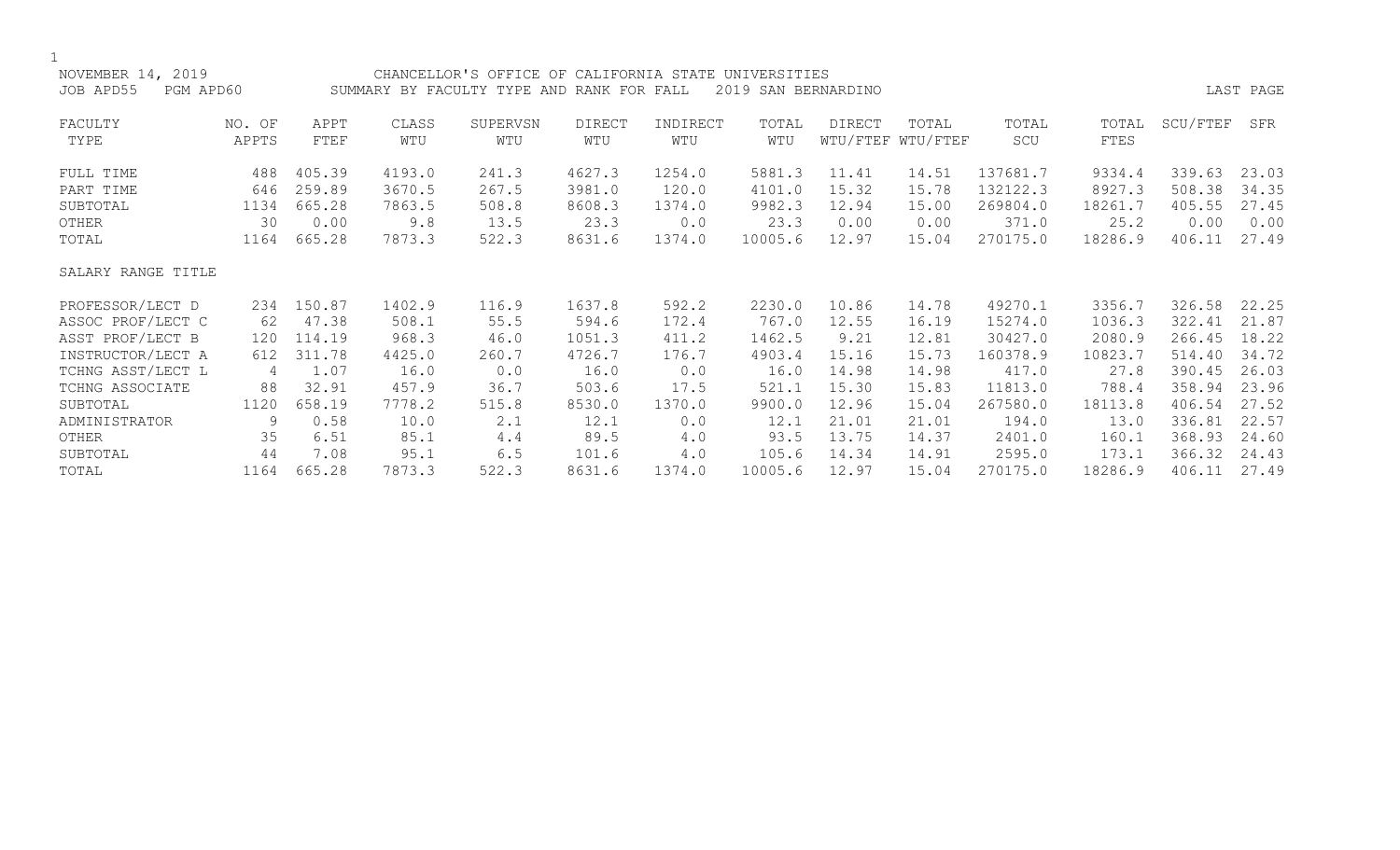NOVEMBER 14, 2019 CHANCELLOR'S OFFICE OF CALIFORNIA STATE UNIVERSITIES

JOB APD55 PGM APD60 SUMMARY BY FACULTY TYPE AND RANK FOR FALL 2019 SAN BERNARDINO LAST PAGE

| FACULTY TYPE | NO. OF APPTS | APPT FTEF | CLASS WTU | SUPERVSN WTU | DIRECT WTU | INDIRECT WTU | TOTAL WTU | DIRECT WTU/FTEF | TOTAL WTU/FTEF | TOTAL SCU | TOTAL FTES | SCU/FTEF | SFR |
|---|---|---|---|---|---|---|---|---|---|---|---|---|---|
| FULL TIME | 488 | 405.39 | 4193.0 | 241.3 | 4627.3 | 1254.0 | 5881.3 | 11.41 | 14.51 | 137681.7 | 9334.4 | 339.63 | 23.03 |
| PART TIME | 646 | 259.89 | 3670.5 | 267.5 | 3981.0 | 120.0 | 4101.0 | 15.32 | 15.78 | 132122.3 | 8927.3 | 508.38 | 34.35 |
| SUBTOTAL | 1134 | 665.28 | 7863.5 | 508.8 | 8608.3 | 1374.0 | 9982.3 | 12.94 | 15.00 | 269804.0 | 18261.7 | 405.55 | 27.45 |
| OTHER | 30 | 0.00 | 9.8 | 13.5 | 23.3 | 0.0 | 23.3 | 0.00 | 0.00 | 371.0 | 25.2 | 0.00 | 0.00 |
| TOTAL | 1164 | 665.28 | 7873.3 | 522.3 | 8631.6 | 1374.0 | 10005.6 | 12.97 | 15.04 | 270175.0 | 18286.9 | 406.11 | 27.49 |
| SALARY RANGE TITLE | | | | | | | | | | | | | |
| PROFESSOR/LECT D | 234 | 150.87 | 1402.9 | 116.9 | 1637.8 | 592.2 | 2230.0 | 10.86 | 14.78 | 49270.1 | 3356.7 | 326.58 | 22.25 |
| ASSOC PROF/LECT C | 62 | 47.38 | 508.1 | 55.5 | 594.6 | 172.4 | 767.0 | 12.55 | 16.19 | 15274.0 | 1036.3 | 322.41 | 21.87 |
| ASST PROF/LECT B | 120 | 114.19 | 968.3 | 46.0 | 1051.3 | 411.2 | 1462.5 | 9.21 | 12.81 | 30427.0 | 2080.9 | 266.45 | 18.22 |
| INSTRUCTOR/LECT A | 612 | 311.78 | 4425.0 | 260.7 | 4726.7 | 176.7 | 4903.4 | 15.16 | 15.73 | 160378.9 | 10823.7 | 514.40 | 34.72 |
| TCHNG ASST/LECT L | 4 | 1.07 | 16.0 | 0.0 | 16.0 | 0.0 | 16.0 | 14.98 | 14.98 | 417.0 | 27.8 | 390.45 | 26.03 |
| TCHNG ASSOCIATE | 88 | 32.91 | 457.9 | 36.7 | 503.6 | 17.5 | 521.1 | 15.30 | 15.83 | 11813.0 | 788.4 | 358.94 | 23.96 |
| SUBTOTAL | 1120 | 658.19 | 7778.2 | 515.8 | 8530.0 | 1370.0 | 9900.0 | 12.96 | 15.04 | 267580.0 | 18113.8 | 406.54 | 27.52 |
| ADMINISTRATOR | 9 | 0.58 | 10.0 | 2.1 | 12.1 | 0.0 | 12.1 | 21.01 | 21.01 | 194.0 | 13.0 | 336.81 | 22.57 |
| OTHER | 35 | 6.51 | 85.1 | 4.4 | 89.5 | 4.0 | 93.5 | 13.75 | 14.37 | 2401.0 | 160.1 | 368.93 | 24.60 |
| SUBTOTAL | 44 | 7.08 | 95.1 | 6.5 | 101.6 | 4.0 | 105.6 | 14.34 | 14.91 | 2595.0 | 173.1 | 366.32 | 24.43 |
| TOTAL | 1164 | 665.28 | 7873.3 | 522.3 | 8631.6 | 1374.0 | 10005.6 | 12.97 | 15.04 | 270175.0 | 18286.9 | 406.11 | 27.49 |